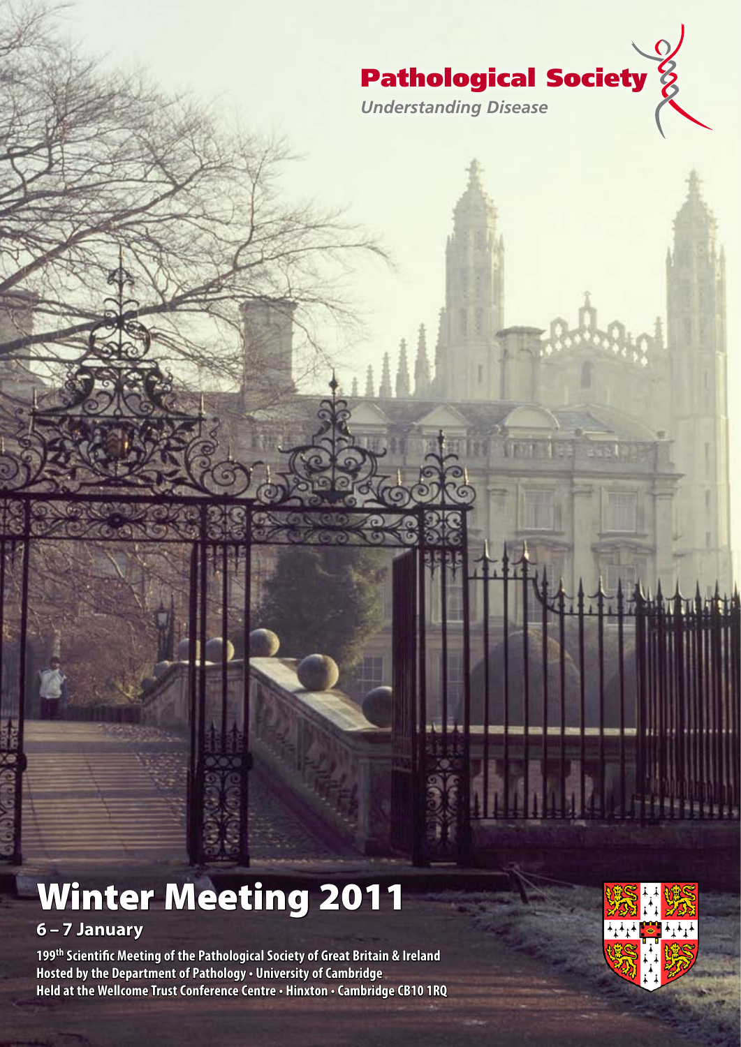**Pathological Society**

*Understanding Disease*

# Winter Meeting 2011

## 6 – 7 January

**199th Scientific Meeting of the Pathological Society of Great Britain & Ireland**
**Hosted by the Department of Pathology • University of Cambridge**
**Held at the Wellcome Trust Conference Centre • Hinxton • Cambridge CB10 1RQ**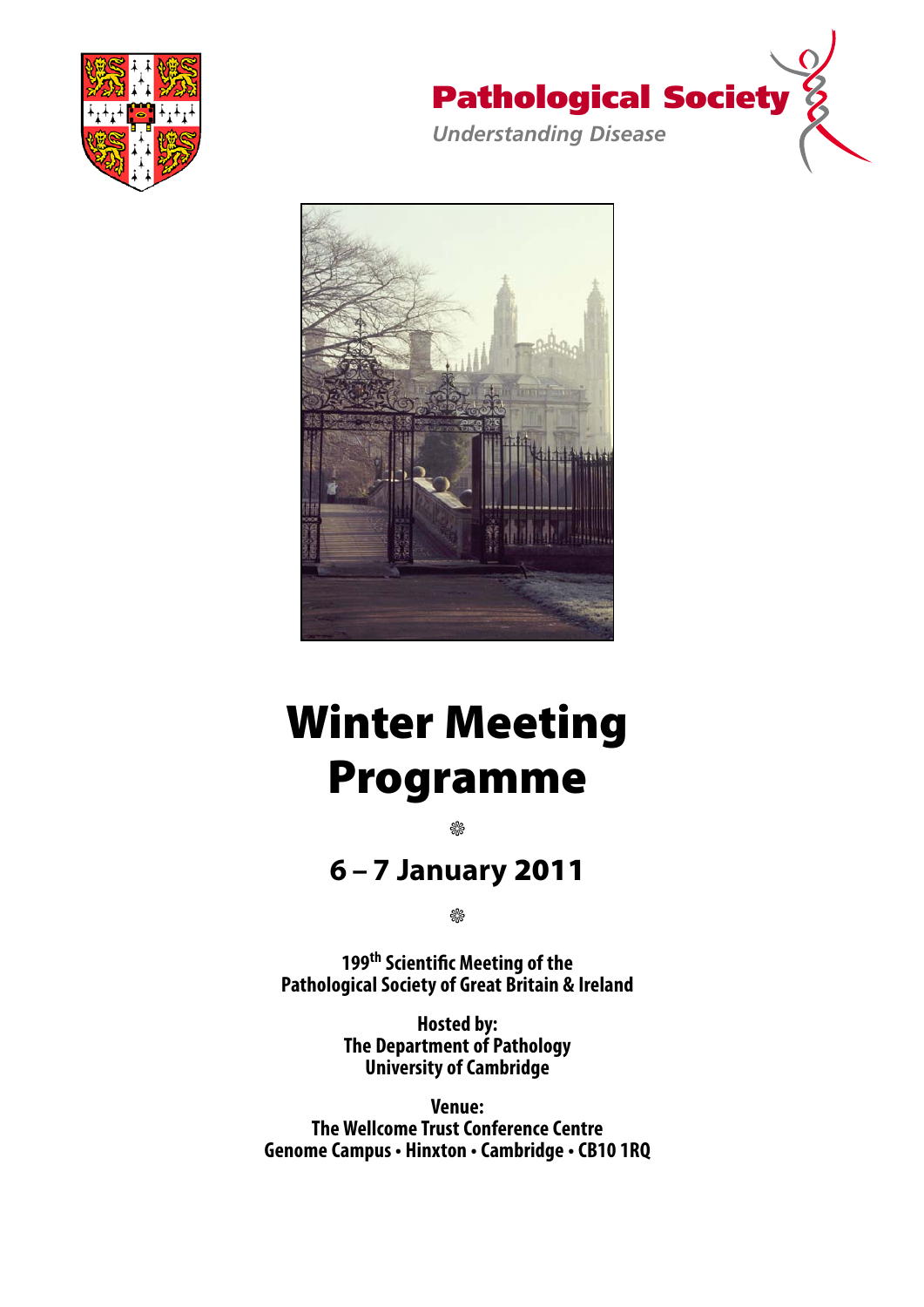# Pathological Society

*Understanding Disease*

# Winter Meeting Programme

## 6 – 7 January 2011

**199th Scientific Meeting of the Pathological Society of Great Britain & Ireland**

**Hosted by:**
**The Department of Pathology**
**University of Cambridge**

**Venue:**
**The Wellcome Trust Conference Centre**
**Genome Campus • Hinxton • Cambridge • CB10 1RQ**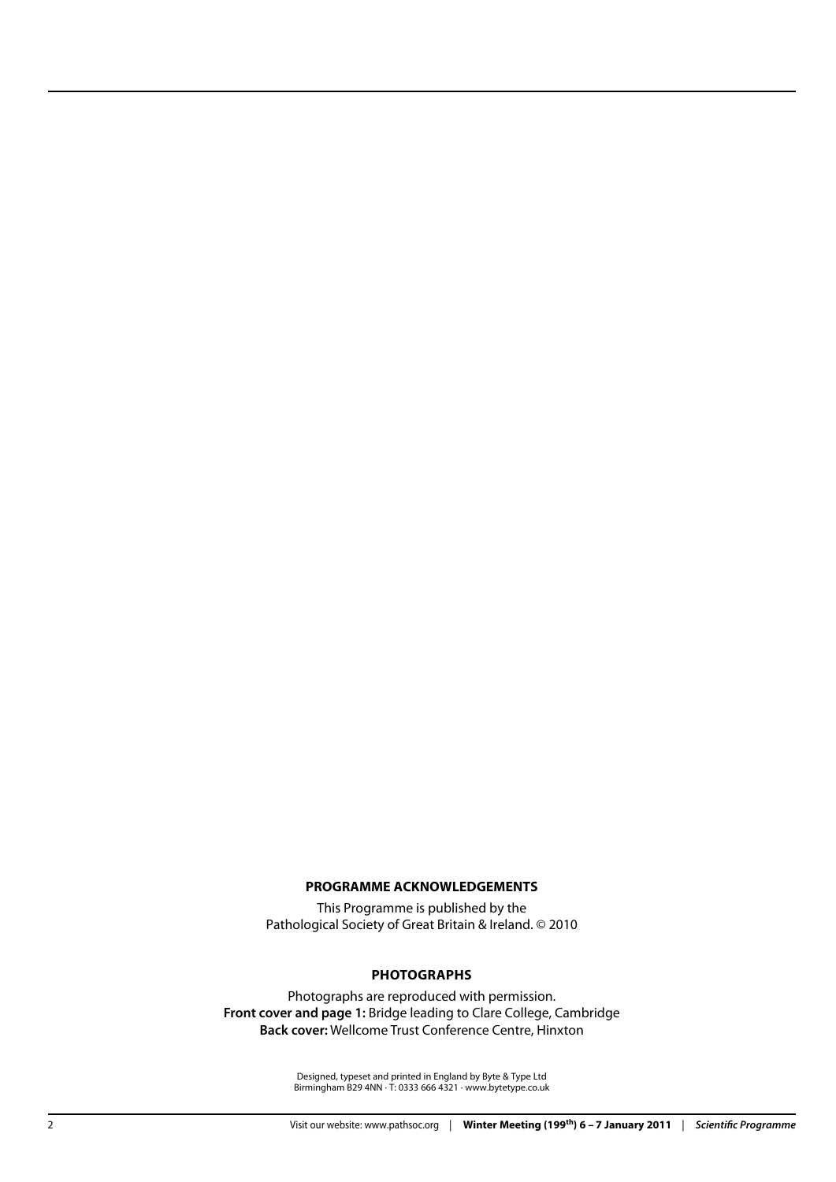**PROGRAMME ACKNOWLEDGEMENTS**

This Programme is published by the
Pathological Society of Great Britain & Ireland. © 2010

**PHOTOGRAPHS**

Photographs are reproduced with permission.
**Front cover and page 1:** Bridge leading to Clare College, Cambridge
**Back cover:** Wellcome Trust Conference Centre, Hinxton

Designed, typeset and printed in England by Byte & Type Ltd
Birmingham B29 4NN · T: 0333 666 4321 · www.bytetype.co.uk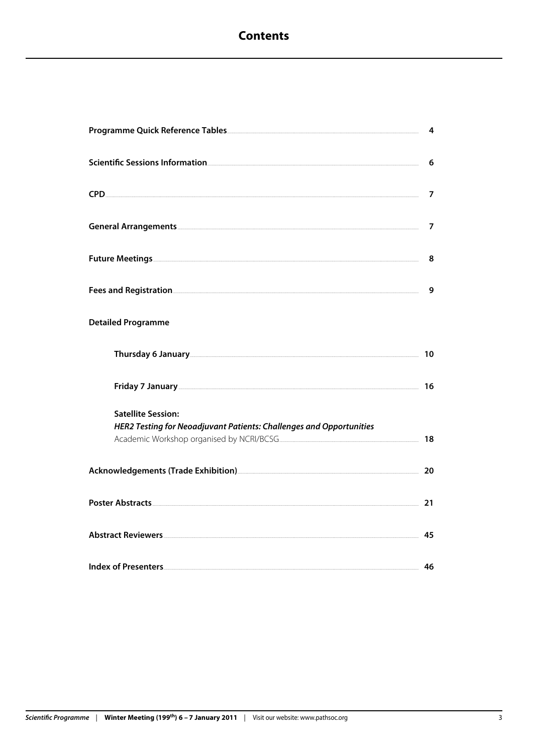# Contents

| | |
|---|---|
| **Programme Quick Reference Tables** | **4** |
| **Scientific Sessions Information** | **6** |
| **CPD** | **7** |
| **General Arrangements** | **7** |
| **Future Meetings** | **8** |
| **Fees and Registration** | **9** |
| **Detailed Programme** | |
| &nbsp;&nbsp;&nbsp;&nbsp;**Thursday 6 January** | **10** |
| &nbsp;&nbsp;&nbsp;&nbsp;**Friday 7 January** | **16** |
| &nbsp;&nbsp;&nbsp;&nbsp;**Satellite Session:** ***HER2 Testing for Neoadjuvant Patients: Challenges and Opportunities*** Academic Workshop organised by NCRI/BCSG | **18** |
| **Acknowledgements (Trade Exhibition)** | **20** |
| **Poster Abstracts** | **21** |
| **Abstract Reviewers** | **45** |
| **Index of Presenters** | **46** |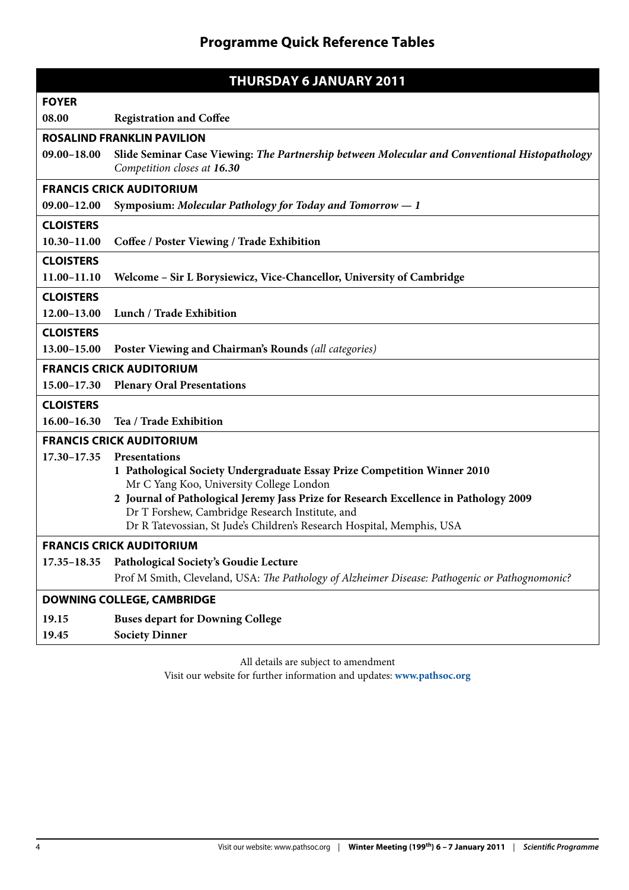# Programme Quick Reference Tables

## THURSDAY 6 JANUARY 2011

| | |
|---|---|
| **FOYER** | |
| **08.00** | **Registration and Coffee** |
| **ROSALIND FRANKLIN PAVILION** | |
| **09.00–18.00** | **Slide Seminar Case Viewing:** ***The Partnership between Molecular and Conventional Histopathology*** <br> *Competition closes at* ***16.30*** |
| **FRANCIS CRICK AUDITORIUM** | |
| **09.00–12.00** | **Symposium:** ***Molecular Pathology for Today and Tomorrow — 1*** |
| **CLOISTERS** | |
| **10.30–11.00** | **Coffee / Poster Viewing / Trade Exhibition** |
| **CLOISTERS** | |
| **11.00–11.10** | **Welcome – Sir L Borysiewicz, Vice-Chancellor, University of Cambridge** |
| **CLOISTERS** | |
| **12.00–13.00** | **Lunch / Trade Exhibition** |
| **CLOISTERS** | |
| **13.00–15.00** | **Poster Viewing and Chairman's Rounds** *(all categories)* |
| **FRANCIS CRICK AUDITORIUM** | |
| **15.00–17.30** | **Plenary Oral Presentations** |
| **CLOISTERS** | |
| **16.00–16.30** | **Tea / Trade Exhibition** |
| **FRANCIS CRICK AUDITORIUM** | |
| **17.30–17.35** | **Presentations** <br> **1 Pathological Society Undergraduate Essay Prize Competition Winner 2010** <br> Mr C Yang Koo, University College London <br> **2 Journal of Pathological Jeremy Jass Prize for Research Excellence in Pathology 2009** <br> Dr T Forshew, Cambridge Research Institute, and <br> Dr R Tatevossian, St Jude's Children's Research Hospital, Memphis, USA |
| **FRANCIS CRICK AUDITORIUM** | |
| **17.35–18.35** | **Pathological Society's Goudie Lecture** <br> Prof M Smith, Cleveland, USA: *The Pathology of Alzheimer Disease: Pathogenic or Pathognomonic?* |
| **DOWNING COLLEGE, CAMBRIDGE** | |
| **19.15** | **Buses depart for Downing College** |
| **19.45** | **Society Dinner** |

All details are subject to amendment

Visit our website for further information and updates: **www.pathsoc.org**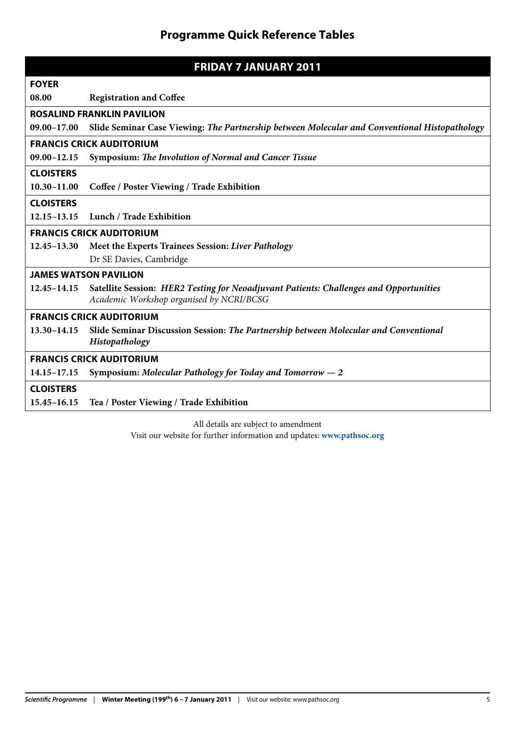# Programme Quick Reference Tables

## FRIDAY 7 JANUARY 2011

| | |
|---|---|
| **FOYER** | |
| **08.00** | **Registration and Coffee** |
| **ROSALIND FRANKLIN PAVILION** | |
| **09.00–17.00** | **Slide Seminar Case Viewing:** ***The Partnership between Molecular and Conventional Histopathology*** |
| **FRANCIS CRICK AUDITORIUM** | |
| **09.00–12.15** | **Symposium:** ***The Involution of Normal and Cancer Tissue*** |
| **CLOISTERS** | |
| **10.30–11.00** | **Coffee / Poster Viewing / Trade Exhibition** |
| **CLOISTERS** | |
| **12.15–13.15** | **Lunch / Trade Exhibition** |
| **FRANCIS CRICK AUDITORIUM** | |
| **12.45–13.30** | **Meet the Experts Trainees Session:** ***Liver Pathology***<br>Dr SE Davies, Cambridge |
| **JAMES WATSON PAVILION** | |
| **12.45–14.15** | **Satellite Session:** ***HER2 Testing for Neoadjuvant Patients: Challenges and Opportunities***<br>*Academic Workshop organised by NCRI/BCSG* |
| **FRANCIS CRICK AUDITORIUM** | |
| **13.30–14.15** | **Slide Seminar Discussion Session:** ***The Partnership between Molecular and Conventional Histopathology*** |
| **FRANCIS CRICK AUDITORIUM** | |
| **14.15–17.15** | **Symposium:** ***Molecular Pathology for Today and Tomorrow — 2*** |
| **CLOISTERS** | |
| **15.45–16.15** | **Tea / Poster Viewing / Trade Exhibition** |

All details are subject to amendment
Visit our website for further information and updates: **www.pathsoc.org**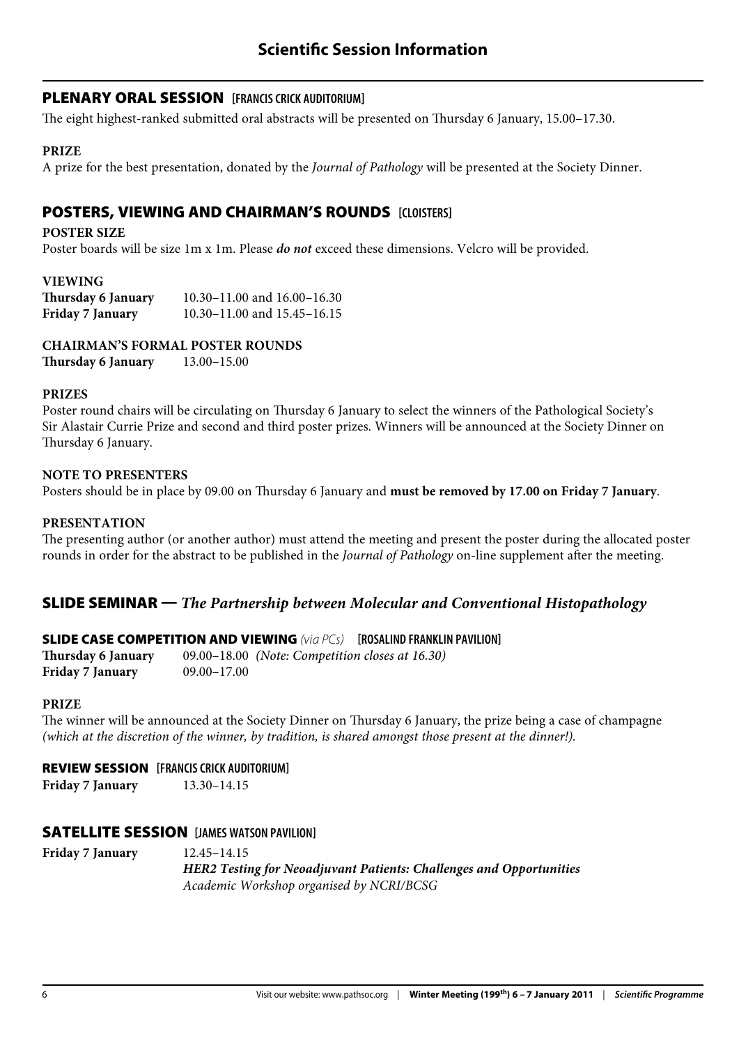# Scientific Session Information

## PLENARY ORAL SESSION [FRANCIS CRICK AUDITORIUM]

The eight highest-ranked submitted oral abstracts will be presented on Thursday 6 January, 15.00–17.30.

**PRIZE**

A prize for the best presentation, donated by the *Journal of Pathology* will be presented at the Society Dinner.

## POSTERS, VIEWING AND CHAIRMAN'S ROUNDS [CLOISTERS]

**POSTER SIZE**

Poster boards will be size 1m x 1m. Please ***do not*** exceed these dimensions. Velcro will be provided.

**VIEWING**

**Thursday 6 January** 10.30–11.00 and 16.00–16.30
**Friday 7 January** 10.30–11.00 and 15.45–16.15

**CHAIRMAN'S FORMAL POSTER ROUNDS**

**Thursday 6 January** 13.00–15.00

**PRIZES**

Poster round chairs will be circulating on Thursday 6 January to select the winners of the Pathological Society's Sir Alastair Currie Prize and second and third poster prizes. Winners will be announced at the Society Dinner on Thursday 6 January.

**NOTE TO PRESENTERS**

Posters should be in place by 09.00 on Thursday 6 January and **must be removed by 17.00 on Friday 7 January**.

**PRESENTATION**

The presenting author (or another author) must attend the meeting and present the poster during the allocated poster rounds in order for the abstract to be published in the *Journal of Pathology* on-line supplement after the meeting.

## SLIDE SEMINAR — *The Partnership between Molecular and Conventional Histopathology*

### SLIDE CASE COMPETITION AND VIEWING *(via PCs)* [ROSALIND FRANKLIN PAVILION]

**Thursday 6 January** 09.00–18.00 *(Note: Competition closes at 16.30)*
**Friday 7 January** 09.00–17.00

**PRIZE**

The winner will be announced at the Society Dinner on Thursday 6 January, the prize being a case of champagne *(which at the discretion of the winner, by tradition, is shared amongst those present at the dinner!).*

### REVIEW SESSION [FRANCIS CRICK AUDITORIUM]

**Friday 7 January** 13.30–14.15

## SATELLITE SESSION [JAMES WATSON PAVILION]

**Friday 7 January** 12.45–14.15
***HER2 Testing for Neoadjuvant Patients: Challenges and Opportunities***
*Academic Workshop organised by NCRI/BCSG*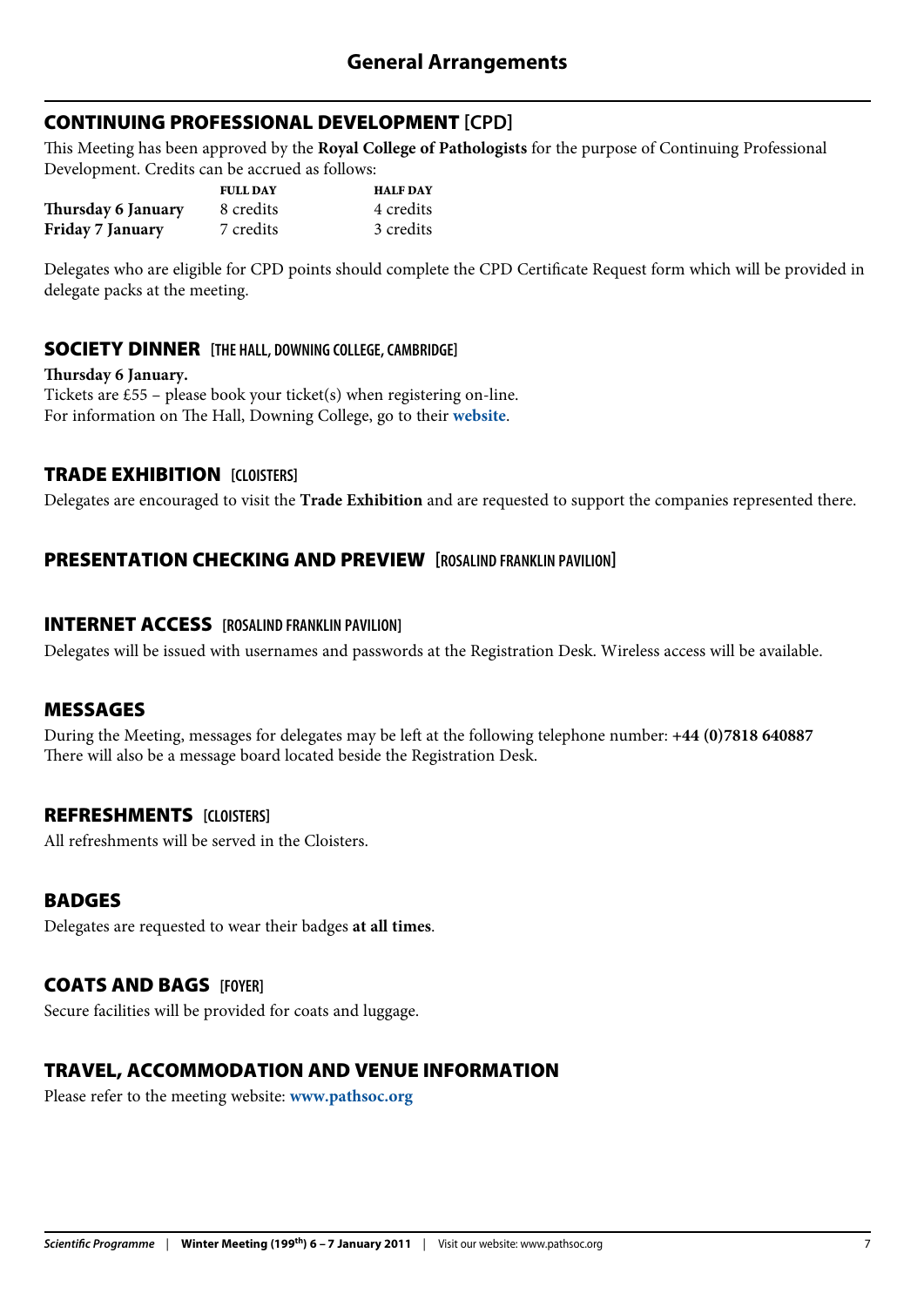# General Arrangements

## CONTINUING PROFESSIONAL DEVELOPMENT [CPD]

This Meeting has been approved by the **Royal College of Pathologists** for the purpose of Continuing Professional Development. Credits can be accrued as follows:

| | FULL DAY | HALF DAY |
|---|---|---|
| **Thursday 6 January** | 8 credits | 4 credits |
| **Friday 7 January** | 7 credits | 3 credits |

Delegates who are eligible for CPD points should complete the CPD Certificate Request form which will be provided in delegate packs at the meeting.

## SOCIETY DINNER [THE HALL, DOWNING COLLEGE, CAMBRIDGE]

**Thursday 6 January.**
Tickets are £55 – please book your ticket(s) when registering on-line.
For information on The Hall, Downing College, go to their **website**.

## TRADE EXHIBITION [CLOISTERS]

Delegates are encouraged to visit the **Trade Exhibition** and are requested to support the companies represented there.

## PRESENTATION CHECKING AND PREVIEW [ROSALIND FRANKLIN PAVILION]

## INTERNET ACCESS [ROSALIND FRANKLIN PAVILION]

Delegates will be issued with usernames and passwords at the Registration Desk. Wireless access will be available.

## MESSAGES

During the Meeting, messages for delegates may be left at the following telephone number: **+44 (0)7818 640887**
There will also be a message board located beside the Registration Desk.

## REFRESHMENTS [CLOISTERS]

All refreshments will be served in the Cloisters.

## BADGES

Delegates are requested to wear their badges **at all times**.

## COATS AND BAGS [FOYER]

Secure facilities will be provided for coats and luggage.

## TRAVEL, ACCOMMODATION AND VENUE INFORMATION

Please refer to the meeting website: **www.pathsoc.org**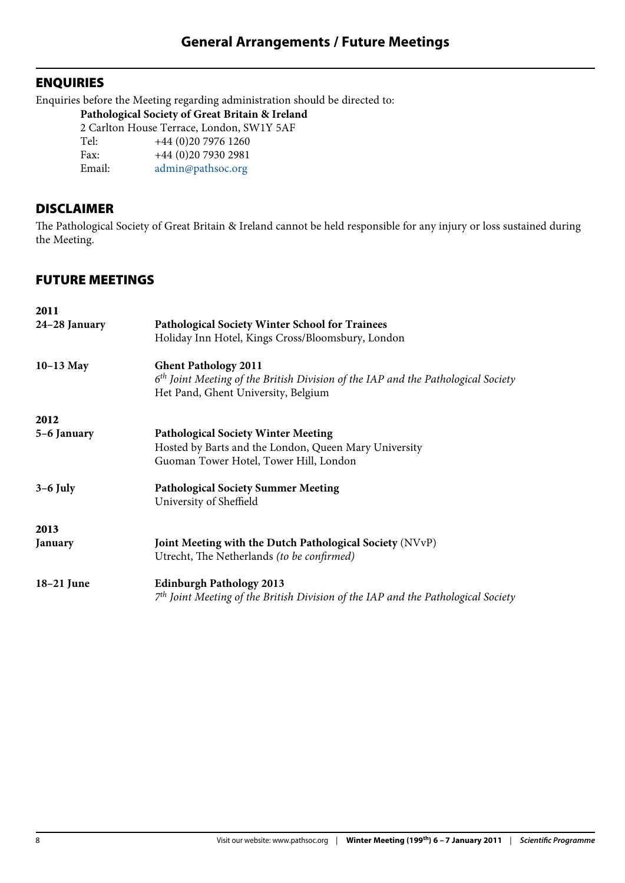# General Arrangements / Future Meetings

## ENQUIRIES

Enquiries before the Meeting regarding administration should be directed to:

**Pathological Society of Great Britain & Ireland**
2 Carlton House Terrace, London, SW1Y 5AF
Tel: +44 (0)20 7976 1260
Fax: +44 (0)20 7930 2981
Email: admin@pathsoc.org

## DISCLAIMER

The Pathological Society of Great Britain & Ireland cannot be held responsible for any injury or loss sustained during the Meeting.

## FUTURE MEETINGS

**2011**

**24–28 January** — **Pathological Society Winter School for Trainees**
Holiday Inn Hotel, Kings Cross/Bloomsbury, London

**10–13 May** — **Ghent Pathology 2011**
*6th Joint Meeting of the British Division of the IAP and the Pathological Society*
Het Pand, Ghent University, Belgium

**2012**

**5–6 January** — **Pathological Society Winter Meeting**
Hosted by Barts and the London, Queen Mary University
Guoman Tower Hotel, Tower Hill, London

**3–6 July** — **Pathological Society Summer Meeting**
University of Sheffield

**2013**

**January** — **Joint Meeting with the Dutch Pathological Society** (NVvP)
Utrecht, The Netherlands *(to be confirmed)*

**18–21 June** — **Edinburgh Pathology 2013**
*7th Joint Meeting of the British Division of the IAP and the Pathological Society*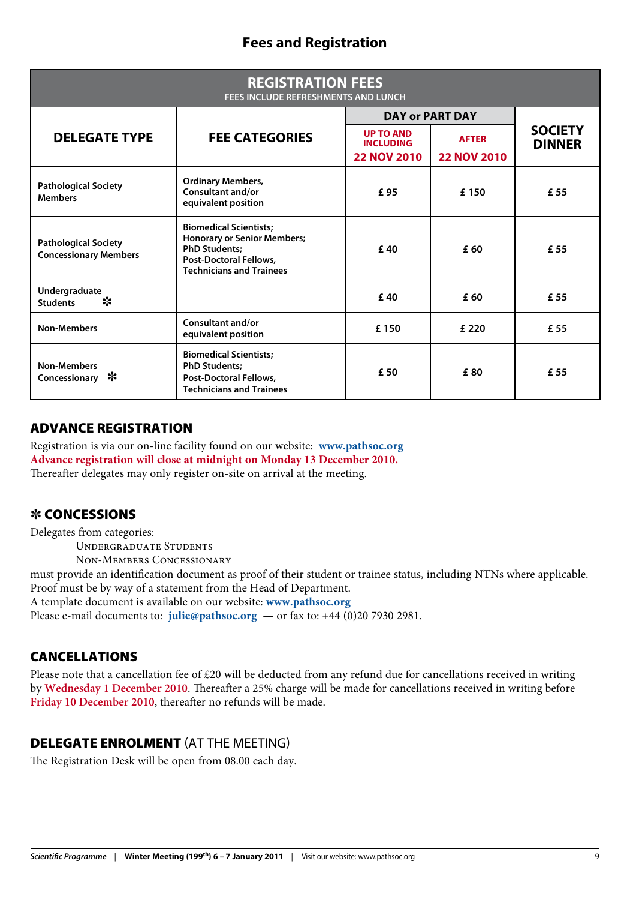## Fees and Registration

| **REGISTRATION FEES**<br>FEES INCLUDE REFRESHMENTS AND LUNCH | | | | |
|---|---|---|---|---|
| **DELEGATE TYPE** | **FEE CATEGORIES** | **DAY or PART DAY** | | **SOCIETY DINNER** |
| | | **UP TO AND INCLUDING 22 NOV 2010** | **AFTER 22 NOV 2010** | |
| Pathological Society Members | Ordinary Members, Consultant and/or equivalent position | £ 95 | £ 150 | £ 55 |
| Pathological Society Concessionary Members | Biomedical Scientists; Honorary or Senior Members; PhD Students; Post-Doctoral Fellows, Technicians and Trainees | £ 40 | £ 60 | £ 55 |
| Undergraduate Students ✻ | | £ 40 | £ 60 | £ 55 |
| Non-Members | Consultant and/or equivalent position | £ 150 | £ 220 | £ 55 |
| Non-Members Concessionary ✻ | Biomedical Scientists; PhD Students; Post-Doctoral Fellows, Technicians and Trainees | £ 50 | £ 80 | £ 55 |

### ADVANCE REGISTRATION

Registration is via our on-line facility found on our website: **www.pathsoc.org**
**Advance registration will close at midnight on Monday 13 December 2010.**
Thereafter delegates may only register on-site on arrival at the meeting.

### ✻ CONCESSIONS

Delegates from categories:

Undergraduate Students
Non-Members Concessionary

must provide an identification document as proof of their student or trainee status, including NTNs where applicable.
Proof must be by way of a statement from the Head of Department.
A template document is available on our website: **www.pathsoc.org**
Please e-mail documents to: **julie@pathsoc.org** — or fax to: +44 (0)20 7930 2981.

### CANCELLATIONS

Please note that a cancellation fee of £20 will be deducted from any refund due for cancellations received in writing by **Wednesday 1 December 2010**. Thereafter a 25% charge will be made for cancellations received in writing before **Friday 10 December 2010**, thereafter no refunds will be made.

### DELEGATE ENROLMENT (AT THE MEETING)

The Registration Desk will be open from 08.00 each day.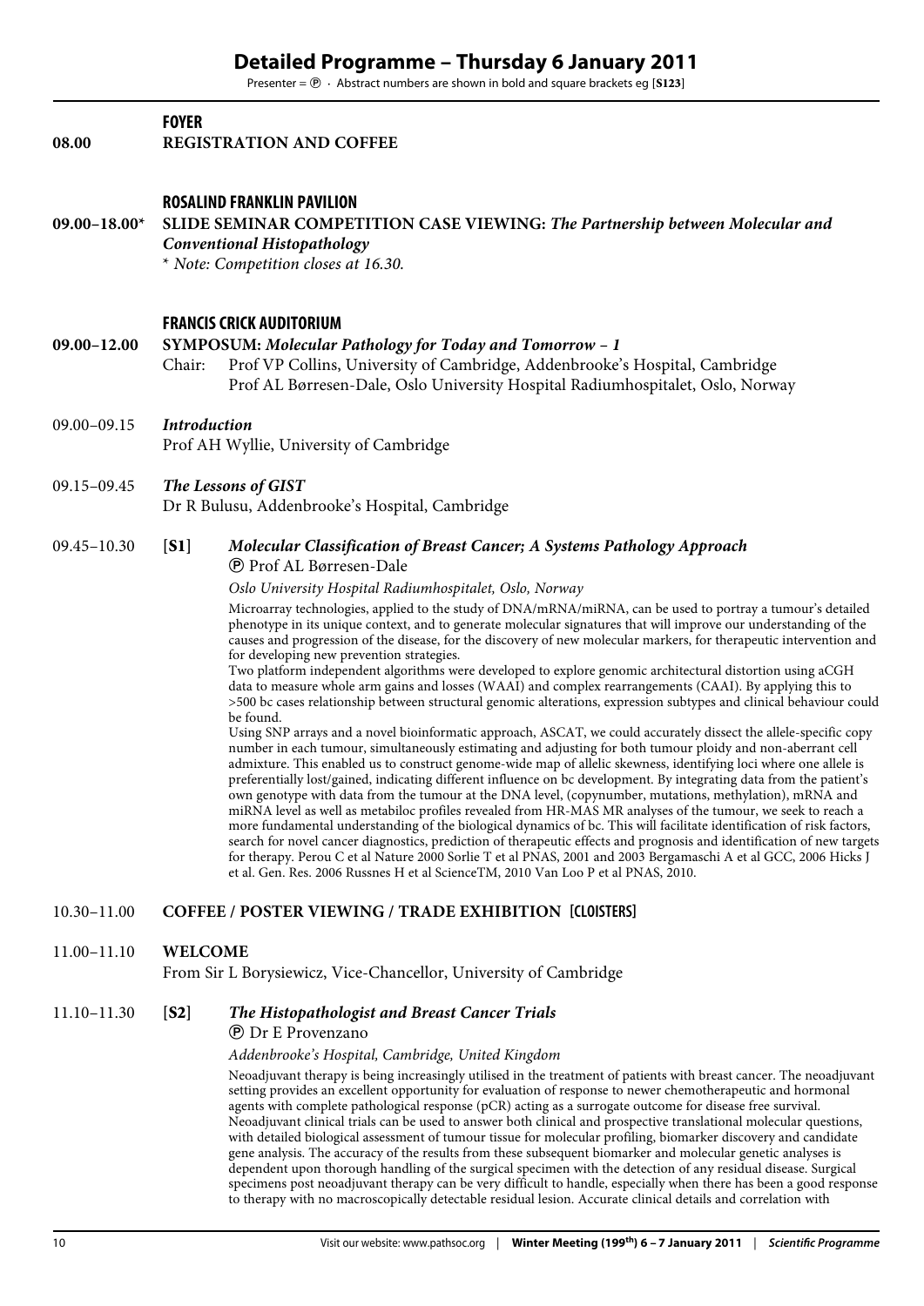# Detailed Programme – Thursday 6 January 2011

Presenter = Ⓟ · Abstract numbers are shown in bold and square brackets eg [**S123**]

**FOYER**

**08.00** **REGISTRATION AND COFFEE**

**ROSALIND FRANKLIN PAVILION**

**09.00–18.00*** **SLIDE SEMINAR COMPETITION CASE VIEWING: *The Partnership between Molecular and Conventional Histopathology***

*\* Note: Competition closes at 16.30.*

**FRANCIS CRICK AUDITORIUM**

**09.00–12.00** **SYMPOSUM: *Molecular Pathology for Today and Tomorrow – 1***

Chair: Prof VP Collins, University of Cambridge, Addenbrooke's Hospital, Cambridge
Prof AL Børresen-Dale, Oslo University Hospital Radiumhospitalet, Oslo, Norway

09.00–09.15 ***Introduction***
Prof AH Wyllie, University of Cambridge

09.15–09.45 ***The Lessons of GIST***
Dr R Bulusu, Addenbrooke's Hospital, Cambridge

09.45–10.30 [**S1**] ***Molecular Classification of Breast Cancer; A Systems Pathology Approach***
Ⓟ Prof AL Børresen-Dale

*Oslo University Hospital Radiumhospitalet, Oslo, Norway*

Microarray technologies, applied to the study of DNA/mRNA/miRNA, can be used to portray a tumour's detailed phenotype in its unique context, and to generate molecular signatures that will improve our understanding of the causes and progression of the disease, for the discovery of new molecular markers, for therapeutic intervention and for developing new prevention strategies.

Two platform independent algorithms were developed to explore genomic architectural distortion using aCGH data to measure whole arm gains and losses (WAAI) and complex rearrangements (CAAI). By applying this to >500 bc cases relationship between structural genomic alterations, expression subtypes and clinical behaviour could be found.

Using SNP arrays and a novel bioinformatic approach, ASCAT, we could accurately dissect the allele-specific copy number in each tumour, simultaneously estimating and adjusting for both tumour ploidy and non-aberrant cell admixture. This enabled us to construct genome-wide map of allelic skewness, identifying loci where one allele is preferentially lost/gained, indicating different influence on bc development. By integrating data from the patient's own genotype with data from the tumour at the DNA level, (copynumber, mutations, methylation), mRNA and miRNA level as well as metabiloc profiles revealed from HR-MAS MR analyses of the tumour, we seek to reach a more fundamental understanding of the biological dynamics of bc. This will facilitate identification of risk factors, search for novel cancer diagnostics, prediction of therapeutic effects and prognosis and identification of new targets for therapy. Perou C et al Nature 2000 Sorlie T et al PNAS, 2001 and 2003 Bergamaschi A et al GCC, 2006 Hicks J et al. Gen. Res. 2006 Russnes H et al ScienceTM, 2010 Van Loo P et al PNAS, 2010.

10.30–11.00 **COFFEE / POSTER VIEWING / TRADE EXHIBITION [CLOISTERS]**

11.00–11.10 **WELCOME**
From Sir L Borysiewicz, Vice-Chancellor, University of Cambridge

11.10–11.30 [**S2**] ***The Histopathologist and Breast Cancer Trials***
Ⓟ Dr E Provenzano

*Addenbrooke's Hospital, Cambridge, United Kingdom*

Neoadjuvant therapy is being increasingly utilised in the treatment of patients with breast cancer. The neoadjuvant setting provides an excellent opportunity for evaluation of response to newer chemotherapeutic and hormonal agents with complete pathological response (pCR) acting as a surrogate outcome for disease free survival. Neoadjuvant clinical trials can be used to answer both clinical and prospective translational molecular questions, with detailed biological assessment of tumour tissue for molecular profiling, biomarker discovery and candidate gene analysis. The accuracy of the results from these subsequent biomarker and molecular genetic analyses is dependent upon thorough handling of the surgical specimen with the detection of any residual disease. Surgical specimens post neoadjuvant therapy can be very difficult to handle, especially when there has been a good response to therapy with no macroscopically detectable residual lesion. Accurate clinical details and correlation with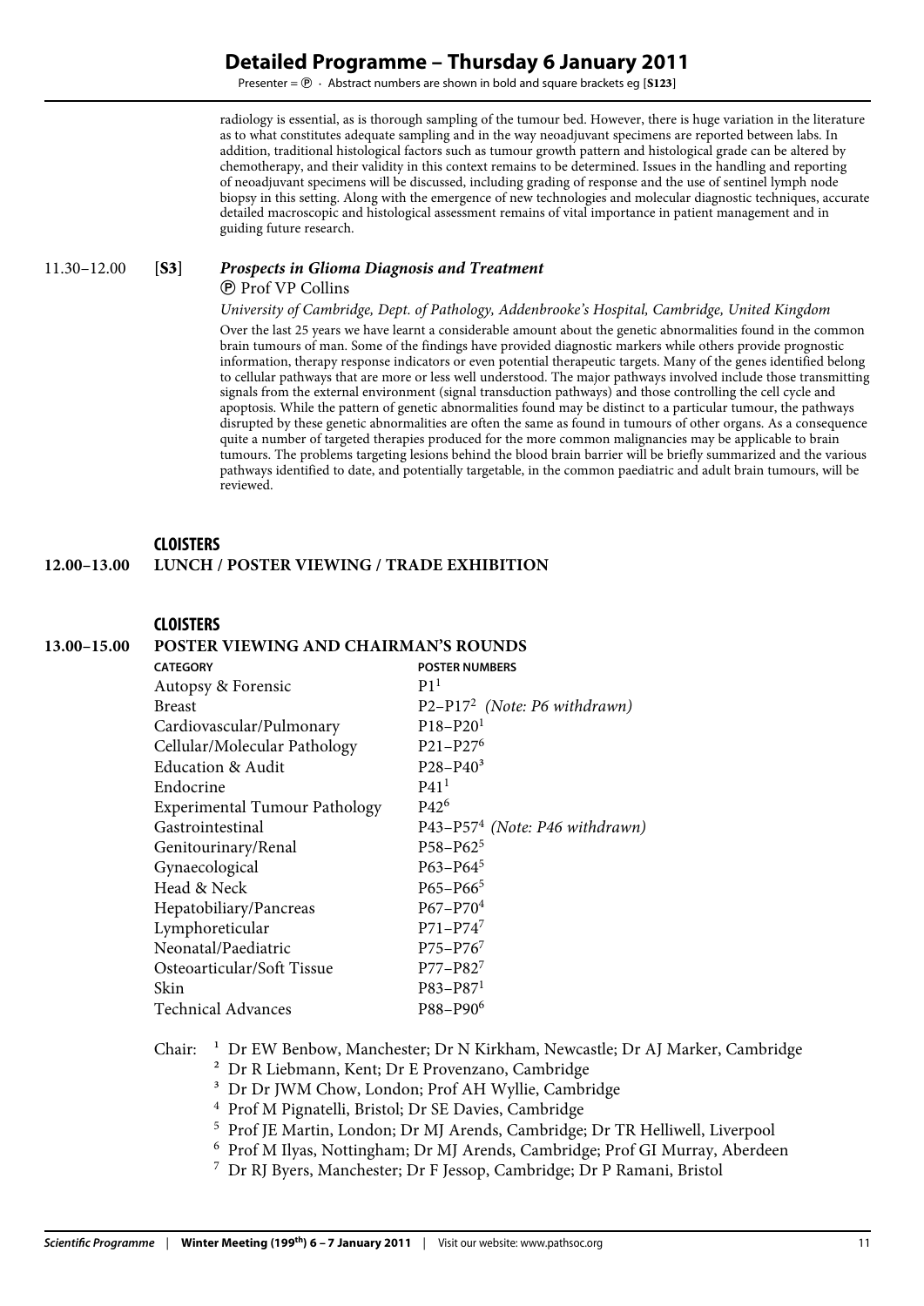radiology is essential, as is thorough sampling of the tumour bed. However, there is huge variation in the literature as to what constitutes adequate sampling and in the way neoadjuvant specimens are reported between labs. In addition, traditional histological factors such as tumour growth pattern and histological grade can be altered by chemotherapy, and their validity in this context remains to be determined. Issues in the handling and reporting of neoadjuvant specimens will be discussed, including grading of response and the use of sentinel lymph node biopsy in this setting. Along with the emergence of new technologies and molecular diagnostic techniques, accurate detailed macroscopic and histological assessment remains of vital importance in patient management and in guiding future research.

11.30–12.00 **[S3]** ***Prospects in Glioma Diagnosis and Treatment***

Ⓟ Prof VP Collins

*University of Cambridge, Dept. of Pathology, Addenbrooke's Hospital, Cambridge, United Kingdom*

Over the last 25 years we have learnt a considerable amount about the genetic abnormalities found in the common brain tumours of man. Some of the findings have provided diagnostic markers while others provide prognostic information, therapy response indicators or even potential therapeutic targets. Many of the genes identified belong to cellular pathways that are more or less well understood. The major pathways involved include those transmitting signals from the external environment (signal transduction pathways) and those controlling the cell cycle and apoptosis. While the pattern of genetic abnormalities found may be distinct to a particular tumour, the pathways disrupted by these genetic abnormalities are often the same as found in tumours of other organs. As a consequence quite a number of targeted therapies produced for the more common malignancies may be applicable to brain tumours. The problems targeting lesions behind the blood brain barrier will be briefly summarized and the various pathways identified to date, and potentially targetable, in the common paediatric and adult brain tumours, will be reviewed.

**CLOISTERS**

**12.00–13.00 LUNCH / POSTER VIEWING / TRADE EXHIBITION**

**CLOISTERS**

**13.00–15.00 POSTER VIEWING AND CHAIRMAN'S ROUNDS**

| CATEGORY | POSTER NUMBERS |
|---|---|
| Autopsy & Forensic | P1[1] |
| Breast | P2–P17[2] *(Note: P6 withdrawn)* |
| Cardiovascular/Pulmonary | P18–P20[1] |
| Cellular/Molecular Pathology | P21–P27[6] |
| Education & Audit | P28–P40[3] |
| Endocrine | P41[1] |
| Experimental Tumour Pathology | P42[6] |
| Gastrointestinal | P43–P57[4] *(Note: P46 withdrawn)* |
| Genitourinary/Renal | P58–P62[5] |
| Gynaecological | P63–P64[5] |
| Head & Neck | P65–P66[5] |
| Hepatobiliary/Pancreas | P67–P70[4] |
| Lymphoreticular | P71–P74[7] |
| Neonatal/Paediatric | P75–P76[7] |
| Osteoarticular/Soft Tissue | P77–P82[7] |
| Skin | P83–P87[1] |
| Technical Advances | P88–P90[6] |

Chair:
[1] Dr EW Benbow, Manchester; Dr N Kirkham, Newcastle; Dr AJ Marker, Cambridge
[2] Dr R Liebmann, Kent; Dr E Provenzano, Cambridge
[3] Dr Dr JWM Chow, London; Prof AH Wyllie, Cambridge
[4] Prof M Pignatelli, Bristol; Dr SE Davies, Cambridge
[5] Prof JE Martin, London; Dr MJ Arends, Cambridge; Dr TR Helliwell, Liverpool
[6] Prof M Ilyas, Nottingham; Dr MJ Arends, Cambridge; Prof GI Murray, Aberdeen
[7] Dr RJ Byers, Manchester; Dr F Jessop, Cambridge; Dr P Ramani, Bristol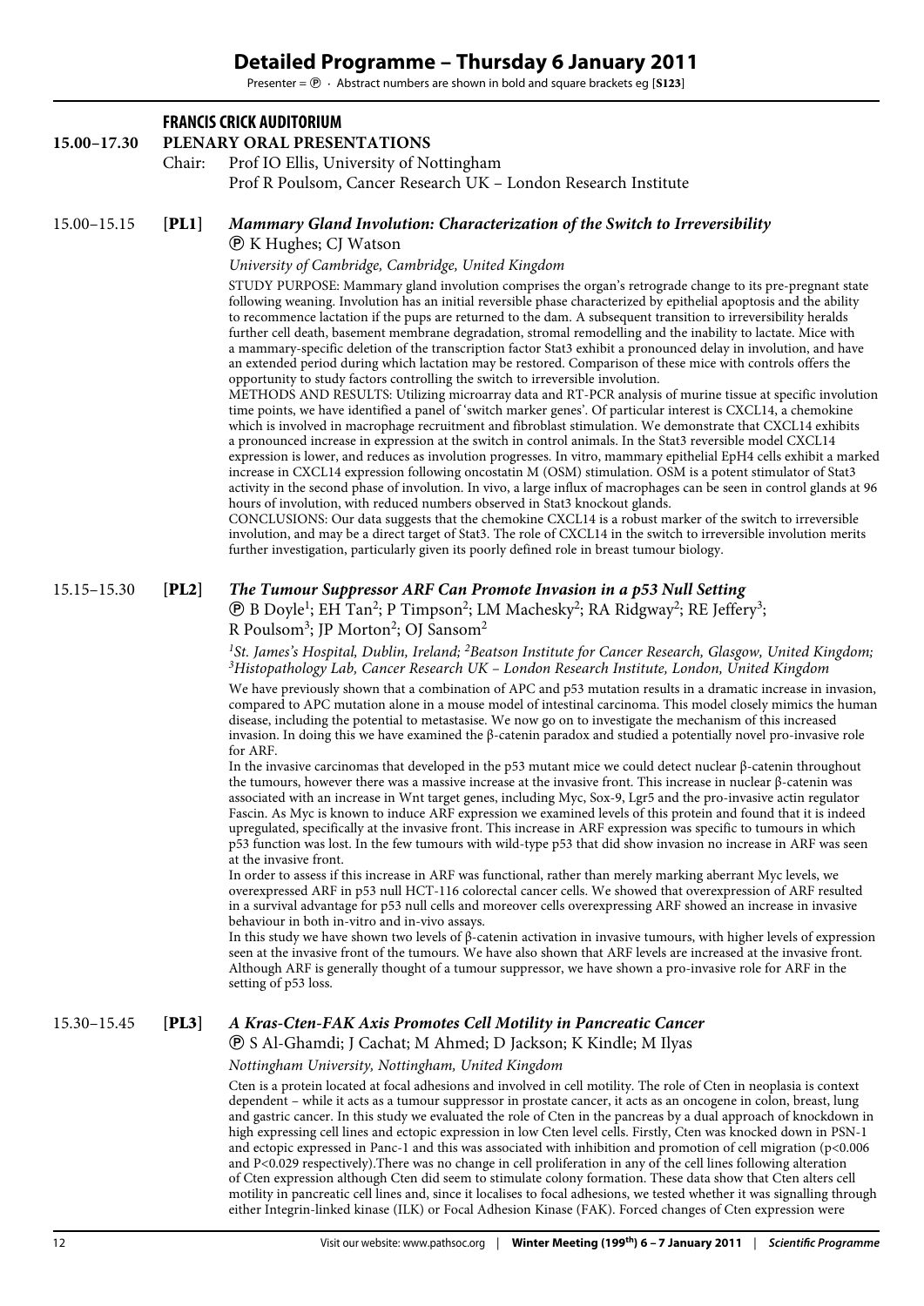# Detailed Programme – Thursday 6 January 2011

Presenter = Ⓟ · Abstract numbers are shown in bold and square brackets eg [**S123**]

## FRANCIS CRICK AUDITORIUM

**15.00–17.30 PLENARY ORAL PRESENTATIONS**

Chair: Prof IO Ellis, University of Nottingham
Prof R Poulsom, Cancer Research UK – London Research Institute

### 15.00–15.15 [**PL1**] *Mammary Gland Involution: Characterization of the Switch to Irreversibility*

Ⓟ K Hughes; CJ Watson

*University of Cambridge, Cambridge, United Kingdom*

STUDY PURPOSE: Mammary gland involution comprises the organ's retrograde change to its pre-pregnant state following weaning. Involution has an initial reversible phase characterized by epithelial apoptosis and the ability to recommence lactation if the pups are returned to the dam. A subsequent transition to irreversibility heralds further cell death, basement membrane degradation, stromal remodelling and the inability to lactate. Mice with a mammary-specific deletion of the transcription factor Stat3 exhibit a pronounced delay in involution, and have an extended period during which lactation may be restored. Comparison of these mice with controls offers the opportunity to study factors controlling the switch to irreversible involution.

METHODS AND RESULTS: Utilizing microarray data and RT-PCR analysis of murine tissue at specific involution time points, we have identified a panel of 'switch marker genes'. Of particular interest is CXCL14, a chemokine which is involved in macrophage recruitment and fibroblast stimulation. We demonstrate that CXCL14 exhibits a pronounced increase in expression at the switch in control animals. In the Stat3 reversible model CXCL14 expression is lower, and reduces as involution progresses. In vitro, mammary epithelial EpH4 cells exhibit a marked increase in CXCL14 expression following oncostatin M (OSM) stimulation. OSM is a potent stimulator of Stat3 activity in the second phase of involution. In vivo, a large influx of macrophages can be seen in control glands at 96 hours of involution, with reduced numbers observed in Stat3 knockout glands.

CONCLUSIONS: Our data suggests that the chemokine CXCL14 is a robust marker of the switch to irreversible involution, and may be a direct target of Stat3. The role of CXCL14 in the switch to irreversible involution merits further investigation, particularly given its poorly defined role in breast tumour biology.

### 15.15–15.30 [**PL2**] *The Tumour Suppressor ARF Can Promote Invasion in a p53 Null Setting*

Ⓟ B Doyle[1]; EH Tan[2]; P Timpson[2]; LM Machesky[2]; RA Ridgway[2]; RE Jeffery[3]; R Poulsom[3]; JP Morton[2]; OJ Sansom[2]

*[1]St. James's Hospital, Dublin, Ireland; [2]Beatson Institute for Cancer Research, Glasgow, United Kingdom; [3]Histopathology Lab, Cancer Research UK – London Research Institute, London, United Kingdom*

We have previously shown that a combination of APC and p53 mutation results in a dramatic increase in invasion, compared to APC mutation alone in a mouse model of intestinal carcinoma. This model closely mimics the human disease, including the potential to metastasise. We now go on to investigate the mechanism of this increased invasion. In doing this we have examined the β-catenin paradox and studied a potentially novel pro-invasive role for ARF.

In the invasive carcinomas that developed in the p53 mutant mice we could detect nuclear β-catenin throughout the tumours, however there was a massive increase at the invasive front. This increase in nuclear β-catenin was associated with an increase in Wnt target genes, including Myc, Sox-9, Lgr5 and the pro-invasive actin regulator Fascin. As Myc is known to induce ARF expression we examined levels of this protein and found that it is indeed upregulated, specifically at the invasive front. This increase in ARF expression was specific to tumours in which p53 function was lost. In the few tumours with wild-type p53 that did show invasion no increase in ARF was seen at the invasive front.

In order to assess if this increase in ARF was functional, rather than merely marking aberrant Myc levels, we overexpressed ARF in p53 null HCT-116 colorectal cancer cells. We showed that overexpression of ARF resulted in a survival advantage for p53 null cells and moreover cells overexpressing ARF showed an increase in invasive behaviour in both in-vitro and in-vivo assays.

In this study we have shown two levels of β-catenin activation in invasive tumours, with higher levels of expression seen at the invasive front of the tumours. We have also shown that ARF levels are increased at the invasive front. Although ARF is generally thought of a tumour suppressor, we have shown a pro-invasive role for ARF in the setting of p53 loss.

### 15.30–15.45 [**PL3**] *A Kras-Cten-FAK Axis Promotes Cell Motility in Pancreatic Cancer*

Ⓟ S Al-Ghamdi; J Cachat; M Ahmed; D Jackson; K Kindle; M Ilyas

*Nottingham University, Nottingham, United Kingdom*

Cten is a protein located at focal adhesions and involved in cell motility. The role of Cten in neoplasia is context dependent – while it acts as a tumour suppressor in prostate cancer, it acts as an oncogene in colon, breast, lung and gastric cancer. In this study we evaluated the role of Cten in the pancreas by a dual approach of knockdown in high expressing cell lines and ectopic expression in low Cten level cells. Firstly, Cten was knocked down in PSN-1 and ectopic expressed in Panc-1 and this was associated with inhibition and promotion of cell migration ($p<0.006$ and $P<0.029$ respectively).There was no change in cell proliferation in any of the cell lines following alteration of Cten expression although Cten did seem to stimulate colony formation. These data show that Cten alters cell motility in pancreatic cell lines and, since it localises to focal adhesions, we tested whether it was signalling through either Integrin-linked kinase (ILK) or Focal Adhesion Kinase (FAK). Forced changes of Cten expression were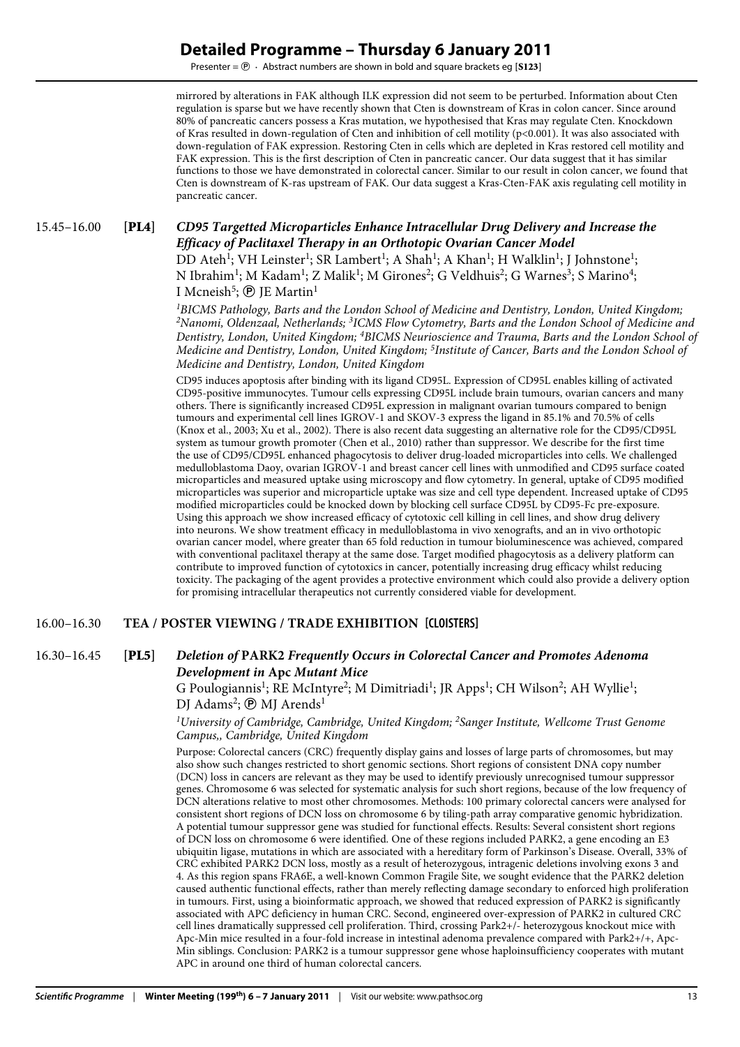mirrored by alterations in FAK although ILK expression did not seem to be perturbed. Information about Cten regulation is sparse but we have recently shown that Cten is downstream of Kras in colon cancer. Since around 80% of pancreatic cancers possess a Kras mutation, we hypothesised that Kras may regulate Cten. Knockdown of Kras resulted in down-regulation of Cten and inhibition of cell motility ($p<0.001$). It was also associated with down-regulation of FAK expression. Restoring Cten in cells which are depleted in Kras restored cell motility and FAK expression. This is the first description of Cten in pancreatic cancer. Our data suggest that it has similar functions to those we have demonstrated in colorectal cancer. Similar to our result in colon cancer, we found that Cten is downstream of K-ras upstream of FAK. Our data suggest a Kras-Cten-FAK axis regulating cell motility in pancreatic cancer.

15.45–16.00 **[PL4]** ***CD95 Targetted Microparticles Enhance Intracellular Drug Delivery and Increase the Efficacy of Paclitaxel Therapy in an Orthotopic Ovarian Cancer Model***

DD Ateh[1]; VH Leinster[1]; SR Lambert[1]; A Shah[1]; A Khan[1]; H Walklin[1]; J Johnstone[1]; N Ibrahim[1]; M Kadam[1]; Z Malik[1]; M Girones[2]; G Veldhuis[2]; G Warnes[3]; S Marino[4]; I Mcneish[5]; Ⓟ JE Martin[1]

*[1]BICMS Pathology, Barts and the London School of Medicine and Dentistry, London, United Kingdom; [2]Nanomi, Oldenzaal, Netherlands; [3]ICMS Flow Cytometry, Barts and the London School of Medicine and Dentistry, London, United Kingdom; [4]BICMS Neurioscience and Trauma, Barts and the London School of Medicine and Dentistry, London, United Kingdom; [5]Institute of Cancer, Barts and the London School of Medicine and Dentistry, London, United Kingdom*

CD95 induces apoptosis after binding with its ligand CD95L. Expression of CD95L enables killing of activated CD95-positive immunocytes. Tumour cells expressing CD95L include brain tumours, ovarian cancers and many others. There is significantly increased CD95L expression in malignant ovarian tumours compared to benign tumours and experimental cell lines IGROV-1 and SKOV-3 express the ligand in 85.1% and 70.5% of cells (Knox et al., 2003; Xu et al., 2002). There is also recent data suggesting an alternative role for the CD95/CD95L system as tumour growth promoter (Chen et al., 2010) rather than suppressor. We describe for the first time the use of CD95/CD95L enhanced phagocytosis to deliver drug-loaded microparticles into cells. We challenged medulloblastoma Daoy, ovarian IGROV-1 and breast cancer cell lines with unmodified and CD95 surface coated microparticles and measured uptake using microscopy and flow cytometry. In general, uptake of CD95 modified microparticles was superior and microparticle uptake was size and cell type dependent. Increased uptake of CD95 modified microparticles could be knocked down by blocking cell surface CD95L by CD95-Fc pre-exposure. Using this approach we show increased efficacy of cytotoxic cell killing in cell lines, and show drug delivery into neurons. We show treatment efficacy in medulloblastoma in vivo xenografts, and an in vivo orthotopic ovarian cancer model, where greater than 65 fold reduction in tumour bioluminescence was achieved, compared with conventional paclitaxel therapy at the same dose. Target modified phagocytosis as a delivery platform can contribute to improved function of cytotoxics in cancer, potentially increasing drug efficacy whilst reducing toxicity. The packaging of the agent provides a protective environment which could also provide a delivery option for promising intracellular therapeutics not currently considered viable for development.

16.00–16.30 **TEA / POSTER VIEWING / TRADE EXHIBITION [CLOISTERS]**

16.30–16.45 **[PL5]** ***Deletion of* PARK2 *Frequently Occurs in Colorectal Cancer and Promotes Adenoma Development in* Apc *Mutant Mice***

G Poulogiannis[1]; RE McIntyre[2]; M Dimitriadi[1]; JR Apps[1]; CH Wilson[2]; AH Wyllie[1]; DJ Adams[2]; Ⓟ MJ Arends[1]

*[1]University of Cambridge, Cambridge, United Kingdom; [2]Sanger Institute, Wellcome Trust Genome Campus,, Cambridge, United Kingdom*

Purpose: Colorectal cancers (CRC) frequently display gains and losses of large parts of chromosomes, but may also show such changes restricted to short genomic sections. Short regions of consistent DNA copy number (DCN) loss in cancers are relevant as they may be used to identify previously unrecognised tumour suppressor genes. Chromosome 6 was selected for systematic analysis for such short regions, because of the low frequency of DCN alterations relative to most other chromosomes. Methods: 100 primary colorectal cancers were analysed for consistent short regions of DCN loss on chromosome 6 by tiling-path array comparative genomic hybridization. A potential tumour suppressor gene was studied for functional effects. Results: Several consistent short regions of DCN loss on chromosome 6 were identified. One of these regions included PARK2, a gene encoding an E3 ubiquitin ligase, mutations in which are associated with a hereditary form of Parkinson's Disease. Overall, 33% of CRC exhibited PARK2 DCN loss, mostly as a result of heterozygous, intragenic deletions involving exons 3 and 4. As this region spans FRA6E, a well-known Common Fragile Site, we sought evidence that the PARK2 deletion caused authentic functional effects, rather than merely reflecting damage secondary to enforced high proliferation in tumours. First, using a bioinformatic approach, we showed that reduced expression of PARK2 is significantly associated with APC deficiency in human CRC. Second, engineered over-expression of PARK2 in cultured CRC cell lines dramatically suppressed cell proliferation. Third, crossing Park2+/- heterozygous knockout mice with Apc-Min mice resulted in a four-fold increase in intestinal adenoma prevalence compared with Park2+/+, Apc-Min siblings. Conclusion: PARK2 is a tumour suppressor gene whose haploinsufficiency cooperates with mutant APC in around one third of human colorectal cancers.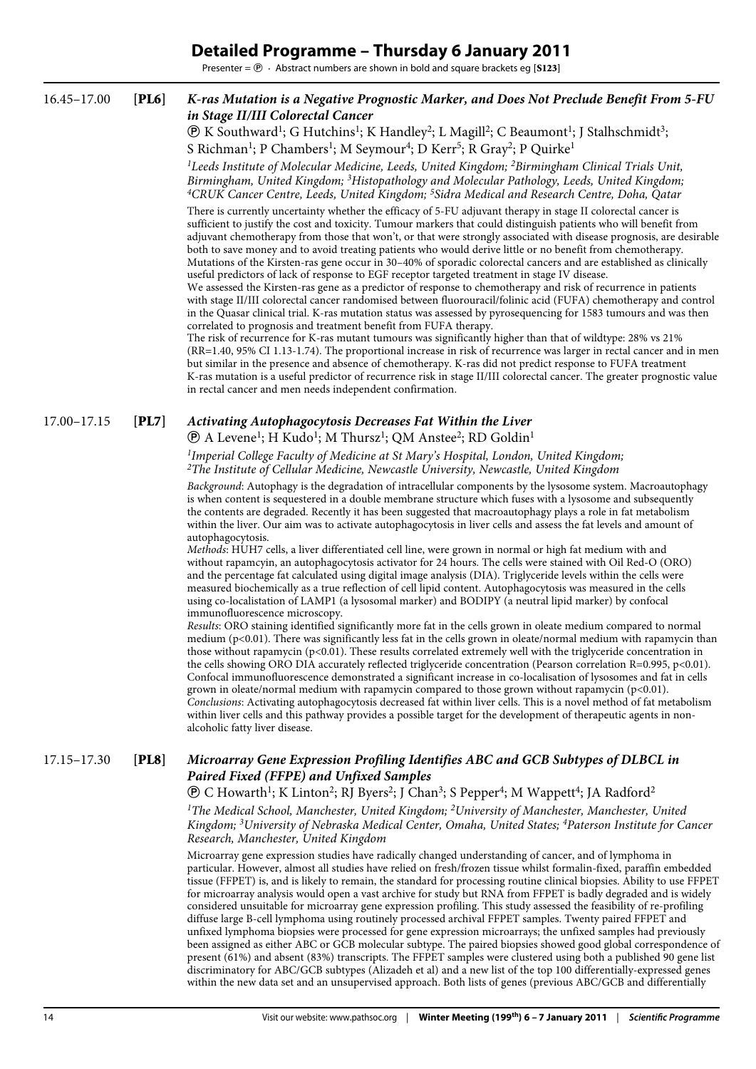# Detailed Programme – Thursday 6 January 2011

Presenter = Ⓟ · Abstract numbers are shown in bold and square brackets eg [**S123**]

16.45–17.00 **[PL6]** ***K-ras Mutation is a Negative Prognostic Marker, and Does Not Preclude Benefit From 5-FU in Stage II/III Colorectal Cancer***

Ⓟ K Southward[1]; G Hutchins[1]; K Handley[2]; L Magill[2]; C Beaumont[1]; J Stalhschmidt[3]; S Richman[1]; P Chambers[1]; M Seymour[4]; D Kerr[5]; R Gray[2]; P Quirke[1]

*[1]Leeds Institute of Molecular Medicine, Leeds, United Kingdom; [2]Birmingham Clinical Trials Unit, Birmingham, United Kingdom; [3]Histopathology and Molecular Pathology, Leeds, United Kingdom; [4]CRUK Cancer Centre, Leeds, United Kingdom; [5]Sidra Medical and Research Centre, Doha, Qatar*

There is currently uncertainty whether the efficacy of 5-FU adjuvant therapy in stage II colorectal cancer is sufficient to justify the cost and toxicity. Tumour markers that could distinguish patients who will benefit from adjuvant chemotherapy from those that won't, or that were strongly associated with disease prognosis, are desirable both to save money and to avoid treating patients who would derive little or no benefit from chemotherapy. Mutations of the Kirsten-ras gene occur in 30–40% of sporadic colorectal cancers and are established as clinically useful predictors of lack of response to EGF receptor targeted treatment in stage IV disease.

We assessed the Kirsten-ras gene as a predictor of response to chemotherapy and risk of recurrence in patients with stage II/III colorectal cancer randomised between fluorouracil/folinic acid (FUFA) chemotherapy and control in the Quasar clinical trial. K-ras mutation status was assessed by pyrosequencing for 1583 tumours and was then correlated to prognosis and treatment benefit from FUFA therapy.

The risk of recurrence for K-ras mutant tumours was significantly higher than that of wildtype: 28% vs 21% (RR=1.40, 95% CI 1.13-1.74). The proportional increase in risk of recurrence was larger in rectal cancer and in men but similar in the presence and absence of chemotherapy. K-ras did not predict response to FUFA treatment K-ras mutation is a useful predictor of recurrence risk in stage II/III colorectal cancer. The greater prognostic value in rectal cancer and men needs independent confirmation.

17.00–17.15 **[PL7]** ***Activating Autophagocytosis Decreases Fat Within the Liver***

Ⓟ A Levene[1]; H Kudo[1]; M Thursz[1]; QM Anstee[2]; RD Goldin[1]

*[1]Imperial College Faculty of Medicine at St Mary's Hospital, London, United Kingdom; [2]The Institute of Cellular Medicine, Newcastle University, Newcastle, United Kingdom*

*Background*: Autophagy is the degradation of intracellular components by the lysosome system. Macroautophagy is when content is sequestered in a double membrane structure which fuses with a lysosome and subsequently the contents are degraded. Recently it has been suggested that macroautophagy plays a role in fat metabolism within the liver. Our aim was to activate autophagocytosis in liver cells and assess the fat levels and amount of autophagocytosis.

*Methods*: HUH7 cells, a liver differentiated cell line, were grown in normal or high fat medium with and without rapamcyin, an autophagocytosis activator for 24 hours. The cells were stained with Oil Red-O (ORO) and the percentage fat calculated using digital image analysis (DIA). Triglyceride levels within the cells were measured biochemically as a true reflection of cell lipid content. Autophagocytosis was measured in the cells using co-localistation of LAMP1 (a lysosomal marker) and BODIPY (a neutral lipid marker) by confocal immunofluorescence microscopy.

*Results*: ORO staining identified significantly more fat in the cells grown in oleate medium compared to normal medium ($p<0.01$). There was significantly less fat in the cells grown in oleate/normal medium with rapamycin than those without rapamycin ($p<0.01$). These results correlated extremely well with the triglyceride concentration in the cells showing ORO DIA accurately reflected triglyceride concentration (Pearson correlation $R=0.995$, $p<0.01$). Confocal immunofluorescence demonstrated a significant increase in co-localisation of lysosomes and fat in cells grown in oleate/normal medium with rapamycin compared to those grown without rapamycin ($p<0.01$).

*Conclusions*: Activating autophagocytosis decreased fat within liver cells. This is a novel method of fat metabolism within liver cells and this pathway provides a possible target for the development of therapeutic agents in non-alcoholic fatty liver disease.

17.15–17.30 **[PL8]** ***Microarray Gene Expression Profiling Identifies ABC and GCB Subtypes of DLBCL in Paired Fixed (FFPE) and Unfixed Samples***

Ⓟ C Howarth[1]; K Linton[2]; RJ Byers[2]; J Chan[3]; S Pepper[4]; M Wappett[4]; JA Radford[2]

*[1]The Medical School, Manchester, United Kingdom; [2]University of Manchester, Manchester, United Kingdom; [3]University of Nebraska Medical Center, Omaha, United States; [4]Paterson Institute for Cancer Research, Manchester, United Kingdom*

Microarray gene expression studies have radically changed understanding of cancer, and of lymphoma in particular. However, almost all studies have relied on fresh/frozen tissue whilst formalin-fixed, paraffin embedded tissue (FFPET) is, and is likely to remain, the standard for processing routine clinical biopsies. Ability to use FFPET for microarray analysis would open a vast archive for study but RNA from FFPET is badly degraded and is widely considered unsuitable for microarray gene expression profiling. This study assessed the feasibility of re-profiling diffuse large B-cell lymphoma using routinely processed archival FFPET samples. Twenty paired FFPET and unfixed lymphoma biopsies were processed for gene expression microarrays; the unfixed samples had previously been assigned as either ABC or GCB molecular subtype. The paired biopsies showed good global correspondence of present (61%) and absent (83%) transcripts. The FFPET samples were clustered using both a published 90 gene list discriminatory for ABC/GCB subtypes (Alizadeh et al) and a new list of the top 100 differentially-expressed genes within the new data set and an unsupervised approach. Both lists of genes (previous ABC/GCB and differentially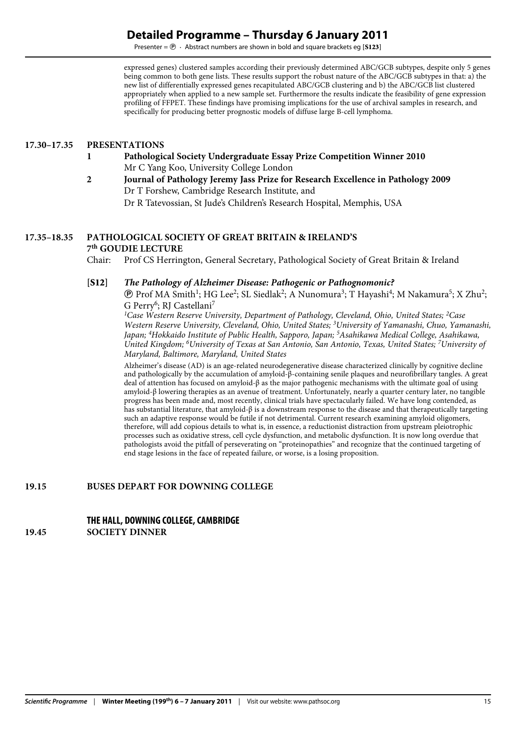expressed genes) clustered samples according their previously determined ABC/GCB subtypes, despite only 5 genes being common to both gene lists. These results support the robust nature of the ABC/GCB subtypes in that: a) the new list of differentially expressed genes recapitulated ABC/GCB clustering and b) the ABC/GCB list clustered appropriately when applied to a new sample set. Furthermore the results indicate the feasibility of gene expression profiling of FFPET. These findings have promising implications for the use of archival samples in research, and specifically for producing better prognostic models of diffuse large B-cell lymphoma.

**17.30–17.35 PRESENTATIONS**

1. **Pathological Society Undergraduate Essay Prize Competition Winner 2010**
   Mr C Yang Koo, University College London
2. **Journal of Pathology Jeremy Jass Prize for Research Excellence in Pathology 2009**
   Dr T Forshew, Cambridge Research Institute, and
   Dr R Tatevossian, St Jude's Children's Research Hospital, Memphis, USA

**17.35–18.35 PATHOLOGICAL SOCIETY OF GREAT BRITAIN & IRELAND'S 7th GOUDIE LECTURE**

Chair: Prof CS Herrington, General Secretary, Pathological Society of Great Britain & Ireland

**[S12]** ***The Pathology of Alzheimer Disease: Pathogenic or Pathognomonic?***

Ⓟ Prof MA Smith[1]; HG Lee[2]; SL Siedlak[2]; A Nunomura[3]; T Hayashi[4]; M Nakamura[5]; X Zhu[2]; G Perry[6]; RJ Castellani[7]

*[1]Case Western Reserve University, Department of Pathology, Cleveland, Ohio, United States; [2]Case Western Reserve University, Cleveland, Ohio, United States; [3]University of Yamanashi, Chuo, Yamanashi, Japan; [4]Hokkaido Institute of Public Health, Sapporo, Japan; [5]Asahikawa Medical College, Asahikawa, United Kingdom; [6]University of Texas at San Antonio, San Antonio, Texas, United States; [7]University of Maryland, Baltimore, Maryland, United States*

Alzheimer's disease (AD) is an age-related neurodegenerative disease characterized clinically by cognitive decline and pathologically by the accumulation of amyloid-β-containing senile plaques and neurofibrillary tangles. A great deal of attention has focused on amyloid-β as the major pathogenic mechanisms with the ultimate goal of using amyloid-β lowering therapies as an avenue of treatment. Unfortunately, nearly a quarter century later, no tangible progress has been made and, most recently, clinical trials have spectacularly failed. We have long contended, as has substantial literature, that amyloid-β is a downstream response to the disease and that therapeutically targeting such an adaptive response would be futile if not detrimental. Current research examining amyloid oligomers, therefore, will add copious details to what is, in essence, a reductionist distraction from upstream pleiotrophic processes such as oxidative stress, cell cycle dysfunction, and metabolic dysfunction. It is now long overdue that pathologists avoid the pitfall of perseverating on "proteinopathies" and recognize that the continued targeting of end stage lesions in the face of repeated failure, or worse, is a losing proposition.

**19.15 BUSES DEPART FOR DOWNING COLLEGE**

**THE HALL, DOWNING COLLEGE, CAMBRIDGE**

**19.45 SOCIETY DINNER**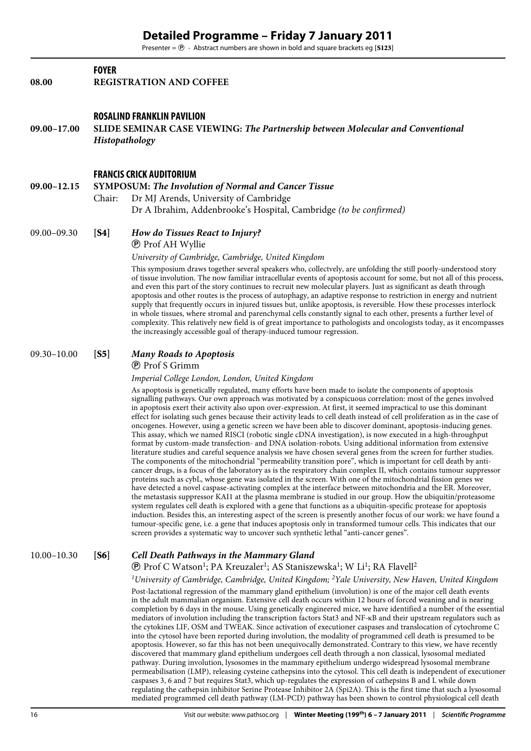# Detailed Programme – Friday 7 January 2011

Presenter = Ⓟ · Abstract numbers are shown in bold and square brackets eg [**S123**]

**FOYER**

**08.00** **REGISTRATION AND COFFEE**

**ROSALIND FRANKLIN PAVILION**

**09.00–17.00** **SLIDE SEMINAR CASE VIEWING:** ***The Partnership between Molecular and Conventional Histopathology***

**FRANCIS CRICK AUDITORIUM**

**09.00–12.15** **SYMPOSIUM:** ***The Involution of Normal and Cancer Tissue***

Chair: Dr MJ Arends, University of Cambridge
Dr A Ibrahim, Addenbrooke's Hospital, Cambridge *(to be confirmed)*

09.00–09.30 [**S4**] ***How do Tissues React to Injury?***

Ⓟ Prof AH Wyllie

*University of Cambridge, Cambridge, United Kingdom*

This symposium draws together several speakers who, collectvely, are unfolding the still poorly-understood story of tissue involution. The now familiar intracellular events of apoptosis account for some, but not all of this process, and even this part of the story continues to recruit new molecular players. Just as significant as death through apoptosis and other routes is the process of autophagy, an adaptive response to restriction in energy and nutrient supply that frequently occurs in injured tissues but, unlike apoptosis, is reversible. How these processes interlock in whole tissues, where stromal and parenchymal cells constantly signal to each other, presents a further level of complexity. This relatively new field is of great importance to pathologists and oncologists today, as it encompasses the increasingly accessible goal of therapy-induced tumour regression.

09.30–10.00 [**S5**] ***Many Roads to Apoptosis***

Ⓟ Prof S Grimm

*Imperial College London, London, United Kingdom*

As apoptosis is genetically regulated, many efforts have been made to isolate the components of apoptosis signalling pathways. Our own approach was motivated by a conspicuous correlation: most of the genes involved in apoptosis exert their activity also upon over-expression. At first, it seemed impractical to use this dominant effect for isolating such genes because their activity leads to cell death instead of cell proliferation as in the case of oncogenes. However, using a genetic screen we have been able to discover dominant, apoptosis-inducing genes. This assay, which we named RISCI (robotic single cDNA investigation), is now executed in a high-throughput format by custom-made transfection- and DNA isolation-robots. Using additional information from extensive literature studies and careful sequence analysis we have chosen several genes from the screen for further studies. The components of the mitochondrial "permeability transition pore", which is important for cell death by anti-cancer drugs, is a focus of the laboratory as is the respiratory chain complex II, which contains tumour suppressor proteins such as cybL, whose gene was isolated in the screen. With one of the mitochondrial fission genes we have detected a novel caspase-activating complex at the interface between mitochondria and the ER. Moreover, the metastasis suppressor KAI1 at the plasma membrane is studied in our group. How the ubiquitin/proteasome system regulates cell death is explored with a gene that functions as a ubiquitin-specific protease for apoptosis induction. Besides this, an interesting aspect of the screen is presently another focus of our work: we have found a tumour-specific gene, i.e. a gene that induces apoptosis only in transformed tumour cells. This indicates that our screen provides a systematic way to uncover such synthetic lethal "anti-cancer genes".

10.00–10.30 [**S6**] ***Cell Death Pathways in the Mammary Gland***

Ⓟ Prof C Watson[1]; PA Kreuzaler[1]; AS Staniszewska[1]; W Li[1]; RA Flavell[2]

*[1]University of Cambridge, Cambridge, United Kingdom; [2]Yale University, New Haven, United Kingdom*

Post-lactational regression of the mammary gland epithelium (involution) is one of the major cell death events in the adult mammalian organism. Extensive cell death occurs within 12 hours of forced weaning and is nearing completion by 6 days in the mouse. Using genetically engineered mice, we have identified a number of the essential mediators of involution including the transcription factors Stat3 and NF-κB and their upstream regulators such as the cytokines LIF, OSM and TWEAK. Since activation of executioner caspases and translocation of cytochrome C into the cytosol have been reported during involution, the modality of programmed cell death is presumed to be apoptosis. However, so far this has not been unequivocally demonstrated. Contrary to this view, we have recently discovered that mammary gland epithelium undergoes cell death through a non classical, lysosomal mediated pathway. During involution, lysosomes in the mammary epithelium undergo widespread lysosomal membrane permeabilisation (LMP), releasing cysteine cathepsins into the cytosol. This cell death is independent of executioner caspases 3, 6 and 7 but requires Stat3, which up-regulates the expression of cathepsins B and L while down regulating the cathepsin inhibitor Serine Protease Inhibitor 2A (Spi2A). This is the first time that such a lysosomal mediated programmed cell death pathway (LM-PCD) pathway has been shown to control physiological cell death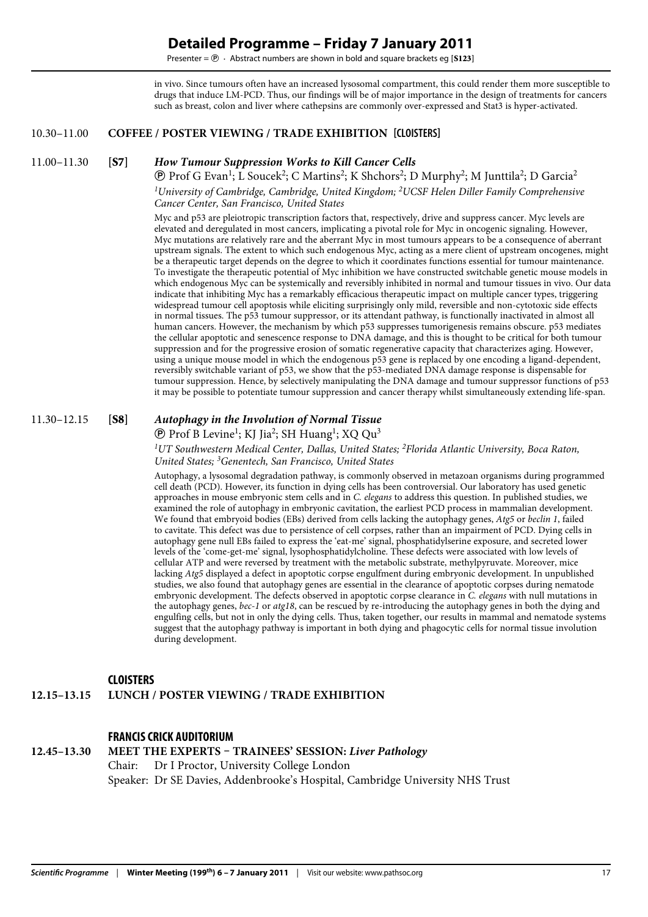in vivo. Since tumours often have an increased lysosomal compartment, this could render them more susceptible to drugs that induce LM-PCD. Thus, our findings will be of major importance in the design of treatments for cancers such as breast, colon and liver where cathepsins are commonly over-expressed and Stat3 is hyper-activated.

10.30–11.00 **COFFEE / POSTER VIEWING / TRADE EXHIBITION [CLOISTERS]**

11.00–11.30 **[S7]** ***How Tumour Suppression Works to Kill Cancer Cells***

Ⓟ Prof G Evan[1]; L Soucek[2]; C Martins[2]; K Shchors[2]; D Murphy[2]; M Junttila[2]; D Garcia[2]

*[1]University of Cambridge, Cambridge, United Kingdom; [2]UCSF Helen Diller Family Comprehensive Cancer Center, San Francisco, United States*

Myc and p53 are pleiotropic transcription factors that, respectively, drive and suppress cancer. Myc levels are elevated and deregulated in most cancers, implicating a pivotal role for Myc in oncogenic signaling. However, Myc mutations are relatively rare and the aberrant Myc in most tumours appears to be a consequence of aberrant upstream signals. The extent to which such endogenous Myc, acting as a mere client of upstream oncogenes, might be a therapeutic target depends on the degree to which it coordinates functions essential for tumour maintenance. To investigate the therapeutic potential of Myc inhibition we have constructed switchable genetic mouse models in which endogenous Myc can be systemically and reversibly inhibited in normal and tumour tissues in vivo. Our data indicate that inhibiting Myc has a remarkably efficacious therapeutic impact on multiple cancer types, triggering widespread tumour cell apoptosis while eliciting surprisingly only mild, reversible and non-cytotoxic side effects in normal tissues. The p53 tumour suppressor, or its attendant pathway, is functionally inactivated in almost all human cancers. However, the mechanism by which p53 suppresses tumorigenesis remains obscure. p53 mediates the cellular apoptotic and senescence response to DNA damage, and this is thought to be critical for both tumour suppression and for the progressive erosion of somatic regenerative capacity that characterizes aging. However, using a unique mouse model in which the endogenous p53 gene is replaced by one encoding a ligand-dependent, reversibly switchable variant of p53, we show that the p53-mediated DNA damage response is dispensable for tumour suppression. Hence, by selectively manipulating the DNA damage and tumour suppressor functions of p53 it may be possible to potentiate tumour suppression and cancer therapy whilst simultaneously extending life-span.

11.30–12.15 **[S8]** ***Autophagy in the Involution of Normal Tissue***

Ⓟ Prof B Levine[1]; KJ Jia[2]; SH Huang[1]; XQ Qu[3]

*[1]UT Southwestern Medical Center, Dallas, United States; [2]Florida Atlantic University, Boca Raton, United States; [3]Genentech, San Francisco, United States*

Autophagy, a lysosomal degradation pathway, is commonly observed in metazoan organisms during programmed cell death (PCD). However, its function in dying cells has been controversial. Our laboratory has used genetic approaches in mouse embryonic stem cells and in *C. elegans* to address this question. In published studies, we examined the role of autophagy in embryonic cavitation, the earliest PCD process in mammalian development. We found that embryoid bodies (EBs) derived from cells lacking the autophagy genes, *Atg5* or *beclin 1*, failed to cavitate. This defect was due to persistence of cell corpses, rather than an impairment of PCD. Dying cells in autophagy gene null EBs failed to express the 'eat-me' signal, phosphatidylserine exposure, and secreted lower levels of the 'come-get-me' signal, lysophosphatidylcholine. These defects were associated with low levels of cellular ATP and were reversed by treatment with the metabolic substrate, methylpyruvate. Moreover, mice lacking *Atg5* displayed a defect in apoptotic corpse engulfment during embryonic development. In unpublished studies, we also found that autophagy genes are essential in the clearance of apoptotic corpses during nematode embryonic development. The defects observed in apoptotic corpse clearance in *C. elegans* with null mutations in the autophagy genes, *bec-1* or *atg18*, can be rescued by re-introducing the autophagy genes in both the dying and engulfing cells, but not in only the dying cells. Thus, taken together, our results in mammal and nematode systems suggest that the autophagy pathway is important in both dying and phagocytic cells for normal tissue involution during development.

**CLOISTERS**

**12.15–13.15 LUNCH / POSTER VIEWING / TRADE EXHIBITION**

**FRANCIS CRICK AUDITORIUM**

**12.45–13.30 MEET THE EXPERTS – TRAINEES' SESSION: *Liver Pathology***

Chair: Dr I Proctor, University College London

Speaker: Dr SE Davies, Addenbrooke's Hospital, Cambridge University NHS Trust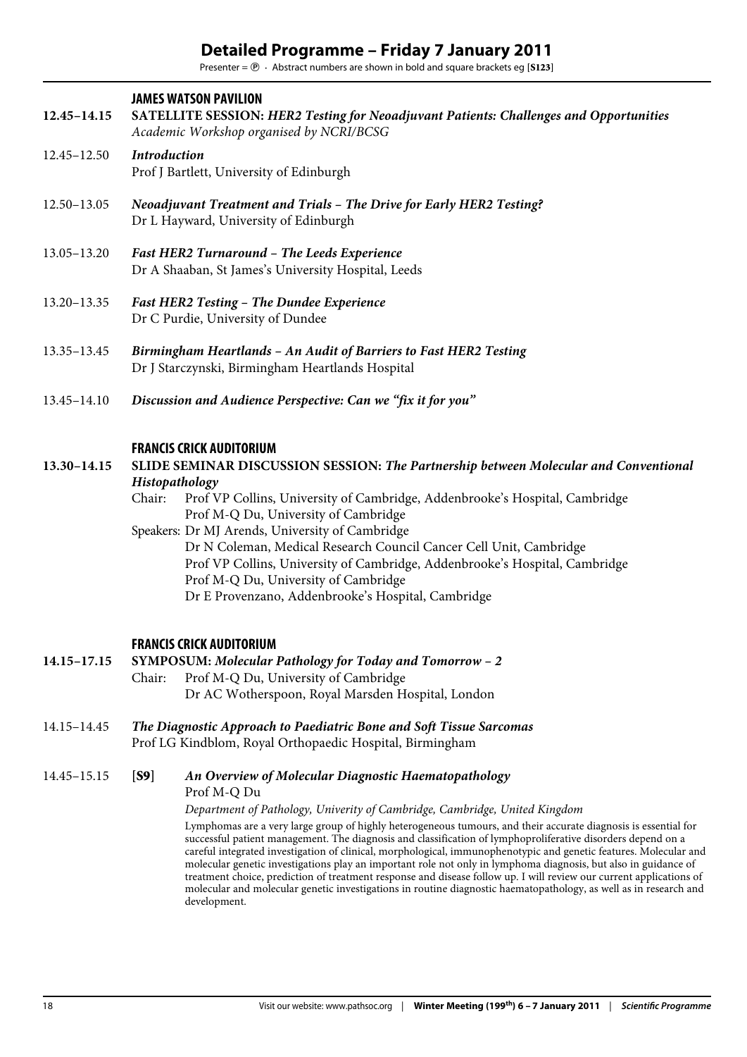# Detailed Programme – Friday 7 January 2011

Presenter = Ⓟ · Abstract numbers are shown in bold and square brackets eg [**S123**]

## JAMES WATSON PAVILION

**12.45–14.15** **SATELLITE SESSION: *HER2 Testing for Neoadjuvant Patients: Challenges and Opportunities***
*Academic Workshop organised by NCRI/BCSG*

12.45–12.50 ***Introduction***
Prof J Bartlett, University of Edinburgh

12.50–13.05 ***Neoadjuvant Treatment and Trials – The Drive for Early HER2 Testing?***
Dr L Hayward, University of Edinburgh

13.05–13.20 ***Fast HER2 Turnaround – The Leeds Experience***
Dr A Shaaban, St James's University Hospital, Leeds

13.20–13.35 ***Fast HER2 Testing – The Dundee Experience***
Dr C Purdie, University of Dundee

13.35–13.45 ***Birmingham Heartlands – An Audit of Barriers to Fast HER2 Testing***
Dr J Starczynski, Birmingham Heartlands Hospital

13.45–14.10 ***Discussion and Audience Perspective: Can we "fix it for you"***

## FRANCIS CRICK AUDITORIUM

**13.30–14.15** **SLIDE SEMINAR DISCUSSION SESSION: *The Partnership between Molecular and Conventional Histopathology***

Chair: Prof VP Collins, University of Cambridge, Addenbrooke's Hospital, Cambridge
Prof M-Q Du, University of Cambridge

Speakers: Dr MJ Arends, University of Cambridge
Dr N Coleman, Medical Research Council Cancer Cell Unit, Cambridge
Prof VP Collins, University of Cambridge, Addenbrooke's Hospital, Cambridge
Prof M-Q Du, University of Cambridge
Dr E Provenzano, Addenbrooke's Hospital, Cambridge

## FRANCIS CRICK AUDITORIUM

**14.15–17.15** **SYMPOSIUM: *Molecular Pathology for Today and Tomorrow – 2***

Chair: Prof M-Q Du, University of Cambridge
Dr AC Wotherspoon, Royal Marsden Hospital, London

14.15–14.45 ***The Diagnostic Approach to Paediatric Bone and Soft Tissue Sarcomas***
Prof LG Kindblom, Royal Orthopaedic Hospital, Birmingham

14.45–15.15 [**S9**] ***An Overview of Molecular Diagnostic Haematopathology***
Prof M-Q Du

*Department of Pathology, Univerity of Cambridge, Cambridge, United Kingdom*

Lymphomas are a very large group of highly heterogeneous tumours, and their accurate diagnosis is essential for successful patient management. The diagnosis and classification of lymphoproliferative disorders depend on a careful integrated investigation of clinical, morphological, immunophenotypic and genetic features. Molecular and molecular genetic investigations play an important role not only in lymphoma diagnosis, but also in guidance of treatment choice, prediction of treatment response and disease follow up. I will review our current applications of molecular and molecular genetic investigations in routine diagnostic haematopathology, as well as in research and development.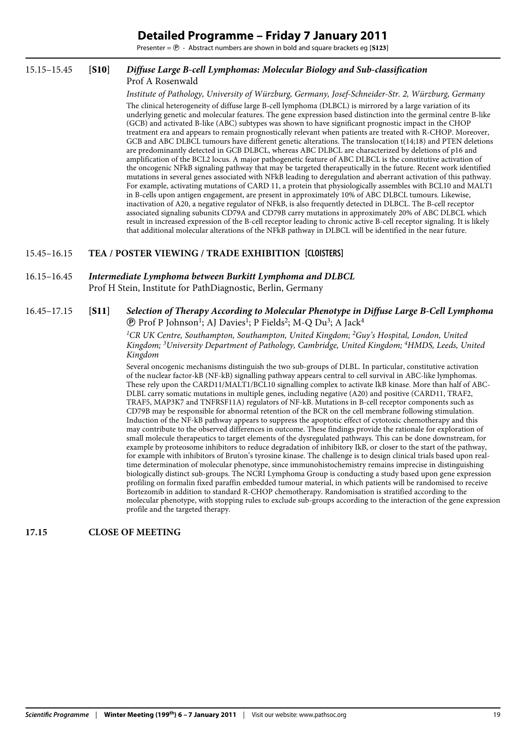# Detailed Programme – Friday 7 January 2011

Presenter = ℗ · Abstract numbers are shown in bold and square brackets eg [**S123**]

15.15–15.45 [**S10**] ***Diffuse Large B-cell Lymphomas: Molecular Biology and Sub-classification***
Prof A Rosenwald

*Institute of Pathology, University of Würzburg, Germany, Josef-Schneider-Str. 2, Würzburg, Germany*

The clinical heterogeneity of diffuse large B-cell lymphoma (DLBCL) is mirrored by a large variation of its underlying genetic and molecular features. The gene expression based distinction into the germinal centre B-like (GCB) and activated B-like (ABC) subtypes was shown to have significant prognostic impact in the CHOP treatment era and appears to remain prognostically relevant when patients are treated with R-CHOP. Moreover, GCB and ABC DLBCL tumours have different genetic alterations. The translocation t(14;18) and PTEN deletions are predominantly detected in GCB DLBCL, whereas ABC DLBCL are characterized by deletions of p16 and amplification of the BCL2 locus. A major pathogenetic feature of ABC DLBCL is the constitutive activation of the oncogenic NFkB signaling pathway that may be targeted therapeutically in the future. Recent work identified mutations in several genes associated with NFkB leading to deregulation and aberrant activation of this pathway. For example, activating mutations of CARD 11, a protein that physiologically assembles with BCL10 and MALT1 in B-cells upon antigen engagement, are present in approximately 10% of ABC DLBCL tumours. Likewise, inactivation of A20, a negative regulator of NFkB, is also frequently detected in DLBCL. The B-cell receptor associated signaling subunits CD79A and CD79B carry mutations in approximately 20% of ABC DLBCL which result in increased expression of the B-cell receptor leading to chronic active B-cell receptor signaling. It is likely that additional molecular alterations of the NFkB pathway in DLBCL will be identified in the near future.

15.45–16.15 **TEA / POSTER VIEWING / TRADE EXHIBITION [CLOISTERS]**

16.15–16.45 ***Intermediate Lymphoma between Burkitt Lymphoma and DLBCL***
Prof H Stein, Institute for PathDiagnostic, Berlin, Germany

16.45–17.15 [**S11**] ***Selection of Therapy According to Molecular Phenotype in Diffuse Large B-Cell Lymphoma***
℗ Prof P Johnson[1]; AJ Davies[1]; P Fields[2]; M-Q Du[3]; A Jack[4]

*[1]CR UK Centre, Southampton, Southampton, United Kingdom; [2]Guy's Hospital, London, United Kingdom; [3]University Department of Pathology, Cambridge, United Kingdom; [4]HMDS, Leeds, United Kingdom*

Several oncogenic mechanisms distinguish the two sub-groups of DLBL. In particular, constitutive activation of the nuclear factor-kB (NF-kB) signalling pathway appears central to cell survival in ABC-like lymphomas. These rely upon the CARD11/MALT1/BCL10 signalling complex to activate IkB kinase. More than half of ABC-DLBL carry somatic mutations in multiple genes, including negative (A20) and positive (CARD11, TRAF2, TRAF5, MAP3K7 and TNFRSF11A) regulators of NF-kB. Mutations in B-cell receptor components such as CD79B may be responsible for abnormal retention of the BCR on the cell membrane following stimulation. Induction of the NF-kB pathway appears to suppress the apoptotic effect of cytotoxic chemotherapy and this may contribute to the observed differences in outcome. These findings provide the rationale for exploration of small molecule therapeutics to target elements of the dysregulated pathways. This can be done downstream, for example by proteosome inhibitors to reduce degradation of inhibitory IkB, or closer to the start of the pathway, for example with inhibitors of Bruton's tyrosine kinase. The challenge is to design clinical trials based upon real-time determination of molecular phenotype, since immunohistochemistry remains imprecise in distinguishing biologically distinct sub-groups. The NCRI Lymphoma Group is conducting a study based upon gene expression profiling on formalin fixed paraffin embedded tumour material, in which patients will be randomised to receive Bortezomib in addition to standard R-CHOP chemotherapy. Randomisation is stratified according to the molecular phenotype, with stopping rules to exclude sub-groups according to the interaction of the gene expression profile and the targeted therapy.

**17.15 CLOSE OF MEETING**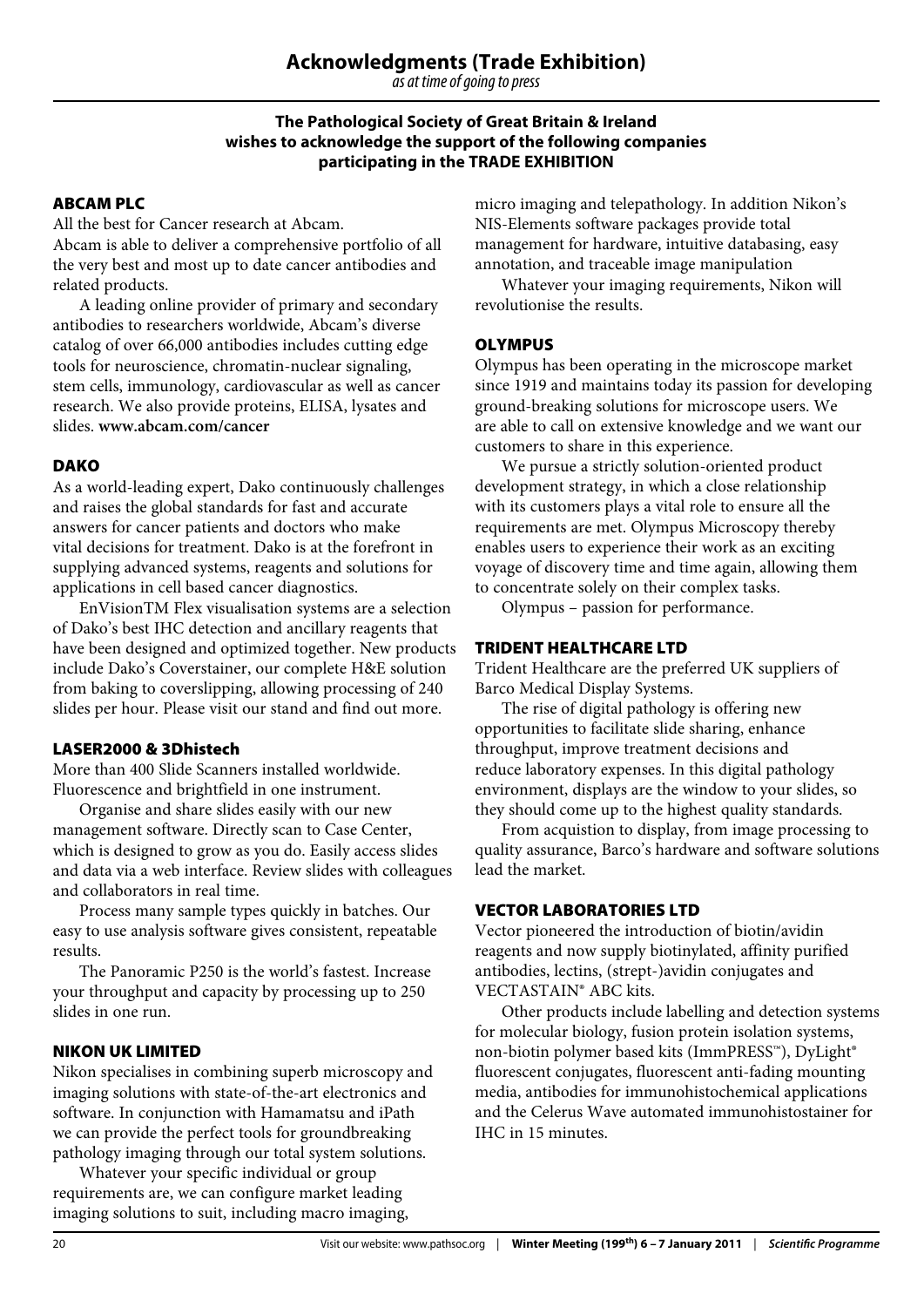# Acknowledgments (Trade Exhibition)

*as at time of going to press*

**The Pathological Society of Great Britain & Ireland wishes to acknowledge the support of the following companies participating in the TRADE EXHIBITION**

## ABCAM PLC

All the best for Cancer research at Abcam.
Abcam is able to deliver a comprehensive portfolio of all the very best and most up to date cancer antibodies and related products.

A leading online provider of primary and secondary antibodies to researchers worldwide, Abcam's diverse catalog of over 66,000 antibodies includes cutting edge tools for neuroscience, chromatin-nuclear signaling, stem cells, immunology, cardiovascular as well as cancer research. We also provide proteins, ELISA, lysates and slides. **www.abcam.com/cancer**

## DAKO

As a world-leading expert, Dako continuously challenges and raises the global standards for fast and accurate answers for cancer patients and doctors who make vital decisions for treatment. Dako is at the forefront in supplying advanced systems, reagents and solutions for applications in cell based cancer diagnostics.

EnVisionTM Flex visualisation systems are a selection of Dako's best IHC detection and ancillary reagents that have been designed and optimized together. New products include Dako's Coverstainer, our complete H&E solution from baking to coverslipping, allowing processing of 240 slides per hour. Please visit our stand and find out more.

## LASER2000 & 3Dhistech

More than 400 Slide Scanners installed worldwide. Fluorescence and brightfield in one instrument.

Organise and share slides easily with our new management software. Directly scan to Case Center, which is designed to grow as you do. Easily access slides and data via a web interface. Review slides with colleagues and collaborators in real time.

Process many sample types quickly in batches. Our easy to use analysis software gives consistent, repeatable results.

The Panoramic P250 is the world's fastest. Increase your throughput and capacity by processing up to 250 slides in one run.

## NIKON UK LIMITED

Nikon specialises in combining superb microscopy and imaging solutions with state-of-the-art electronics and software. In conjunction with Hamamatsu and iPath we can provide the perfect tools for groundbreaking pathology imaging through our total system solutions.

Whatever your specific individual or group requirements are, we can configure market leading imaging solutions to suit, including macro imaging, micro imaging and telepathology. In addition Nikon's NIS-Elements software packages provide total management for hardware, intuitive databasing, easy annotation, and traceable image manipulation

Whatever your imaging requirements, Nikon will revolutionise the results.

## OLYMPUS

Olympus has been operating in the microscope market since 1919 and maintains today its passion for developing ground-breaking solutions for microscope users. We are able to call on extensive knowledge and we want our customers to share in this experience.

We pursue a strictly solution-oriented product development strategy, in which a close relationship with its customers plays a vital role to ensure all the requirements are met. Olympus Microscopy thereby enables users to experience their work as an exciting voyage of discovery time and time again, allowing them to concentrate solely on their complex tasks.

Olympus – passion for performance.

## TRIDENT HEALTHCARE LTD

Trident Healthcare are the preferred UK suppliers of Barco Medical Display Systems.

The rise of digital pathology is offering new opportunities to facilitate slide sharing, enhance throughput, improve treatment decisions and reduce laboratory expenses. In this digital pathology environment, displays are the window to your slides, so they should come up to the highest quality standards.

From acquistion to display, from image processing to quality assurance, Barco's hardware and software solutions lead the market.

## VECTOR LABORATORIES LTD

Vector pioneered the introduction of biotin/avidin reagents and now supply biotinylated, affinity purified antibodies, lectins, (strept-)avidin conjugates and VECTASTAIN® ABC kits.

Other products include labelling and detection systems for molecular biology, fusion protein isolation systems, non-biotin polymer based kits (ImmPRESS™), DyLight® fluorescent conjugates, fluorescent anti-fading mounting media, antibodies for immunohistochemical applications and the Celerus Wave automated immunohistostainer for IHC in 15 minutes.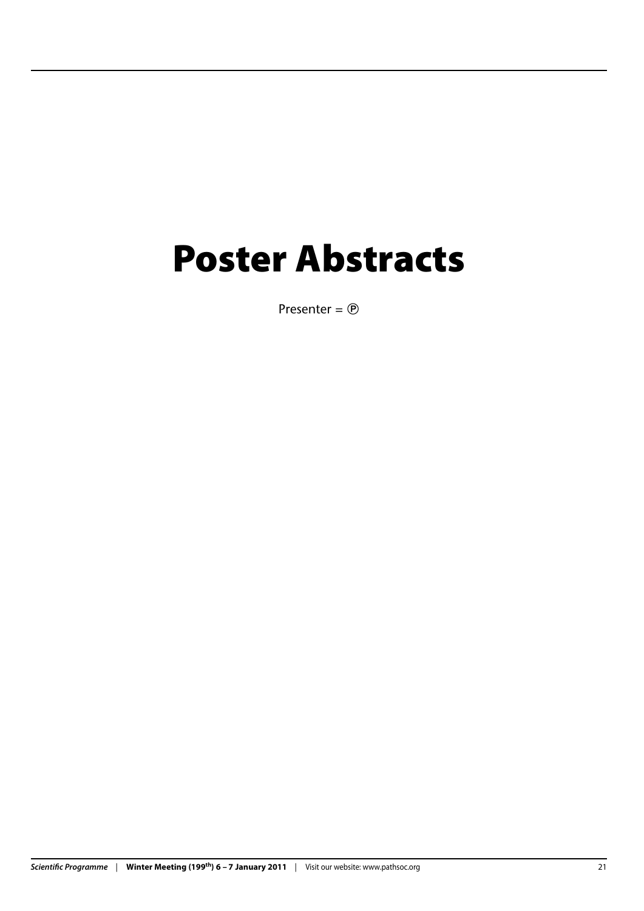# Poster Abstracts

Presenter = Ⓟ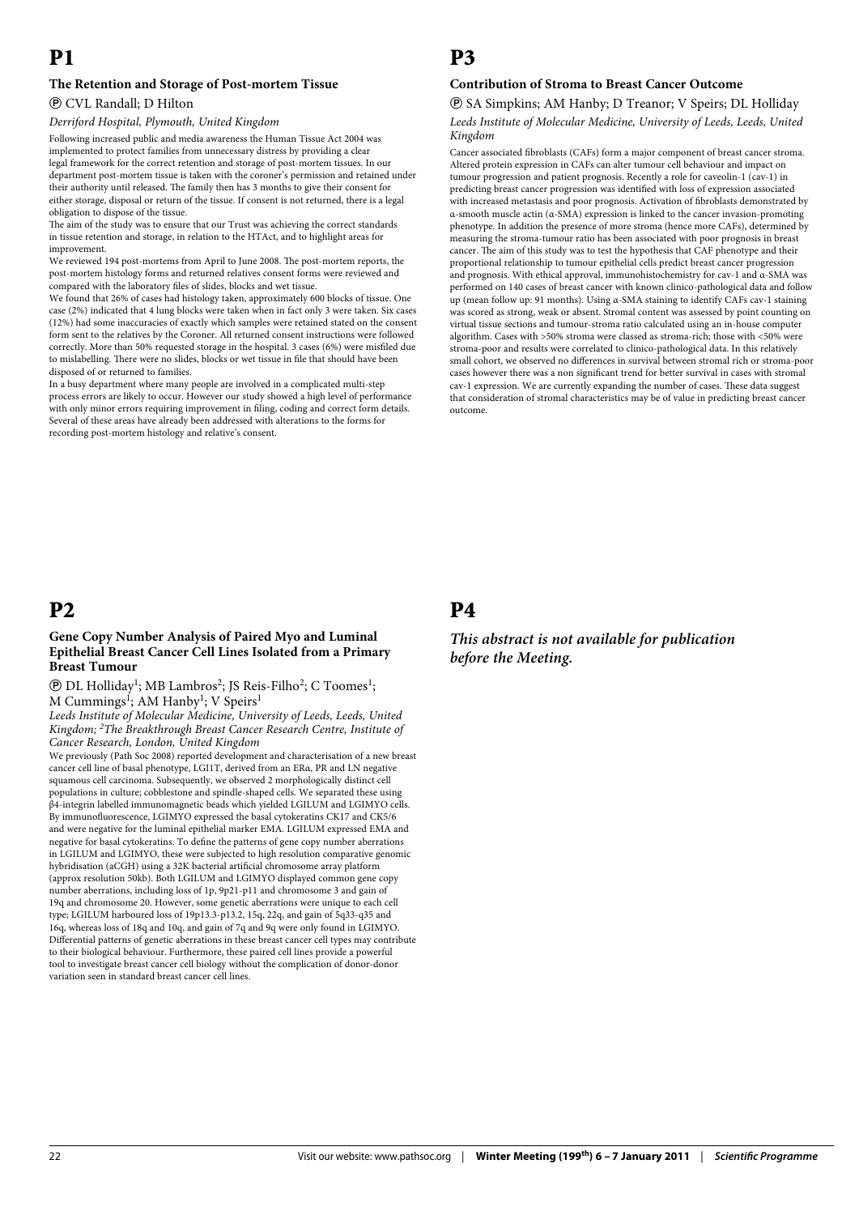# P1

### The Retention and Storage of Post-mortem Tissue

Ⓟ CVL Randall; D Hilton

*Derriford Hospital, Plymouth, United Kingdom*

Following increased public and media awareness the Human Tissue Act 2004 was implemented to protect families from unnecessary distress by providing a clear legal framework for the correct retention and storage of post-mortem tissues. In our department post-mortem tissue is taken with the coroner's permission and retained under their authority until released. The family then has 3 months to give their consent for either storage, disposal or return of the tissue. If consent is not returned, there is a legal obligation to dispose of the tissue.

The aim of the study was to ensure that our Trust was achieving the correct standards in tissue retention and storage, in relation to the HTAct, and to highlight areas for improvement.

We reviewed 194 post-mortems from April to June 2008. The post-mortem reports, the post-mortem histology forms and returned relatives consent forms were reviewed and compared with the laboratory files of slides, blocks and wet tissue.

We found that 26% of cases had histology taken, approximately 600 blocks of tissue. One case (2%) indicated that 4 lung blocks were taken when in fact only 3 were taken. Six cases (12%) had some inaccuracies of exactly which samples were retained stated on the consent form sent to the relatives by the Coroner. All returned consent instructions were followed correctly. More than 50% requested storage in the hospital. 3 cases (6%) were misfiled due to mislabelling. There were no slides, blocks or wet tissue in file that should have been disposed of or returned to families.

In a busy department where many people are involved in a complicated multi-step process errors are likely to occur. However our study showed a high level of performance with only minor errors requiring improvement in filing, coding and correct form details. Several of these areas have already been addressed with alterations to the forms for recording post-mortem histology and relative's consent.

# P2

### Gene Copy Number Analysis of Paired Myo and Luminal Epithelial Breast Cancer Cell Lines Isolated from a Primary Breast Tumour

Ⓟ DL Holliday[1]; MB Lambros[2]; JS Reis-Filho[2]; C Toomes[1]; M Cummings[1]; AM Hanby[1]; V Speirs[1]

*Leeds Institute of Molecular Medicine, University of Leeds, Leeds, United Kingdom; [2]The Breakthrough Breast Cancer Research Centre, Institute of Cancer Research, London, United Kingdom*

We previously (Path Soc 2008) reported development and characterisation of a new breast cancer cell line of basal phenotype, LGI1T, derived from an ERα, PR and LN negative squamous cell carcinoma. Subsequently, we observed 2 morphologically distinct cell populations in culture; cobblestone and spindle-shaped cells. We separated these using β4-integrin labelled immunomagnetic beads which yielded LGILUM and LGIMYO cells. By immunofluorescence, LGIMYO expressed the basal cytokeratins CK17 and CK5/6 and were negative for the luminal epithelial marker EMA. LGILUM expressed EMA and negative for basal cytokeratins. To define the patterns of gene copy number aberrations in LGILUM and LGIMYO, these were subjected to high resolution comparative genomic hybridisation (aCGH) using a 32K bacterial artificial chromosome array platform (approx resolution 50kb). Both LGILUM and LGIMYO displayed common gene copy number aberrations, including loss of 1p, 9p21-p11 and chromosome 3 and gain of 19q and chromosome 20. However, some genetic aberrations were unique to each cell type; LGILUM harboured loss of 19p13.3-p13.2, 15q, 22q, and gain of 5q33-q35 and 16q, whereas loss of 18q and 10q, and gain of 7q and 9q were only found in LGIMYO. Differential patterns of genetic aberrations in these breast cancer cell types may contribute to their biological behaviour. Furthermore, these paired cell lines provide a powerful tool to investigate breast cancer cell biology without the complication of donor-donor variation seen in standard breast cancer cell lines.

# P3

### Contribution of Stroma to Breast Cancer Outcome

Ⓟ SA Simpkins; AM Hanby; D Treanor; V Speirs; DL Holliday

*Leeds Institute of Molecular Medicine, University of Leeds, Leeds, United Kingdom*

Cancer associated fibroblasts (CAFs) form a major component of breast cancer stroma. Altered protein expression in CAFs can alter tumour cell behaviour and impact on tumour progression and patient prognosis. Recently a role for caveolin-1 (cav-1) in predicting breast cancer progression was identified with loss of expression associated with increased metastasis and poor prognosis. Activation of fibroblasts demonstrated by α-smooth muscle actin (α-SMA) expression is linked to the cancer invasion-promoting phenotype. In addition the presence of more stroma (hence more CAFs), determined by measuring the stroma-tumour ratio has been associated with poor prognosis in breast cancer. The aim of this study was to test the hypothesis that CAF phenotype and their proportional relationship to tumour epithelial cells predict breast cancer progression and prognosis. With ethical approval, immunohistochemistry for cav-1 and α-SMA was performed on 140 cases of breast cancer with known clinico-pathological data and follow up (mean follow up: 91 months). Using α-SMA staining to identify CAFs cav-1 staining was scored as strong, weak or absent. Stromal content was assessed by point counting on virtual tissue sections and tumour-stroma ratio calculated using an in-house computer algorithm. Cases with >50% stroma were classed as stroma-rich; those with <50% were stroma-poor and results were correlated to clinico-pathological data. In this relatively small cohort, we observed no differences in survival between stromal rich or stroma-poor cases however there was a non significant trend for better survival in cases with stromal cav-1 expression. We are currently expanding the number of cases. These data suggest that consideration of stromal characteristics may be of value in predicting breast cancer outcome.

# P4

***This abstract is not available for publication before the Meeting.***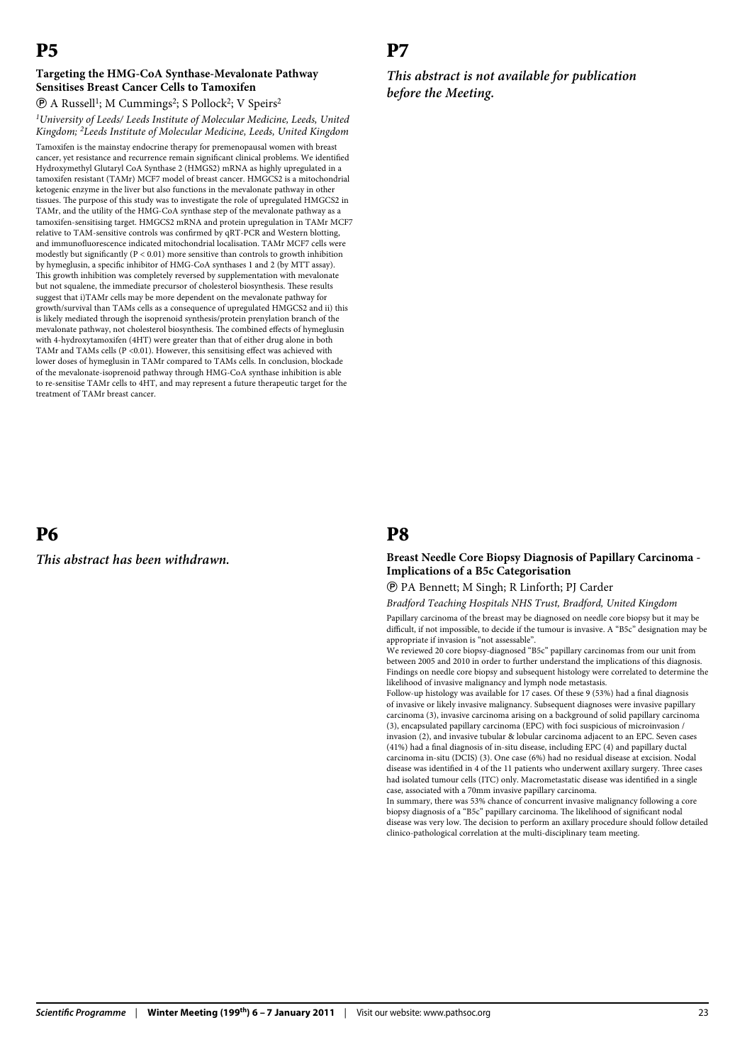# P5

### Targeting the HMG-CoA Synthase-Mevalonate Pathway Sensitises Breast Cancer Cells to Tamoxifen

Ⓟ A Russell[1]; M Cummings[2]; S Pollock[2]; V Speirs[2]

*[1]University of Leeds/ Leeds Institute of Molecular Medicine, Leeds, United Kingdom; [2]Leeds Institute of Molecular Medicine, Leeds, United Kingdom*

Tamoxifen is the mainstay endocrine therapy for premenopausal women with breast cancer, yet resistance and recurrence remain significant clinical problems. We identified Hydroxymethyl Glutaryl CoA Synthase 2 (HMGS2) mRNA as highly upregulated in a tamoxifen resistant (TAMr) MCF7 model of breast cancer. HMGCS2 is a mitochondrial ketogenic enzyme in the liver but also functions in the mevalonate pathway in other tissues. The purpose of this study was to investigate the role of upregulated HMGCS2 in TAMr, and the utility of the HMG-CoA synthase step of the mevalonate pathway as a tamoxifen-sensitising target. HMGCS2 mRNA and protein upregulation in TAMr MCF7 relative to TAM-sensitive controls was confirmed by qRT-PCR and Western blotting, and immunofluorescence indicated mitochondrial localisation. TAMr MCF7 cells were modestly but significantly ($P < 0.01$) more sensitive than controls to growth inhibition by hymeglusin, a specific inhibitor of HMG-CoA synthases 1 and 2 (by MTT assay). This growth inhibition was completely reversed by supplementation with mevalonate but not squalene, the immediate precursor of cholesterol biosynthesis. These results suggest that i)TAMr cells may be more dependent on the mevalonate pathway for growth/survival than TAMs cells as a consequence of upregulated HMGCS2 and ii) this is likely mediated through the isoprenoid synthesis/protein prenylation branch of the mevalonate pathway, not cholesterol biosynthesis. The combined effects of hymeglusin with 4-hydroxytamoxifen (4HT) were greater than that of either drug alone in both TAMr and TAMs cells ($P < 0.01$). However, this sensitising effect was achieved with lower doses of hymeglusin in TAMr compared to TAMs cells. In conclusion, blockade of the mevalonate-isoprenoid pathway through HMG-CoA synthase inhibition is able to re-sensitise TAMr cells to 4HT, and may represent a future therapeutic target for the treatment of TAMr breast cancer.

# P6

***This abstract has been withdrawn.***

# P7

***This abstract is not available for publication before the Meeting.***

# P8

### Breast Needle Core Biopsy Diagnosis of Papillary Carcinoma - Implications of a B5c Categorisation

Ⓟ PA Bennett; M Singh; R Linforth; PJ Carder

*Bradford Teaching Hospitals NHS Trust, Bradford, United Kingdom*

Papillary carcinoma of the breast may be diagnosed on needle core biopsy but it may be difficult, if not impossible, to decide if the tumour is invasive. A "B5c" designation may be appropriate if invasion is "not assessable".

We reviewed 20 core biopsy-diagnosed "B5c" papillary carcinomas from our unit from between 2005 and 2010 in order to further understand the implications of this diagnosis. Findings on needle core biopsy and subsequent histology were correlated to determine the likelihood of invasive malignancy and lymph node metastasis.

Follow-up histology was available for 17 cases. Of these 9 (53%) had a final diagnosis of invasive or likely invasive malignancy. Subsequent diagnoses were invasive papillary carcinoma (3), invasive carcinoma arising on a background of solid papillary carcinoma (3), encapsulated papillary carcinoma (EPC) with foci suspicious of microinvasion / invasion (2), and invasive tubular & lobular carcinoma adjacent to an EPC. Seven cases (41%) had a final diagnosis of in-situ disease, including EPC (4) and papillary ductal carcinoma in-situ (DCIS) (3). One case (6%) had no residual disease at excision. Nodal disease was identified in 4 of the 11 patients who underwent axillary surgery. Three cases had isolated tumour cells (ITC) only. Macrometastatic disease was identified in a single case, associated with a 70mm invasive papillary carcinoma.

In summary, there was 53% chance of concurrent invasive malignancy following a core biopsy diagnosis of a "B5c" papillary carcinoma. The likelihood of significant nodal disease was very low. The decision to perform an axillary procedure should follow detailed clinico-pathological correlation at the multi-disciplinary team meeting.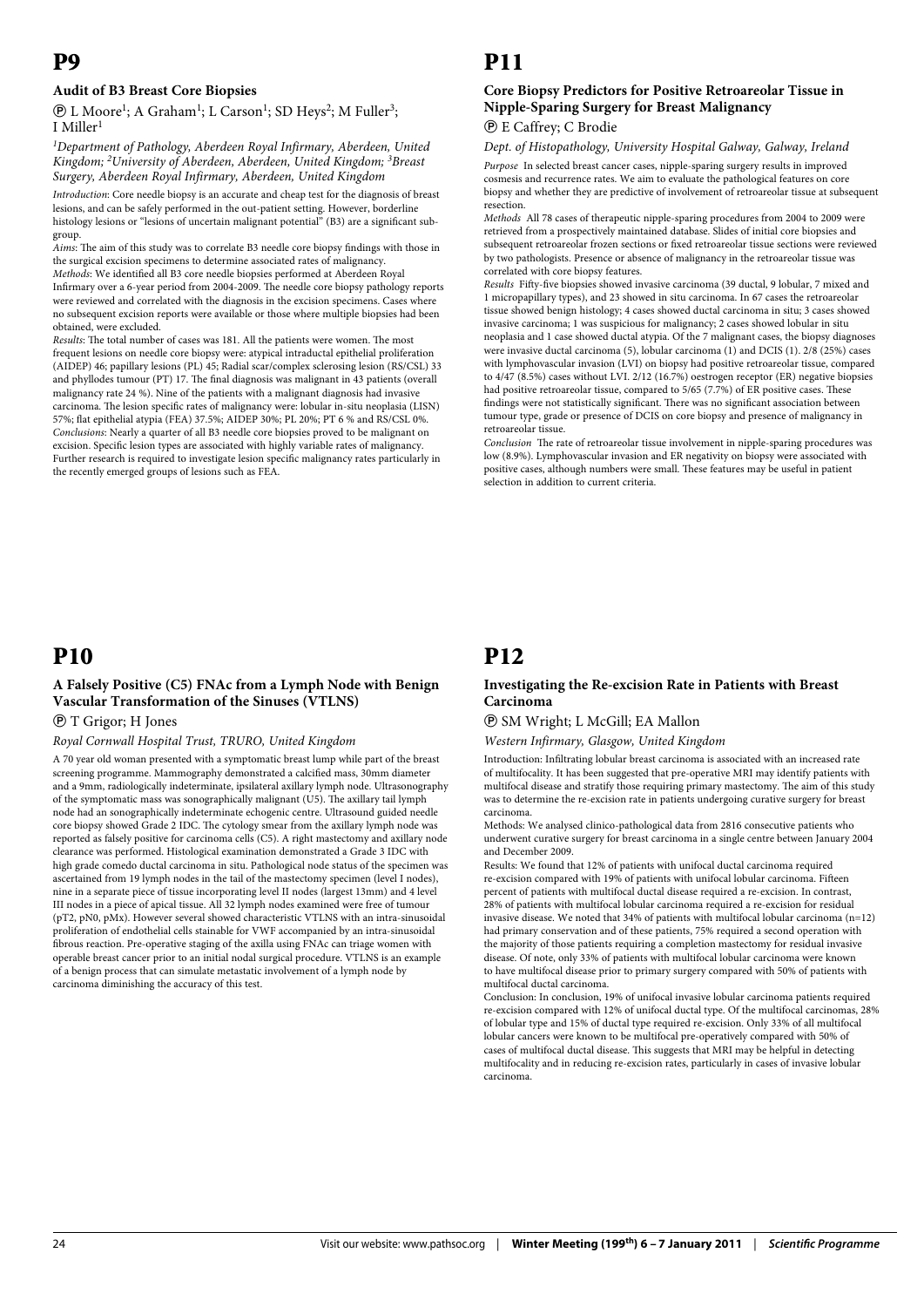# P9

### Audit of B3 Breast Core Biopsies

Ⓟ L Moore[1]; A Graham[1]; L Carson[1]; SD Heys[2]; M Fuller[3]; I Miller[1]

*[1]Department of Pathology, Aberdeen Royal Infirmary, Aberdeen, United Kingdom; [2]University of Aberdeen, Aberdeen, United Kingdom; [3]Breast Surgery, Aberdeen Royal Infirmary, Aberdeen, United Kingdom*

*Introduction*: Core needle biopsy is an accurate and cheap test for the diagnosis of breast lesions, and can be safely performed in the out-patient setting. However, borderline histology lesions or "lesions of uncertain malignant potential" (B3) are a significant sub-group.

*Aims*: The aim of this study was to correlate B3 needle core biopsy findings with those in the surgical excision specimens to determine associated rates of malignancy.

*Methods*: We identified all B3 core needle biopsies performed at Aberdeen Royal Infirmary over a 6-year period from 2004-2009. The needle core biopsy pathology reports were reviewed and correlated with the diagnosis in the excision specimens. Cases where no subsequent excision reports were available or those where multiple biopsies had been obtained, were excluded.

*Results*: The total number of cases was 181. All the patients were women. The most frequent lesions on needle core biopsy were: atypical intraductal epithelial proliferation (AIDEP) 46; papillary lesions (PL) 45; Radial scar/complex sclerosing lesion (RS/CSL) 33 and phyllodes tumour (PT) 17. The final diagnosis was malignant in 43 patients (overall malignancy rate 24 %). Nine of the patients with a malignant diagnosis had invasive carcinoma. The lesion specific rates of malignancy were: lobular in-situ neoplasia (LISN) 57%; flat epithelial atypia (FEA) 37.5%; AIDEP 30%; PL 20%; PT 6 % and RS/CSL 0%.

*Conclusions*: Nearly a quarter of all B3 needle core biopsies proved to be malignant on excision. Specific lesion types are associated with highly variable rates of malignancy. Further research is required to investigate lesion specific malignancy rates particularly in the recently emerged groups of lesions such as FEA.

# P10

### A Falsely Positive (C5) FNAc from a Lymph Node with Benign Vascular Transformation of the Sinuses (VTLNS)

Ⓟ T Grigor; H Jones

*Royal Cornwall Hospital Trust, TRURO, United Kingdom*

A 70 year old woman presented with a symptomatic breast lump while part of the breast screening programme. Mammography demonstrated a calcified mass, 30mm diameter and a 9mm, radiologically indeterminate, ipsilateral axillary lymph node. Ultrasonography of the symptomatic mass was sonographically malignant (U5). The axillary tail lymph node had an sonographically indeterminate echogenic centre. Ultrasound guided needle core biopsy showed Grade 2 IDC. The cytology smear from the axillary lymph node was reported as falsely positive for carcinoma cells (C5). A right mastectomy and axillary node clearance was performed. Histological examination demonstrated a Grade 3 IDC with high grade comedo ductal carcinoma in situ. Pathological node status of the specimen was ascertained from 19 lymph nodes in the tail of the mastectomy specimen (level I nodes), nine in a separate piece of tissue incorporating level II nodes (largest 13mm) and 4 level III nodes in a piece of apical tissue. All 32 lymph nodes examined were free of tumour (pT2, pN0, pMx). However several showed characteristic VTLNS with an intra-sinusoidal proliferation of endothelial cells stainable for VWF accompanied by an intra-sinusoidal fibrous reaction. Pre-operative staging of the axilla using FNAc can triage women with operable breast cancer prior to an initial nodal surgical procedure. VTLNS is an example of a benign process that can simulate metastatic involvement of a lymph node by carcinoma diminishing the accuracy of this test.

# P11

### Core Biopsy Predictors for Positive Retroareolar Tissue in Nipple-Sparing Surgery for Breast Malignancy

Ⓟ E Caffrey; C Brodie

*Dept. of Histopathology, University Hospital Galway, Galway, Ireland*

*Purpose* In selected breast cancer cases, nipple-sparing surgery results in improved cosmesis and recurrence rates. We aim to evaluate the pathological features on core biopsy and whether they are predictive of involvement of retroareolar tissue at subsequent resection.

*Methods* All 78 cases of therapeutic nipple-sparing procedures from 2004 to 2009 were retrieved from a prospectively maintained database. Slides of initial core biopsies and subsequent retroareolar frozen sections or fixed retroareolar tissue sections were reviewed by two pathologists. Presence or absence of malignancy in the retroareolar tissue was correlated with core biopsy features.

*Results* Fifty-five biopsies showed invasive carcinoma (39 ductal, 9 lobular, 7 mixed and 1 micropapillary types), and 23 showed in situ carcinoma. In 67 cases the retroareolar tissue showed benign histology; 4 cases showed ductal carcinoma in situ; 3 cases showed invasive carcinoma; 1 was suspicious for malignancy; 2 cases showed lobular in situ neoplasia and 1 case showed ductal atypia. Of the 7 malignant cases, the biopsy diagnoses were invasive ductal carcinoma (5), lobular carcinoma (1) and DCIS (1). 2/8 (25%) cases with lymphovascular invasion (LVI) on biopsy had positive retroareolar tissue, compared to 4/47 (8.5%) cases without LVI. 2/12 (16.7%) oestrogen receptor (ER) negative biopsies had positive retroareolar tissue, compared to 5/65 (7.7%) of ER positive cases. These findings were not statistically significant. There was no significant association between tumour type, grade or presence of DCIS on core biopsy and presence of malignancy in retroareolar tissue.

*Conclusion* The rate of retroareolar tissue involvement in nipple-sparing procedures was low (8.9%). Lymphovascular invasion and ER negativity on biopsy were associated with positive cases, although numbers were small. These features may be useful in patient selection in addition to current criteria.

# P12

### Investigating the Re-excision Rate in Patients with Breast Carcinoma

Ⓟ SM Wright; L McGill; EA Mallon

*Western Infirmary, Glasgow, United Kingdom*

Introduction: Infiltrating lobular breast carcinoma is associated with an increased rate of multifocality. It has been suggested that pre-operative MRI may identify patients with multifocal disease and stratify those requiring primary mastectomy. The aim of this study was to determine the re-excision rate in patients undergoing curative surgery for breast carcinoma.

Methods: We analysed clinico-pathological data from 2816 consecutive patients who underwent curative surgery for breast carcinoma in a single centre between January 2004 and December 2009.

Results: We found that 12% of patients with unifocal ductal carcinoma required re-excision compared with 19% of patients with unifocal lobular carcinoma. Fifteen percent of patients with multifocal ductal disease required a re-excision. In contrast, 28% of patients with multifocal lobular carcinoma required a re-excision for residual invasive disease. We noted that 34% of patients with multifocal lobular carcinoma (n=12) had primary conservation and of these patients, 75% required a second operation with the majority of those patients requiring a completion mastectomy for residual invasive disease. Of note, only 33% of patients with multifocal lobular carcinoma were known to have multifocal disease prior to primary surgery compared with 50% of patients with multifocal ductal carcinoma.

Conclusion: In conclusion, 19% of unifocal invasive lobular carcinoma patients required re-excision compared with 12% of unifocal ductal type. Of the multifocal carcinomas, 28% of lobular type and 15% of ductal type required re-excision. Only 33% of all multifocal lobular cancers were known to be multifocal pre-operatively compared with 50% of cases of multifocal ductal disease. This suggests that MRI may be helpful in detecting multifocality and in reducing re-excision rates, particularly in cases of invasive lobular carcinoma.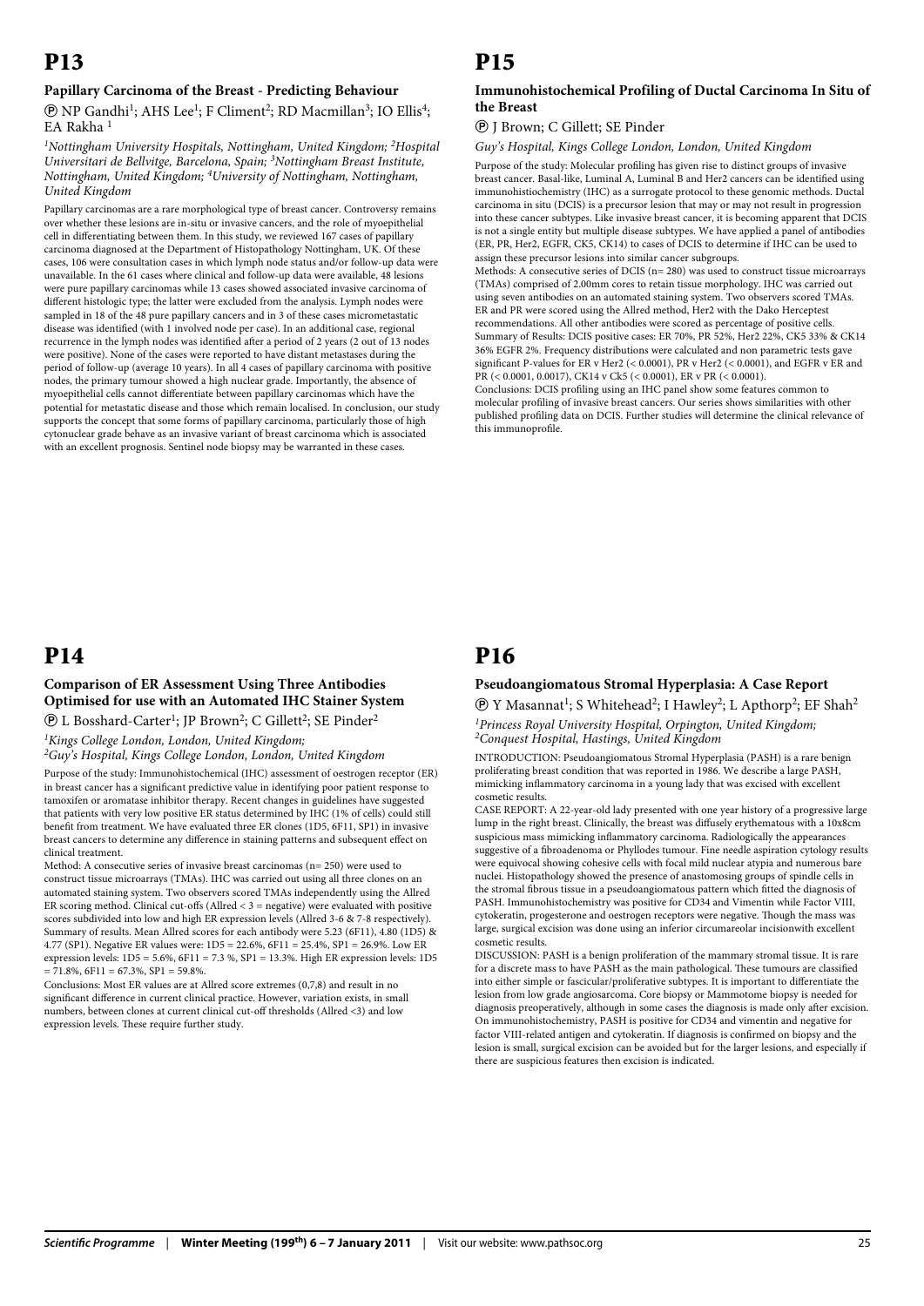# P13

### Papillary Carcinoma of the Breast - Predicting Behaviour

Ⓟ NP Gandhi[1]; AHS Lee[1]; F Climent[2]; RD Macmillan[3]; IO Ellis[4]; EA Rakha [1]

*[1]Nottingham University Hospitals, Nottingham, United Kingdom; [2]Hospital Universitari de Bellvitge, Barcelona, Spain; [3]Nottingham Breast Institute, Nottingham, United Kingdom; [4]University of Nottingham, Nottingham, United Kingdom*

Papillary carcinomas are a rare morphological type of breast cancer. Controversy remains over whether these lesions are in-situ or invasive cancers, and the role of myoepithelial cell in differentiating between them. In this study, we reviewed 167 cases of papillary carcinoma diagnosed at the Department of Histopathology Nottingham, UK. Of these cases, 106 were consultation cases in which lymph node status and/or follow-up data were unavailable. In the 61 cases where clinical and follow-up data were available, 48 lesions were pure papillary carcinomas while 13 cases showed associated invasive carcinoma of different histologic type; the latter were excluded from the analysis. Lymph nodes were sampled in 18 of the 48 pure papillary cancers and in 3 of these cases micrometastatic disease was identified (with 1 involved node per case). In an additional case, regional recurrence in the lymph nodes was identified after a period of 2 years (2 out of 13 nodes were positive). None of the cases were reported to have distant metastases during the period of follow-up (average 10 years). In all 4 cases of papillary carcinoma with positive nodes, the primary tumour showed a high nuclear grade. Importantly, the absence of myoepithelial cells cannot differentiate between papillary carcinomas which have the potential for metastatic disease and those which remain localised. In conclusion, our study supports the concept that some forms of papillary carcinoma, particularly those of high cytonuclear grade behave as an invasive variant of breast carcinoma which is associated with an excellent prognosis. Sentinel node biopsy may be warranted in these cases.

# P14

### Comparison of ER Assessment Using Three Antibodies Optimised for use with an Automated IHC Stainer System

Ⓟ L Bosshard-Carter[1]; JP Brown[2]; C Gillett[2]; SE Pinder[2]

*[1]Kings College London, London, United Kingdom;*
*[2]Guy's Hospital, Kings College London, London, United Kingdom*

Purpose of the study: Immunohistochemical (IHC) assessment of oestrogen receptor (ER) in breast cancer has a significant predictive value in identifying poor patient response to tamoxifen or aromatase inhibitor therapy. Recent changes in guidelines have suggested that patients with very low positive ER status determined by IHC (1% of cells) could still benefit from treatment. We have evaluated three ER clones (1D5, 6F11, SP1) in invasive breast cancers to determine any difference in staining patterns and subsequent effect on clinical treatment.

Method: A consecutive series of invasive breast carcinomas (n= 250) were used to construct tissue microarrays (TMAs). IHC was carried out using all three clones on an automated staining system. Two observers scored TMAs independently using the Allred ER scoring method. Clinical cut-offs (Allred < 3 = negative) were evaluated with positive scores subdivided into low and high ER expression levels (Allred 3-6 & 7-8 respectively).

Summary of results. Mean Allred scores for each antibody were 5.23 (6F11), 4.80 (1D5) & 4.77 (SP1). Negative ER values were: 1D5 = 22.6%, 6F11 = 25.4%, SP1 = 26.9%. Low ER expression levels: 1D5 = 5.6%, 6F11 = 7.3 %, SP1 = 13.3%. High ER expression levels: 1D5 = 71.8%, 6F11 = 67.3%, SP1 = 59.8%.

Conclusions: Most ER values are at Allred score extremes (0,7,8) and result in no significant difference in current clinical practice. However, variation exists, in small numbers, between clones at current clinical cut-off thresholds (Allred <3) and low expression levels. These require further study.

# P15

### Immunohistochemical Profiling of Ductal Carcinoma In Situ of the Breast

Ⓟ J Brown; C Gillett; SE Pinder

*Guy's Hospital, Kings College London, London, United Kingdom*

Purpose of the study: Molecular profiling has given rise to distinct groups of invasive breast cancer. Basal-like, Luminal A, Luminal B and Her2 cancers can be identified using immunohistiochemistry (IHC) as a surrogate protocol to these genomic methods. Ductal carcinoma in situ (DCIS) is a precursor lesion that may or may not result in progression into these cancer subtypes. Like invasive breast cancer, it is becoming apparent that DCIS is not a single entity but multiple disease subtypes. We have applied a panel of antibodies (ER, PR, Her2, EGFR, CK5, CK14) to cases of DCIS to determine if IHC can be used to assign these precursor lesions into similar cancer subgroups.

Methods: A consecutive series of DCIS (n= 280) was used to construct tissue microarrays (TMAs) comprised of 2.00mm cores to retain tissue morphology. IHC was carried out using seven antibodies on an automated staining system. Two observers scored TMAs. ER and PR were scored using the Allred method, Her2 with the Dako Herceptest recommendations. All other antibodies were scored as percentage of positive cells.

Summary of Results: DCIS positive cases: ER 70%, PR 52%, Her2 22%, CK5 33% & CK14 36% EGFR 2%. Frequency distributions were calculated and non parametric tests gave significant P-values for ER v Her2 (< 0.0001), PR v Her2 (< 0.0001), and EGFR v ER and PR (< 0.0001, 0.0017), CK14 v Ck5 (< 0.0001), ER v PR (< 0.0001).

Conclusions: DCIS profiling using an IHC panel show some features common to molecular profiling of invasive breast cancers. Our series shows similarities with other published profiling data on DCIS. Further studies will determine the clinical relevance of this immunoprofile.

# P16

### Pseudoangiomatous Stromal Hyperplasia: A Case Report

Ⓟ Y Masannat[1]; S Whitehead[2]; I Hawley[2]; L Apthorp[2]; EF Shah[2]

*[1]Princess Royal University Hospital, Orpington, United Kingdom; [2]Conquest Hospital, Hastings, United Kingdom*

INTRODUCTION: Pseudoangiomatous Stromal Hyperplasia (PASH) is a rare benign proliferating breast condition that was reported in 1986. We describe a large PASH, mimicking inflammatory carcinoma in a young lady that was excised with excellent cosmetic results.

CASE REPORT: A 22-year-old lady presented with one year history of a progressive large lump in the right breast. Clinically, the breast was diffusely erythematous with a 10x8cm suspicious mass mimicking inflammatory carcinoma. Radiologically the appearances suggestive of a fibroadenoma or Phyllodes tumour. Fine needle aspiration cytology results were equivocal showing cohesive cells with focal mild nuclear atypia and numerous bare nuclei. Histopathology showed the presence of anastomosing groups of spindle cells in the stromal fibrous tissue in a pseudoangiomatous pattern which fitted the diagnosis of PASH. Immunohistochemistry was positive for CD34 and Vimentin while Factor VIII, cytokeratin, progesterone and oestrogen receptors were negative. Though the mass was large, surgical excision was done using an inferior circumareolar incisionwith excellent cosmetic results.

DISCUSSION: PASH is a benign proliferation of the mammary stromal tissue. It is rare for a discrete mass to have PASH as the main pathological. These tumours are classified into either simple or fascicular/proliferative subtypes. It is important to differentiate the lesion from low grade angiosarcoma. Core biopsy or Mammotome biopsy is needed for diagnosis preoperatively, although in some cases the diagnosis is made only after excision. On immunohistochemistry, PASH is positive for CD34 and vimentin and negative for factor VIII-related antigen and cytokeratin. If diagnosis is confirmed on biopsy and the lesion is small, surgical excision can be avoided but for the larger lesions, and especially if there are suspicious features then excision is indicated.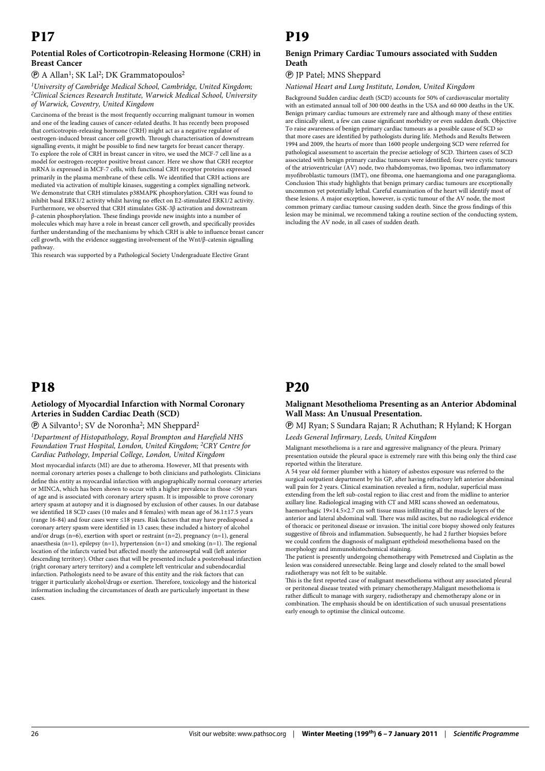# P17

### Potential Roles of Corticotropin-Releasing Hormone (CRH) in Breast Cancer

Ⓟ A Allan[1]; SK Lal[2]; DK Grammatopoulos[2]

*[1]University of Cambridge Medical School, Cambridge, United Kingdom; [2]Clinical Sciences Research Institute, Warwick Medical School, University of Warwick, Coventry, United Kingdom*

Carcinoma of the breast is the most frequently occurring malignant tumour in women and one of the leading causes of cancer-related deaths. It has recently been proposed that corticotropin-releasing hormone (CRH) might act as a negative regulator of oestrogen-induced breast cancer cell growth. Through characterisation of downstream signalling events, it might be possible to find new targets for breast cancer therapy. To explore the role of CRH in breast cancer in vitro, we used the MCF-7 cell line as a model for oestrogen-receptor positive breast cancer. Here we show that CRH receptor mRNA is expressed in MCF-7 cells, with functional CRH receptor proteins expressed primarily in the plasma membrane of these cells. We identified that CRH actions are mediated via activation of multiple kinases, suggesting a complex signalling network. We demonstrate that CRH stimulates p38MAPK phosphorylation. CRH was found to inhibit basal ERK1/2 activity whilst having no effect on E2-stimulated ERK1/2 activity. Furthermore, we observed that CRH stimulates GSK-3β activation and downstream β-catenin phosphorylation. These findings provide new insights into a number of molecules which may have a role in breast cancer cell growth, and specifically provides further understanding of the mechanisms by which CRH is able to influence breast cancer cell growth, with the evidence suggesting involvement of the Wnt/β-catenin signalling pathway.

This research was supported by a Pathological Society Undergraduate Elective Grant

# P18

### Aetiology of Myocardial Infarction with Normal Coronary Arteries in Sudden Cardiac Death (SCD)

Ⓟ A Silvanto[1]; SV de Noronha[2]; MN Sheppard[2]

*[1]Department of Histopathology, Royal Brompton and Harefield NHS Foundation Trust Hospital, London, United Kingdom; [2]CRY Centre for Cardiac Pathology, Imperial College, London, United Kingdom*

Most myocardial infarcts (MI) are due to atheroma. However, MI that presents with normal coronary arteries poses a challenge to both clinicians and pathologists. Clinicians define this entity as myocardial infarction with angiographically normal coronary arteries or MINCA, which has been shown to occur with a higher prevalence in those <50 years of age and is associated with coronary artery spasm. It is impossible to prove coronary artery spasm at autopsy and it is diagnosed by exclusion of other causes. In our database we identified 18 SCD cases (10 males and 8 females) with mean age of 36.1±17.5 years (range 16-84) and four cases were ≤18 years. Risk factors that may have predisposed a coronary artery spasm were identified in 13 cases; these included a history of alcohol and/or drugs (n=6), exertion with sport or restraint (n=2), pregnancy (n=1), general anaesthesia (n=1), epilepsy (n=1), hypertension (n=1) and smoking (n=1). The regional location of the infarcts varied but affected mostly the anteroseptal wall (left anterior descending territory). Other cases that will be presented include a posterobasal infarction (right coronary artery territory) and a complete left ventricular and subendocardial infarction. Pathologists need to be aware of this entity and the risk factors that can trigger it particularly alcohol/drugs or exertion. Therefore, toxicology and the historical information including the circumstances of death are particularly important in these cases.

# P19

### Benign Primary Cardiac Tumours associated with Sudden Death

Ⓟ JP Patel; MNS Sheppard

*National Heart and Lung Institute, London, United Kingdom*

Background Sudden cardiac death (SCD) accounts for 50% of cardiovascular mortality with an estimated annual toll of 300 000 deaths in the USA and 60 000 deaths in the UK. Benign primary cardiac tumours are extremely rare and although many of these entities are clinically silent, a few can cause significant morbidity or even sudden death. Objective To raise awareness of benign primary cardiac tumours as a possible cause of SCD so that more cases are identified by pathologists during life. Methods and Results Between 1994 and 2009, the hearts of more than 1600 people undergoing SCD were referred for pathological assessment to ascertain the precise aetiology of SCD. Thirteen cases of SCD associated with benign primary cardiac tumours were identified; four were cystic tumours of the atrioventricular (AV) node, two rhabdomyomas, two lipomas, two inflammatory myofibroblastic tumours (IMT), one fibroma, one haemangioma and one paraganglioma. Conclusion This study highlights that benign primary cardiac tumours are exceptionally uncommon yet potentially lethal. Careful examination of the heart will identify most of these lesions. A major exception, however, is cystic tumour of the AV node, the most common primary cardiac tumour causing sudden death. Since the gross findings of this lesion may be minimal, we recommend taking a routine section of the conducting system, including the AV node, in all cases of sudden death.

# P20

### Malignant Mesothelioma Presenting as an Anterior Abdominal Wall Mass: An Unusual Presentation.

Ⓟ MJ Ryan; S Sundara Rajan; R Achuthan; R Hyland; K Horgan

*Leeds General Infirmary, Leeds, United Kingdom*

Malignant mesothelioma is a rare and aggressive malignancy of the pleura. Primary presentation outside the pleural space is extremely rare with this being only the third case reported within the literature.

A 54 year old former plumber with a history of asbestos exposure was referred to the surgical outpatient department by his GP, after having refractory left anterior abdominal wall pain for 2 years. Clinical examination revealed a firm, nodular, superficial mass extending from the left sub-costal region to iliac crest and from the midline to anterior axillary line. Radiological imaging with CT and MRI scans showed an oedematous, haemorrhagic 19×14.5×2.7 cm soft tissue mass infiltrating all the muscle layers of the anterior and lateral abdominal wall. There was mild ascites, but no radiological evidence of thoracic or peritoneal disease or invasion. The initial core biopsy showed only features suggestive of fibrosis and inflammation. Subsequently, he had 2 further biopsies before we could confirm the diagnosis of malignant epitheloid mesothelioma based on the morphology and immunohistochemical staining.

The patient is presently undergoing chemotherapy with Pemetrexed and Cisplatin as the lesion was considered unresectable. Being large and closely related to the small bowel radiotherapy was not felt to be suitable.

This is the first reported case of malignant mesothelioma without any associated pleural or peritoneal disease treated with primary chemotherapy.Maligant mesothelioma is rather difficult to manage with surgery, radiotherapy and chemotherapy alone or in combination. The emphasis should be on identification of such unusual presentations early enough to optimise the clinical outcome.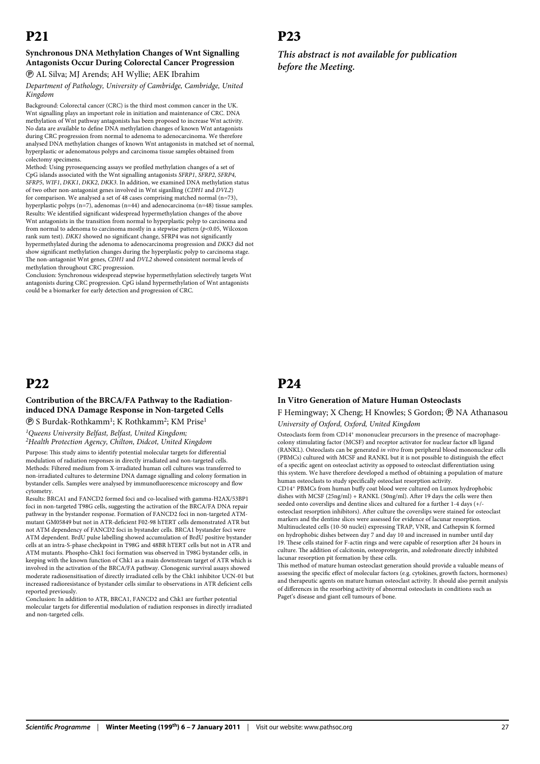# P21

### Synchronous DNA Methylation Changes of Wnt Signalling Antagonists Occur During Colorectal Cancer Progression

Ⓟ AL Silva; MJ Arends; AH Wyllie; AEK Ibrahim

*Department of Pathology, University of Cambridge, Cambridge, United Kingdom*

Background: Colorectal cancer (CRC) is the third most common cancer in the UK. Wnt signalling plays an important role in initiation and maintenance of CRC. DNA methylation of Wnt pathway antagonists has been proposed to increase Wnt activity. No data are available to define DNA methylation changes of known Wnt antagonists during CRC progression from normal to adenoma to adenocarcinoma. We therefore analysed DNA methylation changes of known Wnt antagonists in matched set of normal, hyperplastic or adenomatous polyps and carcinoma tissue samples obtained from colectomy specimens.

Method: Using pyrosequencing assays we profiled methylation changes of a set of CpG islands associated with the Wnt signalling antagonists *SFRP1*, *SFRP2*, *SFRP4*, *SFRP5*, *WIF1*, *DKK1*, *DKK2*, *DKK3*. In addition, we examined DNA methylation status of two other non-antagonist genes involved in Wnt siganlling (*CDH1* and *DVL2*) for comparison. We analysed a set of 48 cases comprising matched normal (n=73), hyperplastic polyps (n=7), adenomas (n=44) and adenocarcinoma (n=48) tissue samples.

Results: We identified significant widespread hypermethylation changes of the above Wnt antagonists in the transition from normal to hyperplastic polyp to carcinoma and from normal to adenoma to carcinoma mostly in a stepwise pattern ($p<0.05$, Wilcoxon rank sum test). *DKK1* showed no significant change, SFRP4 was not significantly hypermethylated during the adenoma to adenocarcinoma progression and *DKK3* did not show significant methylation changes during the hyperplastic polyp to carcinoma stage. The non-antagonist Wnt genes, *CDH1* and *DVL2* showed consistent normal levels of methylation throughout CRC progression.

Conclusion: Synchronous widespread stepwise hypermethylation selectively targets Wnt antagonists during CRC progression. CpG island hypermethylation of Wnt antagonists could be a biomarker for early detection and progression of CRC.

# P22

### Contribution of the BRCA/FA Pathway to the Radiation-induced DNA Damage Response in Non-targeted Cells

Ⓟ S Burdak-Rothkamm[1]; K Rothkamm[2]; KM Prise[1]

*[1]Queens University Belfast, Belfast, United Kingdom; [2]Health Protection Agency, Chilton, Didcot, United Kingdom*

Purpose: This study aims to identify potential molecular targets for differential modulation of radiation responses in directly irradiated and non-targeted cells.

Methods: Filtered medium from X-irradiated human cell cultures was transferred to non-irradiated cultures to determine DNA damage signalling and colony formation in bystander cells. Samples were analysed by immunofluorescence microscopy and flow cytometry.

Results: BRCA1 and FANCD2 formed foci and co-localised with gamma-H2AX/53BP1 foci in non-targeted T98G cells, suggesting the activation of the BRCA/FA DNA repair pathway in the bystander response. Formation of FANCD2 foci in non-targeted ATM-mutant GM05849 but not in ATR-deficient F02-98 hTERT cells demonstrated ATR but not ATM dependency of FANCD2 foci in bystander cells. BRCA1 bystander foci were ATM dependent. BrdU pulse labelling showed accumulation of BrdU positive bystander cells at an intra-S-phase checkpoint in T98G and 48BR hTERT cells but not in ATR and ATM mutants. Phospho-Chk1 foci formation was observed in T98G bystander cells, in keeping with the known function of Chk1 as a main downstream target of ATR which is involved in the activation of the BRCA/FA pathway. Clonogenic survival assays showed moderate radiosensitisation of directly irradiated cells by the Chk1 inhibitor UCN-01 but increased radioresistance of bystander cells similar to observations in ATR deficient cells reported previously.

Conclusion: In addition to ATR, BRCA1, FANCD2 and Chk1 are further potential molecular targets for differential modulation of radiation responses in directly irradiated and non-targeted cells.

# P23

***This abstract is not available for publication before the Meeting.***

# P24

### In Vitro Generation of Mature Human Osteoclasts

F Hemingway; X Cheng; H Knowles; S Gordon; Ⓟ NA Athanasou

*University of Oxford, Oxford, United Kingdom*

Osteoclasts form from $CD14^+$ mononuclear precursors in the presence of macrophage-colony stimulating factor (MCSF) and receptor activator for nuclear factor κB ligand (RANKL). Osteoclasts can be generated *in vitro* from peripheral blood mononuclear cells (PBMCs) cultured with MCSF and RANKL but it is not possible to distinguish the effect of a specific agent on osteoclast activity as opposed to osteoclast differentiation using this system. We have therefore developed a method of obtaining a population of mature human osteoclasts to study specifically osteoclast resorption activity.

$CD14^+$ PBMCs from human buffy coat blood were cultured on Lumox hydrophobic dishes with MCSF (25ng/ml) + RANKL (50ng/ml). After 19 days the cells were then seeded onto coverslips and dentine slices and cultured for a further 1-4 days (+/- osteoclast resorption inhibitors). After culture the coverslips were stained for osteoclast markers and the dentine slices were assessed for evidence of lacunar resorption. Multinucleated cells (10-50 nuclei) expressing TRAP, VNR, and Cathepsin K formed on hydrophobic dishes between day 7 and day 10 and increased in number until day 19. These cells stained for F-actin rings and were capable of resorption after 24 hours in culture. The addition of calcitonin, osteoprotegerin, and zoledronate directly inhibited lacunar resorption pit formation by these cells.

This method of mature human osteoclast generation should provide a valuable means of assessing the specific effect of molecular factors (e.g. cytokines, growth factors, hormones) and therapeutic agents on mature human osteoclast activity. It should also permit analysis of differences in the resorbing activity of abnormal osteoclasts in conditions such as Paget's disease and giant cell tumours of bone.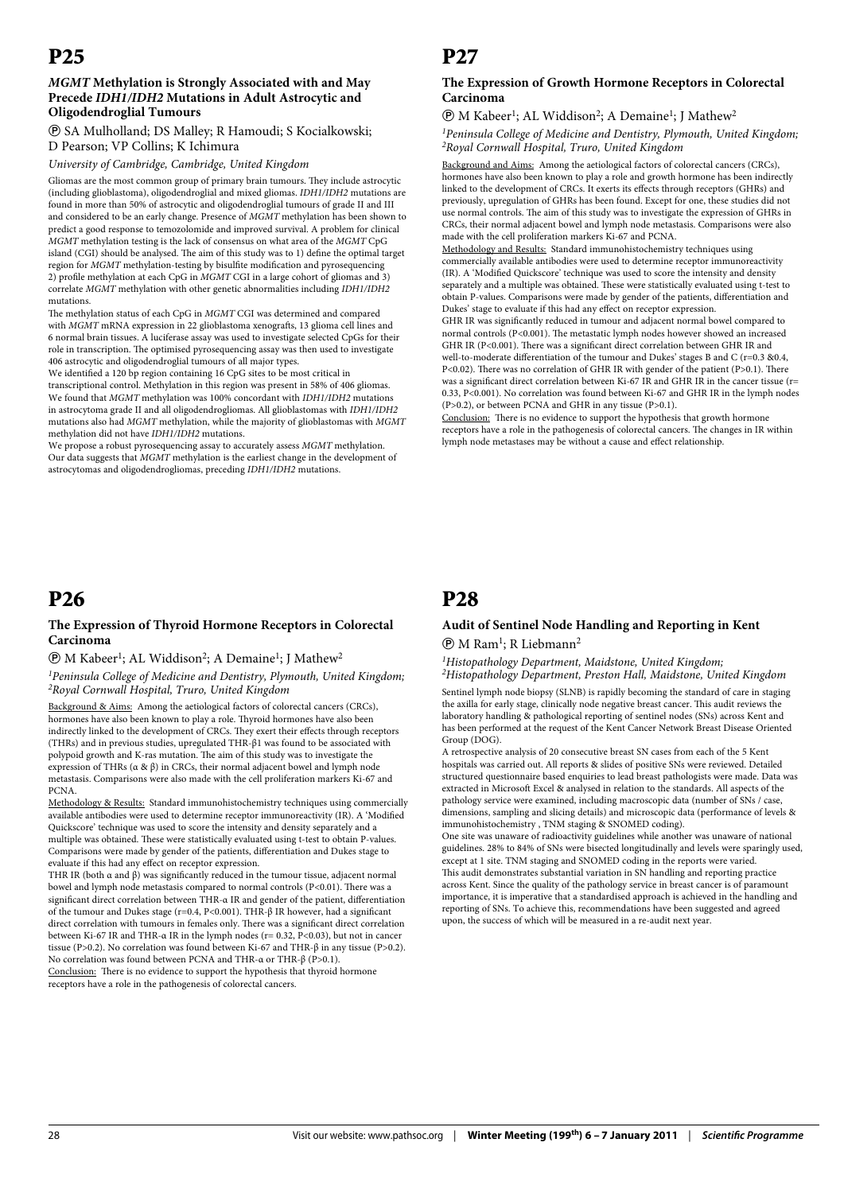# P25

### *MGMT* Methylation is Strongly Associated with and May Precede *IDH1/IDH2* Mutations in Adult Astrocytic and Oligodendroglial Tumours

Ⓟ SA Mulholland; DS Malley; R Hamoudi; S Kocialkowski; D Pearson; VP Collins; K Ichimura

*University of Cambridge, Cambridge, United Kingdom*

Gliomas are the most common group of primary brain tumours. They include astrocytic (including glioblastoma), oligodendroglial and mixed gliomas. *IDH1/IDH2* mutations are found in more than 50% of astrocytic and oligodendroglial tumours of grade II and III and considered to be an early change. Presence of *MGMT* methylation has been shown to predict a good response to temozolomide and improved survival. A problem for clinical *MGMT* methylation testing is the lack of consensus on what area of the *MGMT* CpG island (CGI) should be analysed. The aim of this study was to 1) define the optimal target region for *MGMT* methylation-testing by bisulfite modification and pyrosequencing 2) profile methylation at each CpG in *MGMT* CGI in a large cohort of gliomas and 3) correlate *MGMT* methylation with other genetic abnormalities including *IDH1/IDH2* mutations.

The methylation status of each CpG in *MGMT* CGI was determined and compared with *MGMT* mRNA expression in 22 glioblastoma xenografts, 13 glioma cell lines and 6 normal brain tissues. A luciferase assay was used to investigate selected CpGs for their role in transcription. The optimised pyrosequencing assay was then used to investigate 406 astrocytic and oligodendroglial tumours of all major types.

We identified a 120 bp region containing 16 CpG sites to be most critical in transcriptional control. Methylation in this region was present in 58% of 406 gliomas. We found that *MGMT* methylation was 100% concordant with *IDH1/IDH2* mutations in astrocytoma grade II and all oligodendrogliomas. All glioblastomas with *IDH1/IDH2* mutations also had *MGMT* methylation, while the majority of glioblastomas with *MGMT* methylation did not have *IDH1/IDH2* mutations.

We propose a robust pyrosequencing assay to accurately assess *MGMT* methylation. Our data suggests that *MGMT* methylation is the earliest change in the development of astrocytomas and oligodendrogliomas, preceding *IDH1/IDH2* mutations.

# P26

### The Expression of Thyroid Hormone Receptors in Colorectal Carcinoma

Ⓟ M Kabeer[1]; AL Widdison[2]; A Demaine[1]; J Mathew[2]

*[1]Peninsula College of Medicine and Dentistry, Plymouth, United Kingdom; [2]Royal Cornwall Hospital, Truro, United Kingdom*

Background & Aims: Among the aetiological factors of colorectal cancers (CRCs), hormones have also been known to play a role. Thyroid hormones have also been indirectly linked to the development of CRCs. They exert their effects through receptors (THRs) and in previous studies, upregulated THR-β1 was found to be associated with polypoid growth and K-ras mutation. The aim of this study was to investigate the expression of THRs (α & β) in CRCs, their normal adjacent bowel and lymph node metastasis. Comparisons were also made with the cell proliferation markers Ki-67 and PCNA.

Methodology & Results: Standard immunohistochemistry techniques using commercially available antibodies were used to determine receptor immunoreactivity (IR). A 'Modified Quickscore' technique was used to score the intensity and density separately and a multiple was obtained. These were statistically evaluated using t-test to obtain P-values. Comparisons were made by gender of the patients, differentiation and Dukes stage to evaluate if this had any effect on receptor expression.

THR IR (both α and β) was significantly reduced in the tumour tissue, adjacent normal bowel and lymph node metastasis compared to normal controls ($P<0.01$). There was a significant direct correlation between THR-α IR and gender of the patient, differentiation of the tumour and Dukes stage ($r=0.4$, $P<0.001$). THR-β IR however, had a significant direct correlation with tumours in females only. There was a significant direct correlation between Ki-67 IR and THR-α IR in the lymph nodes ($r= 0.32$, $P<0.03$), but not in cancer tissue ($P>0.2$). No correlation was found between Ki-67 and THR-β in any tissue ($P>0.2$). No correlation was found between PCNA and THR-α or THR-β ($P>0.1$).

Conclusion: There is no evidence to support the hypothesis that thyroid hormone receptors have a role in the pathogenesis of colorectal cancers.

# P27

### The Expression of Growth Hormone Receptors in Colorectal Carcinoma

Ⓟ M Kabeer[1]; AL Widdison[2]; A Demaine[1]; J Mathew[2]

*[1]Peninsula College of Medicine and Dentistry, Plymouth, United Kingdom; [2]Royal Cornwall Hospital, Truro, United Kingdom*

Background and Aims: Among the aetiological factors of colorectal cancers (CRCs), hormones have also been known to play a role and growth hormone has been indirectly linked to the development of CRCs. It exerts its effects through receptors (GHRs) and previously, upregulation of GHRs has been found. Except for one, these studies did not use normal controls. The aim of this study was to investigate the expression of GHRs in CRCs, their normal adjacent bowel and lymph node metastasis. Comparisons were also made with the cell proliferation markers Ki-67 and PCNA.

Methodology and Results: Standard immunohistochemistry techniques using commercially available antibodies were used to determine receptor immunoreactivity (IR). A 'Modified Quickscore' technique was used to score the intensity and density separately and a multiple was obtained. These were statistically evaluated using t-test to obtain P-values. Comparisons were made by gender of the patients, differentiation and Dukes' stage to evaluate if this had any effect on receptor expression.

GHR IR was significantly reduced in tumour and adjacent normal bowel compared to normal controls ($P<0.001$). The metastatic lymph nodes however showed an increased GHR IR ($P<0.001$). There was a significant direct correlation between GHR IR and well-to-moderate differentiation of the tumour and Dukes' stages B and C ($r=0.3$ &0.4, $P<0.02$). There was no correlation of GHR IR with gender of the patient ($P>0.1$). There was a significant direct correlation between Ki-67 IR and GHR IR in the cancer tissue ($r= 0.33$, $P<0.001$). No correlation was found between Ki-67 and GHR IR in the lymph nodes ($P>0.2$), or between PCNA and GHR in any tissue ($P>0.1$).

Conclusion: There is no evidence to support the hypothesis that growth hormone receptors have a role in the pathogenesis of colorectal cancers. The changes in IR within lymph node metastases may be without a cause and effect relationship.

# P28

### Audit of Sentinel Node Handling and Reporting in Kent

Ⓟ M Ram[1]; R Liebmann[2]

*[1]Histopathology Department, Maidstone, United Kingdom; [2]Histopathology Department, Preston Hall, Maidstone, United Kingdom*

Sentinel lymph node biopsy (SLNB) is rapidly becoming the standard of care in staging the axilla for early stage, clinically node negative breast cancer. This audit reviews the laboratory handling & pathological reporting of sentinel nodes (SNs) across Kent and has been performed at the request of the Kent Cancer Network Breast Disease Oriented Group (DOG).

A retrospective analysis of 20 consecutive breast SN cases from each of the 5 Kent hospitals was carried out. All reports & slides of positive SNs were reviewed. Detailed structured questionnaire based enquiries to lead breast pathologists were made. Data was extracted in Microsoft Excel & analysed in relation to the standards. All aspects of the pathology service were examined, including macroscopic data (number of SNs / case, dimensions, sampling and slicing details) and microscopic data (performance of levels & immunohistochemistry , TNM staging & SNOMED coding).

One site was unaware of radioactivity guidelines while another was unaware of national guidelines. 28% to 84% of SNs were bisected longitudinally and levels were sparingly used, except at 1 site. TNM staging and SNOMED coding in the reports were varied.

This audit demonstrates substantial variation in SN handling and reporting practice across Kent. Since the quality of the pathology service in breast cancer is of paramount importance, it is imperative that a standardised approach is achieved in the handling and reporting of SNs. To achieve this, recommendations have been suggested and agreed upon, the success of which will be measured in a re-audit next year.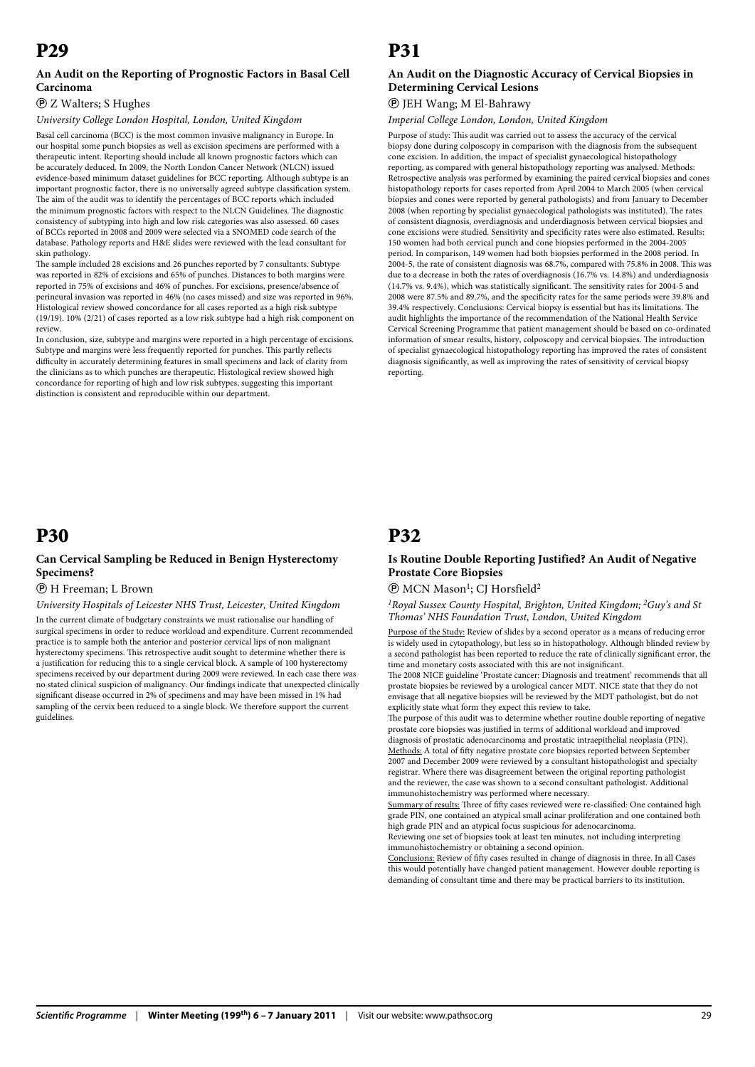# P29

### An Audit on the Reporting of Prognostic Factors in Basal Cell Carcinoma

Ⓟ Z Walters; S Hughes

*University College London Hospital, London, United Kingdom*

Basal cell carcinoma (BCC) is the most common invasive malignancy in Europe. In our hospital some punch biopsies as well as excision specimens are performed with a therapeutic intent. Reporting should include all known prognostic factors which can be accurately deduced. In 2009, the North London Cancer Network (NLCN) issued evidence-based minimum dataset guidelines for BCC reporting. Although subtype is an important prognostic factor, there is no universally agreed subtype classification system. The aim of the audit was to identify the percentages of BCC reports which included the minimum prognostic factors with respect to the NLCN Guidelines. The diagnostic consistency of subtyping into high and low risk categories was also assessed. 60 cases of BCCs reported in 2008 and 2009 were selected via a SNOMED code search of the database. Pathology reports and H&E slides were reviewed with the lead consultant for skin pathology.

The sample included 28 excisions and 26 punches reported by 7 consultants. Subtype was reported in 82% of excisions and 65% of punches. Distances to both margins were reported in 75% of excisions and 46% of punches. For excisions, presence/absence of perineural invasion was reported in 46% (no cases missed) and size was reported in 96%. Histological review showed concordance for all cases reported as a high risk subtype (19/19). 10% (2/21) of cases reported as a low risk subtype had a high risk component on review.

In conclusion, size, subtype and margins were reported in a high percentage of excisions. Subtype and margins were less frequently reported for punches. This partly reflects difficulty in accurately determining features in small specimens and lack of clarity from the clinicians as to which punches are therapeutic. Histological review showed high concordance for reporting of high and low risk subtypes, suggesting this important distinction is consistent and reproducible within our department.

# P30

### Can Cervical Sampling be Reduced in Benign Hysterectomy Specimens?

Ⓟ H Freeman; L Brown

*University Hospitals of Leicester NHS Trust, Leicester, United Kingdom*

In the current climate of budgetary constraints we must rationalise our handling of surgical specimens in order to reduce workload and expenditure. Current recommended practice is to sample both the anterior and posterior cervical lips of non malignant hysterectomy specimens. This retrospective audit sought to determine whether there is a justification for reducing this to a single cervical block. A sample of 100 hysterectomy specimens received by our department during 2009 were reviewed. In each case there was no stated clinical suspicion of malignancy. Our findings indicate that unexpected clinically significant disease occurred in 2% of specimens and may have been missed in 1% had sampling of the cervix been reduced to a single block. We therefore support the current guidelines.

# P31

### An Audit on the Diagnostic Accuracy of Cervical Biopsies in Determining Cervical Lesions

Ⓟ JEH Wang; M El-Bahrawy

*Imperial College London, London, United Kingdom*

Purpose of study: This audit was carried out to assess the accuracy of the cervical biopsy done during colposcopy in comparison with the diagnosis from the subsequent cone excision. In addition, the impact of specialist gynaecological histopathology reporting, as compared with general histopathology reporting was analysed. Methods: Retrospective analysis was performed by examining the paired cervical biopsies and cones histopathology reports for cases reported from April 2004 to March 2005 (when cervical biopsies and cones were reported by general pathologists) and from January to December 2008 (when reporting by specialist gynaecological pathologists was instituted). The rates of consistent diagnosis, overdiagnosis and underdiagnosis between cervical biopsies and cone excisions were studied. Sensitivity and specificity rates were also estimated. Results: 150 women had both cervical punch and cone biopsies performed in the 2004-2005 period. In comparison, 149 women had both biopsies performed in the 2008 period. In 2004-5, the rate of consistent diagnosis was 68.7%, compared with 75.8% in 2008. This was due to a decrease in both the rates of overdiagnosis (16.7% vs. 14.8%) and underdiagnosis (14.7% vs. 9.4%), which was statistically significant. The sensitivity rates for 2004-5 and 2008 were 87.5% and 89.7%, and the specificity rates for the same periods were 39.8% and 39.4% respectively. Conclusions: Cervical biopsy is essential but has its limitations. The audit highlights the importance of the recommendation of the National Health Service Cervical Screening Programme that patient management should be based on co-ordinated information of smear results, history, colposcopy and cervical biopsies. The introduction of specialist gynaecological histopathology reporting has improved the rates of consistent diagnosis significantly, as well as improving the rates of sensitivity of cervical biopsy reporting.

# P32

### Is Routine Double Reporting Justified? An Audit of Negative Prostate Core Biopsies

Ⓟ MCN Mason[1]; CJ Horsfield[2]

*[1]Royal Sussex County Hospital, Brighton, United Kingdom; [2]Guy's and St Thomas' NHS Foundation Trust, London, United Kingdom*

Purpose of the Study: Review of slides by a second operator as a means of reducing error is widely used in cytopathology, but less so in histopathology. Although blinded review by a second pathologist has been reported to reduce the rate of clinically significant error, the time and monetary costs associated with this are not insignificant.

The 2008 NICE guideline 'Prostate cancer: Diagnosis and treatment' recommends that all prostate biopsies be reviewed by a urological cancer MDT. NICE state that they do not envisage that all negative biopsies will be reviewed by the MDT pathologist, but do not explicitly state what form they expect this review to take.

The purpose of this audit was to determine whether routine double reporting of negative prostate core biopsies was justified in terms of additional workload and improved diagnosis of prostatic adenocarcinoma and prostatic intraepithelial neoplasia (PIN).

Methods: A total of fifty negative prostate core biopsies reported between September 2007 and December 2009 were reviewed by a consultant histopathologist and specialty registrar. Where there was disagreement between the original reporting pathologist and the reviewer, the case was shown to a second consultant pathologist. Additional immunohistochemistry was performed where necessary.

Summary of results: Three of fifty cases reviewed were re-classified: One contained high grade PIN, one contained an atypical small acinar proliferation and one contained both high grade PIN and an atypical focus suspicious for adenocarcinoma.

Reviewing one set of biopsies took at least ten minutes, not including interpreting immunohistochemistry or obtaining a second opinion.

Conclusions: Review of fifty cases resulted in change of diagnosis in three. In all Cases this would potentially have changed patient management. However double reporting is demanding of consultant time and there may be practical barriers to its institution.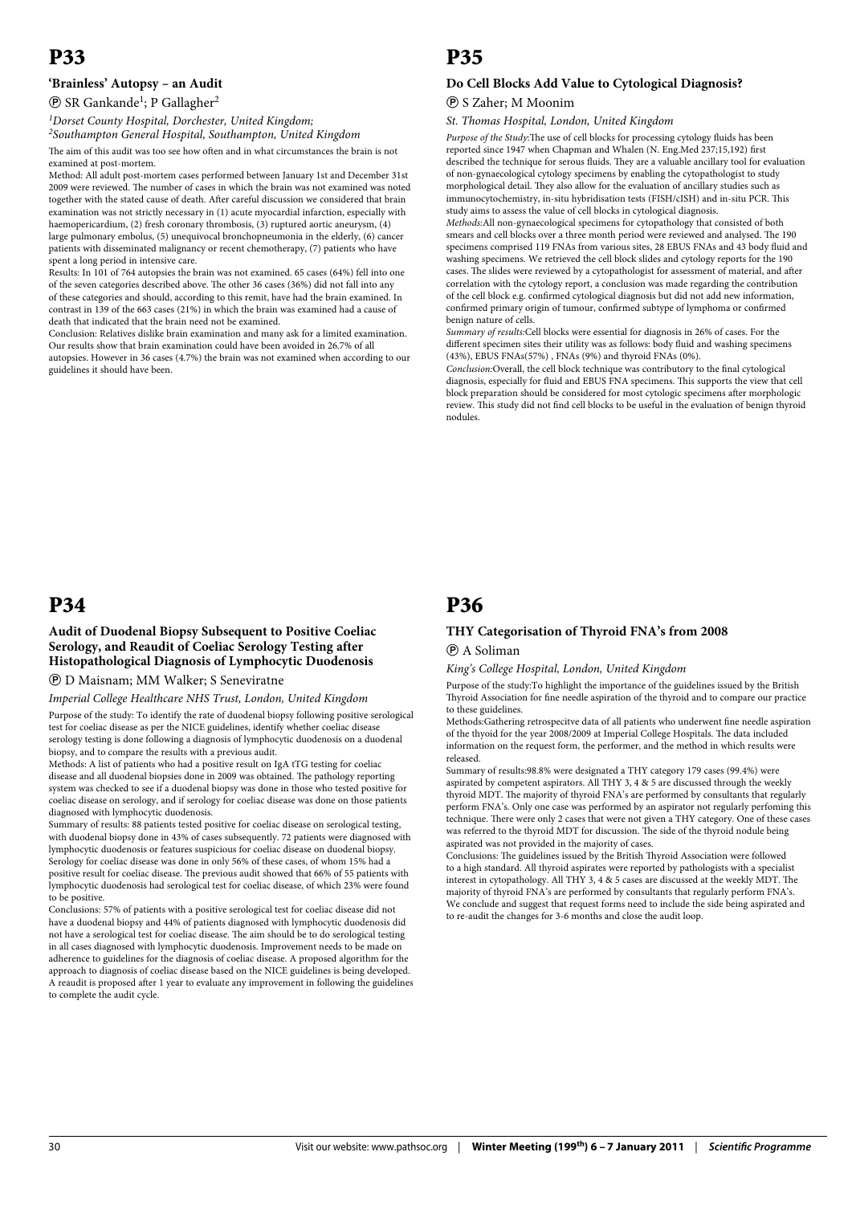# P33

### 'Brainless' Autopsy – an Audit

Ⓟ SR Gankande[1]; P Gallagher[2]

*[1]Dorset County Hospital, Dorchester, United Kingdom;*
*[2]Southampton General Hospital, Southampton, United Kingdom*

The aim of this audit was too see how often and in what circumstances the brain is not examined at post-mortem.

Method: All adult post-mortem cases performed between January 1st and December 31st 2009 were reviewed. The number of cases in which the brain was not examined was noted together with the stated cause of death. After careful discussion we considered that brain examination was not strictly necessary in (1) acute myocardial infarction, especially with haemopericardium, (2) fresh coronary thrombosis, (3) ruptured aortic aneurysm, (4) large pulmonary embolus, (5) unequivocal bronchopneumonia in the elderly, (6) cancer patients with disseminated malignancy or recent chemotherapy, (7) patients who have spent a long period in intensive care.

Results: In 101 of 764 autopsies the brain was not examined. 65 cases (64%) fell into one of the seven categories described above. The other 36 cases (36%) did not fall into any of these categories and should, according to this remit, have had the brain examined. In contrast in 139 of the 663 cases (21%) in which the brain was examined had a cause of death that indicated that the brain need not be examined.

Conclusion: Relatives dislike brain examination and many ask for a limited examination. Our results show that brain examination could have been avoided in 26.7% of all autopsies. However in 36 cases (4.7%) the brain was not examined when according to our guidelines it should have been.

# P34

### Audit of Duodenal Biopsy Subsequent to Positive Coeliac Serology, and Reaudit of Coeliac Serology Testing after Histopathological Diagnosis of Lymphocytic Duodenosis

Ⓟ D Maisnam; MM Walker; S Seneviratne

*Imperial College Healthcare NHS Trust, London, United Kingdom*

Purpose of the study: To identify the rate of duodenal biopsy following positive serological test for coeliac disease as per the NICE guidelines, identify whether coeliac disease serology testing is done following a diagnosis of lymphocytic duodenosis on a duodenal biopsy, and to compare the results with a previous audit.

Methods: A list of patients who had a positive result on IgA tTG testing for coeliac disease and all duodenal biopsies done in 2009 was obtained. The pathology reporting system was checked to see if a duodenal biopsy was done in those who tested positive for coeliac disease on serology, and if serology for coeliac disease was done on those patients diagnosed with lymphocytic duodenosis.

Summary of results: 88 patients tested positive for coeliac disease on serological testing, with duodenal biopsy done in 43% of cases subsequently. 72 patients were diagnosed with lymphocytic duodenosis or features suspicious for coeliac disease on duodenal biopsy. Serology for coeliac disease was done in only 56% of these cases, of whom 15% had a positive result for coeliac disease. The previous audit showed that 66% of 55 patients with lymphocytic duodenosis had serological test for coeliac disease, of which 23% were found to be positive.

Conclusions: 57% of patients with a positive serological test for coeliac disease did not have a duodenal biopsy and 44% of patients diagnosed with lymphocytic duodenosis did not have a serological test for coeliac disease. The aim should be to do serological testing in all cases diagnosed with lymphocytic duodenosis. Improvement needs to be made on adherence to guidelines for the diagnosis of coeliac disease. A proposed algorithm for the approach to diagnosis of coeliac disease based on the NICE guidelines is being developed. A reaudit is proposed after 1 year to evaluate any improvement in following the guidelines to complete the audit cycle.

# P35

### Do Cell Blocks Add Value to Cytological Diagnosis?

Ⓟ S Zaher; M Moonim

*St. Thomas Hospital, London, United Kingdom*

*Purpose of the Study:*The use of cell blocks for processing cytology fluids has been reported since 1947 when Chapman and Whalen (N. Eng.Med 237;15,192) first described the technique for serous fluids. They are a valuable ancillary tool for evaluation of non-gynaecological cytology specimens by enabling the cytopathologist to study morphological detail. They also allow for the evaluation of ancillary studies such as immunocytochemistry, in-situ hybridisation tests (FISH/cISH) and in-situ PCR. This study aims to assess the value of cell blocks in cytological diagnosis.

*Methods:*All non-gynaecological specimens for cytopathology that consisted of both smears and cell blocks over a three month period were reviewed and analysed. The 190 specimens comprised 119 FNAs from various sites, 28 EBUS FNAs and 43 body fluid and washing specimens. We retrieved the cell block slides and cytology reports for the 190 cases. The slides were reviewed by a cytopathologist for assessment of material, and after correlation with the cytology report, a conclusion was made regarding the contribution of the cell block e.g. confirmed cytological diagnosis but did not add new information, confirmed primary origin of tumour, confirmed subtype of lymphoma or confirmed benign nature of cells.

*Summary of results:*Cell blocks were essential for diagnosis in 26% of cases. For the different specimen sites their utility was as follows: body fluid and washing specimens (43%), EBUS FNAs(57%) , FNAs (9%) and thyroid FNAs (0%).

*Conclusion:*Overall, the cell block technique was contributory to the final cytological diagnosis, especially for fluid and EBUS FNA specimens. This supports the view that cell block preparation should be considered for most cytologic specimens after morphologic review. This study did not find cell blocks to be useful in the evaluation of benign thyroid nodules.

# P36

### THY Categorisation of Thyroid FNA's from 2008

Ⓟ A Soliman

*King's College Hospital, London, United Kingdom*

Purpose of the study:To highlight the importance of the guidelines issued by the British Thyroid Association for fine needle aspiration of the thyroid and to compare our practice to these guidelines.

Methods:Gathering retrospecitve data of all patients who underwent fine needle aspiration of the thyoid for the year 2008/2009 at Imperial College Hospitals. The data included information on the request form, the performer, and the method in which results were released.

Summary of results:98.8% were designated a THY category 179 cases (99.4%) were aspirated by competent aspirators. All THY 3, 4 & 5 are discussed through the weekly thyroid MDT. The majority of thyroid FNA's are performed by consultants that regularly perform FNA's. Only one case was performed by an aspirator not regularly perfoming this technique. There were only 2 cases that were not given a THY category. One of these cases was referred to the thyroid MDT for discussion. The side of the thyroid nodule being aspirated was not provided in the majority of cases.

Conclusions: The guidelines issued by the British Thyroid Association were followed to a high standard. All thyroid aspirates were reported by pathologists with a specialist interest in cytopathology. All THY 3, 4 & 5 cases are discussed at the weekly MDT. The majority of thyroid FNA's are performed by consultants that regularly perform FNA's. We conclude and suggest that request forms need to include the side being aspirated and to re-audit the changes for 3-6 months and close the audit loop.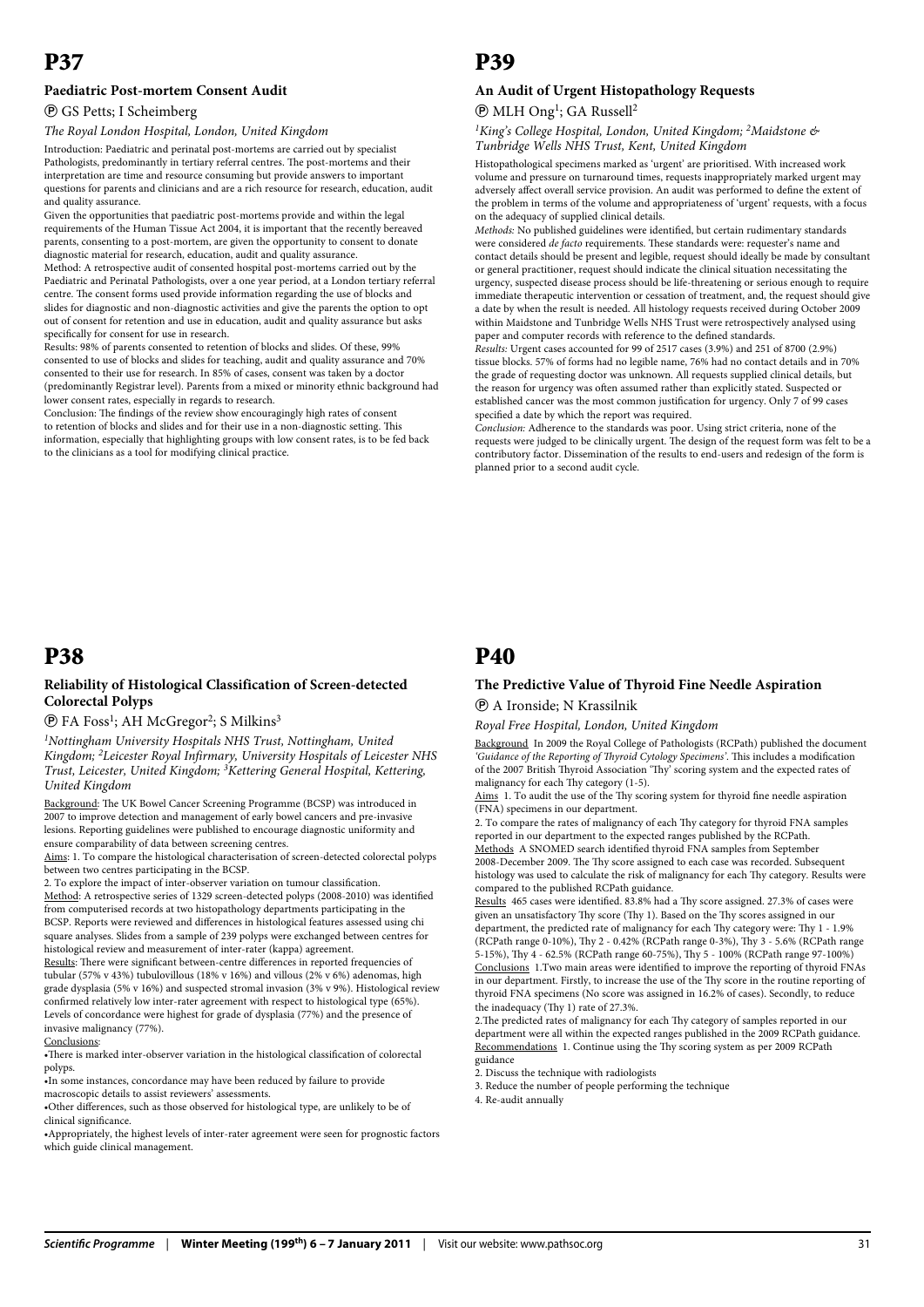# P37

### Paediatric Post-mortem Consent Audit

Ⓟ GS Petts; I Scheimberg

*The Royal London Hospital, London, United Kingdom*

Introduction: Paediatric and perinatal post-mortems are carried out by specialist Pathologists, predominantly in tertiary referral centres. The post-mortems and their interpretation are time and resource consuming but provide answers to important questions for parents and clinicians and are a rich resource for research, education, audit and quality assurance.

Given the opportunities that paediatric post-mortems provide and within the legal requirements of the Human Tissue Act 2004, it is important that the recently bereaved parents, consenting to a post-mortem, are given the opportunity to consent to donate diagnostic material for research, education, audit and quality assurance.

Method: A retrospective audit of consented hospital post-mortems carried out by the Paediatric and Perinatal Pathologists, over a one year period, at a London tertiary referral centre. The consent forms used provide information regarding the use of blocks and slides for diagnostic and non-diagnostic activities and give the parents the option to opt out of consent for retention and use in education, audit and quality assurance but asks specifically for consent for use in research.

Results: 98% of parents consented to retention of blocks and slides. Of these, 99% consented to use of blocks and slides for teaching, audit and quality assurance and 70% consented to their use for research. In 85% of cases, consent was taken by a doctor (predominantly Registrar level). Parents from a mixed or minority ethnic background had lower consent rates, especially in regards to research.

Conclusion: The findings of the review show encouragingly high rates of consent to retention of blocks and slides and for their use in a non-diagnostic setting. This information, especially that highlighting groups with low consent rates, is to be fed back to the clinicians as a tool for modifying clinical practice.

# P38

### Reliability of Histological Classification of Screen-detected Colorectal Polyps

Ⓟ FA Foss[1]; AH McGregor[2]; S Milkins[3]

*[1]Nottingham University Hospitals NHS Trust, Nottingham, United Kingdom; [2]Leicester Royal Infirmary, University Hospitals of Leicester NHS Trust, Leicester, United Kingdom; [3]Kettering General Hospital, Kettering, United Kingdom*

Background: The UK Bowel Cancer Screening Programme (BCSP) was introduced in 2007 to improve detection and management of early bowel cancers and pre-invasive lesions. Reporting guidelines were published to encourage diagnostic uniformity and ensure comparability of data between screening centres.

Aims: 1. To compare the histological characterisation of screen-detected colorectal polyps between two centres participating in the BCSP.

2. To explore the impact of inter-observer variation on tumour classification.

Method: A retrospective series of 1329 screen-detected polyps (2008-2010) was identified from computerised records at two histopathology departments participating in the BCSP. Reports were reviewed and differences in histological features assessed using chi square analyses. Slides from a sample of 239 polyps were exchanged between centres for histological review and measurement of inter-rater (kappa) agreement.

Results: There were significant between-centre differences in reported frequencies of tubular (57% v 43%) tubulovillous (18% v 16%) and villous (2% v 6%) adenomas, high grade dysplasia (5% v 16%) and suspected stromal invasion (3% v 9%). Histological review confirmed relatively low inter-rater agreement with respect to histological type (65%). Levels of concordance were highest for grade of dysplasia (77%) and the presence of invasive malignancy (77%).

Conclusions:

- There is marked inter-observer variation in the histological classification of colorectal polyps.
- In some instances, concordance may have been reduced by failure to provide macroscopic details to assist reviewers' assessments.
- Other differences, such as those observed for histological type, are unlikely to be of clinical significance.
- Appropriately, the highest levels of inter-rater agreement were seen for prognostic factors which guide clinical management.

# P39

### An Audit of Urgent Histopathology Requests

Ⓟ MLH Ong[1]; GA Russell[2]

*[1]King's College Hospital, London, United Kingdom; [2]Maidstone & Tunbridge Wells NHS Trust, Kent, United Kingdom*

Histopathological specimens marked as 'urgent' are prioritised. With increased work volume and pressure on turnaround times, requests inappropriately marked urgent may adversely affect overall service provision. An audit was performed to define the extent of the problem in terms of the volume and appropriateness of 'urgent' requests, with a focus on the adequacy of supplied clinical details.

*Methods:* No published guidelines were identified, but certain rudimentary standards were considered *de facto* requirements. These standards were: requester's name and contact details should be present and legible, request should ideally be made by consultant or general practitioner, request should indicate the clinical situation necessitating the urgency, suspected disease process should be life-threatening or serious enough to require immediate therapeutic intervention or cessation of treatment, and, the request should give a date by when the result is needed. All histology requests received during October 2009 within Maidstone and Tunbridge Wells NHS Trust were retrospectively analysed using paper and computer records with reference to the defined standards.

*Results:* Urgent cases accounted for 99 of 2517 cases (3.9%) and 251 of 8700 (2.9%) tissue blocks. 57% of forms had no legible name, 76% had no contact details and in 70% the grade of requesting doctor was unknown. All requests supplied clinical details, but the reason for urgency was often assumed rather than explicitly stated. Suspected or established cancer was the most common justification for urgency. Only 7 of 99 cases specified a date by which the report was required.

*Conclusion:* Adherence to the standards was poor. Using strict criteria, none of the requests were judged to be clinically urgent. The design of the request form was felt to be a contributory factor. Dissemination of the results to end-users and redesign of the form is planned prior to a second audit cycle.

# P40

### The Predictive Value of Thyroid Fine Needle Aspiration

Ⓟ A Ironside; N Krassilnik

*Royal Free Hospital, London, United Kingdom*

Background In 2009 the Royal College of Pathologists (RCPath) published the document *'Guidance of the Reporting of Thyroid Cytology Specimens'*. This includes a modification of the 2007 British Thyroid Association 'Thy' scoring system and the expected rates of malignancy for each Thy category (1-5).

Aims 1. To audit the use of the Thy scoring system for thyroid fine needle aspiration (FNA) specimens in our department.

2. To compare the rates of malignancy of each Thy category for thyroid FNA samples reported in our department to the expected ranges published by the RCPath.

Methods A SNOMED search identified thyroid FNA samples from September 2008-December 2009. The Thy score assigned to each case was recorded. Subsequent histology was used to calculate the risk of malignancy for each Thy category. Results were compared to the published RCPath guidance.

Results 465 cases were identified. 83.8% had a Thy score assigned. 27.3% of cases were given an unsatisfactory Thy score (Thy 1). Based on the Thy scores assigned in our department, the predicted rate of malignancy for each Thy category were: Thy 1 - 1.9% (RCPath range 0-10%), Thy 2 - 0.42% (RCPath range 0-3%), Thy 3 - 5.6% (RCPath range 5-15%), Thy 4 - 62.5% (RCPath range 60-75%), Thy 5 - 100% (RCPath range 97-100%)

Conclusions 1.Two main areas were identified to improve the reporting of thyroid FNAs in our department. Firstly, to increase the use of the Thy score in the routine reporting of thyroid FNA specimens (No score was assigned in 16.2% of cases). Secondly, to reduce the inadequacy (Thy 1) rate of 27.3%.

2.The predicted rates of malignancy for each Thy category of samples reported in our department were all within the expected ranges published in the 2009 RCPath guidance.

Recommendations 1. Continue using the Thy scoring system as per 2009 RCPath guidance

2. Discuss the technique with radiologists

3. Reduce the number of people performing the technique

4. Re-audit annually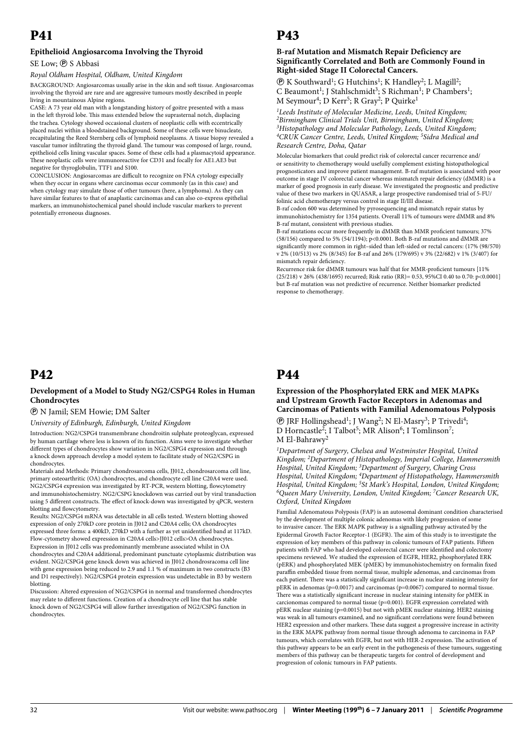# P41

### Epithelioid Angiosarcoma Involving the Thyroid

SE Low; Ⓟ S Abbasi

*Royal Oldham Hospital, Oldham, United Kingdom*

BACKGROUND: Angiosarcomas usually arise in the skin and soft tissue. Angiosarcomas involving the thyroid are rare and are aggressive tumours mostly described in people living in mountainous Alpine regions.

CASE: A 73 year old man with a longstanding history of goitre presented with a mass in the left thyroid lobe. This mass extended below the suprasternal notch, displacing the trachea. Cytology showed occasional clusters of neoplastic cells with eccentrically placed nuclei within a bloodstained background. Some of these cells were binucleate, recapitulating the Reed Sternberg cells of lymphoid neoplasms. A tissue biopsy revealed a vascular tumor infiltrating the thyroid gland. The tumour was composed of large, round, epithelioid cells lining vascular spaces. Some of these cells had a plasmacytoid appearance. These neoplastic cells were immunoreactive for CD31 and focally for AE1.AE3 but negative for thyroglobulin, TTF1 and S100.

CONCLUSION: Angiosarcomas are difficult to recognize on FNA cytology especially when they occur in organs where carcinomas occur commonly (as in this case) and when cytology may simulate those of other tumours (here, a lymphoma). As they can have similar features to that of anaplastic carcinomas and can also co-express epithelial markers, an immunohistochemical panel should include vascular markers to prevent potentially erroneous diagnoses.

# P42

### Development of a Model to Study NG2/CSPG4 Roles in Human Chondrocytes

Ⓟ N Jamil; SEM Howie; DM Salter

*University of Edinburgh, Edinburgh, United Kingdom*

Introduction: NG2/CSPG4 transmembrane chondroitin sulphate proteoglycan, expressed by human cartilage where less is known of its function. Aims were to investigate whether different types of chondrocytes show variation in NG2/CSPG4 expression and through a knock down approach develop a model system to facilitate study of NG2/CSPG in chondrocytes.

Materials and Methods: Primary chondrosarcoma cells, JJ012, chondrosarcoma cell line, primary osteoarthritic (OA) chondrocytes, and chondrocyte cell line C20A4 were used. NG2/CSPG4 expression was investigated by RT-PCR, western blotting, flowcytometry and immunohistochemistry. NG2/CSPG knockdown was carried out by viral transduction using 5 different constructs. The effect of knock-down was investigated by qPCR, western blotting and flowcytometry.

Results: NG2/CSPG4 mRNA was detectable in all cells tested. Western blotting showed expression of only 270kD core protein in JJ012 and C20A4 cells; OA chondrocytes expressed three forms: a 400kD, 270kD with a further as yet unidentified band at 117kD. Flow-cytometry showed expression in C20A4 cells>JJ012 cells>OA chondrocytes. Expression in JJ012 cells was predominantly membrane associated whilst in OA chondrocytes and C20A4 additional, predominant punctuate cytoplasmic distribution was evident. NG2/CSPG4 gene knock down was achieved in JJ012 chondrosracoma cell line with gene expression being reduced to 2.9 and 1.1 % of maximum in two constructs (B3 and D1 respectively). NG2/CSPG4 protein expression was undetectable in B3 by western blotting.

Discussion: Altered expression of NG2/CSPG4 in normal and transformed chondrocytes may relate to different functions. Creation of a chondrocyte cell line that has stable knock down of NG2/CSPG4 will allow further investigation of NG2/CSPG function in chondrocytes.

# P43

### B-raf Mutation and Mismatch Repair Deficiency are Significantly Correlated and Both are Commonly Found in Right-sided Stage II Colorectal Cancers.

Ⓟ K Southward[1]; G Hutchins[1]; K Handley[2]; L Magill[2]; C Beaumont[1]; J Stahlschmidt[3]; S Richman[1]; P Chambers[1]; M Seymour[4]; D Kerr[5]; R Gray[2]; P Quirke[1]

*[1]Leeds Institute of Molecular Medicine, Leeds, United Kingdom; [2]Birmingham Clinical Trials Unit, Birmingham, United Kingdom; [3]Histopathology and Molecular Pathology, Leeds, United Kingdom; [4]CRUK Cancer Centre, Leeds, United Kingdom; [5]Sidra Medical and Research Centre, Doha, Qatar*

Molecular biomarkers that could predict risk of colorectal cancer recurrence and/or sensitivity to chemotherapy would usefully complement existing histopathological prognosticators and improve patient management. B-raf mutation is associated with poor outcome in stage IV colorectal cancer whereas mismatch repair deficiency (dMMR) is a marker of good prognosis in early disease. We investigated the prognostic and predictive value of these two markers in QUASAR, a large prospective randomised trial of 5-FU/folinic acid chemotherapy versus control in stage II/III disease.

B-raf codon 600 was determined by pyrosequencing and mismatch repair status by immunohistochemistry for 1354 patients. Overall 11% of tumours were dMMR and 8% B-raf mutant, consistent with previous studies.

B-raf mutations occur more frequently in dMMR than MMR proficient tumours; 37% (58/156) compared to 5% (54/1194); p<0.0001. Both B-raf mutations and dMMR are significantly more common in right–sided than left-sided or rectal cancers: (17% (98/570) v 2% (10/513) vs 2% (8/345) for B-raf and 26% (179/695) v 3% (22/682) v 1% (3/407) for mismatch repair deficiency.

Recurrence risk for dMMR tumours was half that for MMR-proficient tumours [11% (25/218) v 26% (438/1695) recurred; Risk ratio (RR)= 0.53, 95%CI 0.40 to 0.70: p<0.0001] but B-raf mutation was not predictive of recurrence. Neither biomarker predicted response to chemotherapy.

# P44

### Expression of the Phosphorylated ERK and MEK MAPKs and Upstream Growth Factor Receptors in Adenomas and Carcinomas of Patients with Familial Adenomatous Polyposis

Ⓟ JRF Hollingshead[1]; J Wang[2]; N El-Masry[3]; P Trivedi[4]; D Horncastle[2]; I Talbot[5]; MR Alison[6]; I Tomlinson[7]; M El-Bahrawy[2]

*[1]Department of Surgery, Chelsea and Westminster Hospital, United Kingdom; [2]Department of Histopathology, Imperial College, Hammersmith Hospital, United Kingdom; [3]Department of Surgery, Charing Cross Hospital, United Kingdom; [4]Department of Histopathology, Hammersmith Hospital, United Kingdom; [5]St Mark's Hospital, London, United Kingdom; [6]Queen Mary University, London, United Kingdom; [7]Cancer Research UK, Oxford, United Kingdom*

Familial Adenomatous Polyposis (FAP) is an autosomal dominant condition characterised by the development of multiple colonic adenomas with likely progression of some to invasive cancer. The ERK MAPK pathway is a signalling pathway activated by the Epidermal Growth Factor Receptor-1 (EGFR). The aim of this study is to investigate the expression of key members of this pathway in colonic tumours of FAP patients. Fifteen patients with FAP who had developed colorectal cancer were identified and colectomy specimens reviewed. We studied the expression of EGFR, HER2, phosphorylated ERK (pERK) and phosphorylated MEK (pMEK) by immunohistochemistry on formalin fixed paraffin embedded tissue from normal tissue, multiple adenomas, and carcinomas from each patient. There was a statistically significant increase in nuclear staining intensity for pERK in adenomas (p=0.0017) and carcinomas (p=0.0067) compared to normal tissue. There was a statistically significant increase in nuclear staining intensity for pMEK in carcionomas compared to normal tissue (p=0.001). EGFR expression correlated with pERK nuclear staining (p=0.0015) but not with pMEK nuclear staining. HER2 staining was weak in all tumours examined, and no significant correlations were found between HER2 expression and other markers. These data suggest a progressive increase in activity in the ERK MAPK pathway from normal tissue through adenoma to carcinoma in FAP tumours, which correlates with EGFR, but not with HER-2 expression. The activation of this pathway appears to be an early event in the pathogenesis of these tumours, suggesting members of this pathway can be therapeutic targets for control of development and progression of colonic tumours in FAP patients.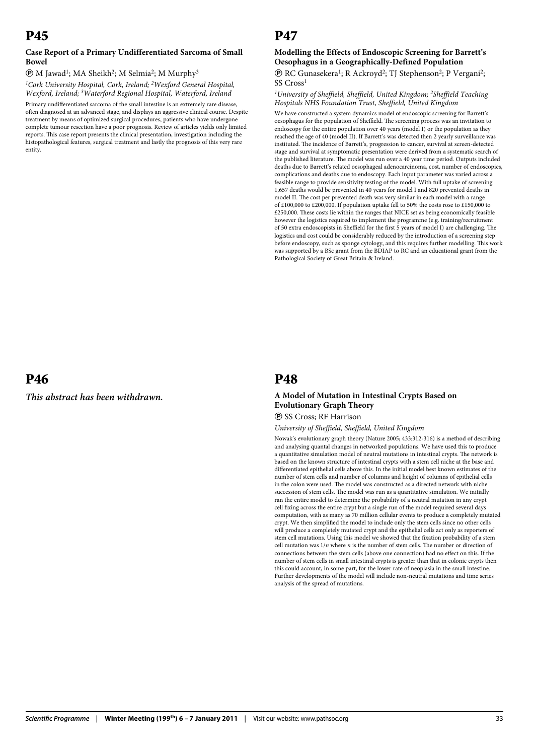# P45

### Case Report of a Primary Undifferentiated Sarcoma of Small Bowel

Ⓟ M Jawad[1]; MA Sheikh[2]; M Selmia[2]; M Murphy[3]

*[1]Cork University Hospital, Cork, Ireland; [2]Wexford General Hospital, Wexford, Ireland; [3]Waterford Regional Hospital, Waterford, Ireland*

Primary undifferentiated sarcoma of the small intestine is an extremely rare disease, often diagnosed at an advanced stage, and displays an aggressive clinical course. Despite treatment by means of optimized surgical procedures, patients who have undergone complete tumour resection have a poor prognosis. Review of articles yields only limited reports. This case report presents the clinical presentation, investigation including the histopathological features, surgical treatment and lastly the prognosis of this very rare entity.

# P46

***This abstract has been withdrawn.***

# P47

### Modelling the Effects of Endoscopic Screening for Barrett's Oesophagus in a Geographically-Defined Population

Ⓟ RC Gunasekera[1]; R Ackroyd[2]; TJ Stephenson[2]; P Vergani[2]; SS Cross[1]

*[1]University of Sheffield, Sheffield, United Kingdom; [2]Sheffield Teaching Hospitals NHS Foundation Trust, Sheffield, United Kingdom*

We have constructed a system dynamics model of endoscopic screening for Barrett's oesophagus for the population of Sheffield. The screening process was an invitation to endoscopy for the entire population over 40 years (model I) or the population as they reached the age of 40 (model II). If Barrett's was detected then 2 yearly surveillance was instituted. The incidence of Barrett's, progression to cancer, survival at screen-detected stage and survival at symptomatic presentation were derived from a systematic search of the published literature. The model was run over a 40 year time period. Outputs included deaths due to Barrett's related oesophageal adenocarcinoma, cost, number of endoscopies, complications and deaths due to endoscopy. Each input parameter was varied across a feasible range to provide sensitivity testing of the model. With full uptake of screening 1,657 deaths would be prevented in 40 years for model I and 820 prevented deaths in model II. The cost per prevented death was very similar in each model with a range of £100,000 to £200,000. If population uptake fell to 50% the costs rose to £150,000 to £250,000. These costs lie within the ranges that NICE set as being economically feasible however the logistics required to implement the programme (e.g. training/recruitment of 50 extra endoscopists in Sheffield for the first 5 years of model I) are challenging. The logistics and cost could be considerably reduced by the introduction of a screening step before endoscopy, such as sponge cytology, and this requires further modelling. This work was supported by a BSc grant from the BDIAP to RC and an educational grant from the Pathological Society of Great Britain & Ireland.

# P48

### A Model of Mutation in Intestinal Crypts Based on Evolutionary Graph Theory

Ⓟ SS Cross; RF Harrison

*University of Sheffield, Sheffield, United Kingdom*

Nowak's evolutionary graph theory (Nature 2005; 433:312-316) is a method of describing and analysing quantal changes in networked populations. We have used this to produce a quantitative simulation model of neutral mutations in intestinal crypts. The network is based on the known structure of intestinal crypts with a stem cell niche at the base and differentiated epithelial cells above this. In the initial model best known estimates of the number of stem cells and number of columns and height of columns of epithelial cells in the colon were used. The model was constructed as a directed network with niche succession of stem cells. The model was run as a quantitative simulation. We initially ran the entire model to determine the probability of a neutral mutation in any crypt cell fixing across the entire crypt but a single run of the model required several days computation, with as many as 70 million cellular events to produce a completely mutated crypt. We then simplified the model to include only the stem cells since no other cells will produce a completely mutated crypt and the epithelial cells act only as reporters of stem cell mutations. Using this model we showed that the fixation probability of a stem cell mutation was $1/n$ where $n$ is the number of stem cells. The number or direction of connections between the stem cells (above one connection) had no effect on this. If the number of stem cells in small intestinal crypts is greater than that in colonic crypts then this could account, in some part, for the lower rate of neoplasia in the small intestine. Further developments of the model will include non-neutral mutations and time series analysis of the spread of mutations.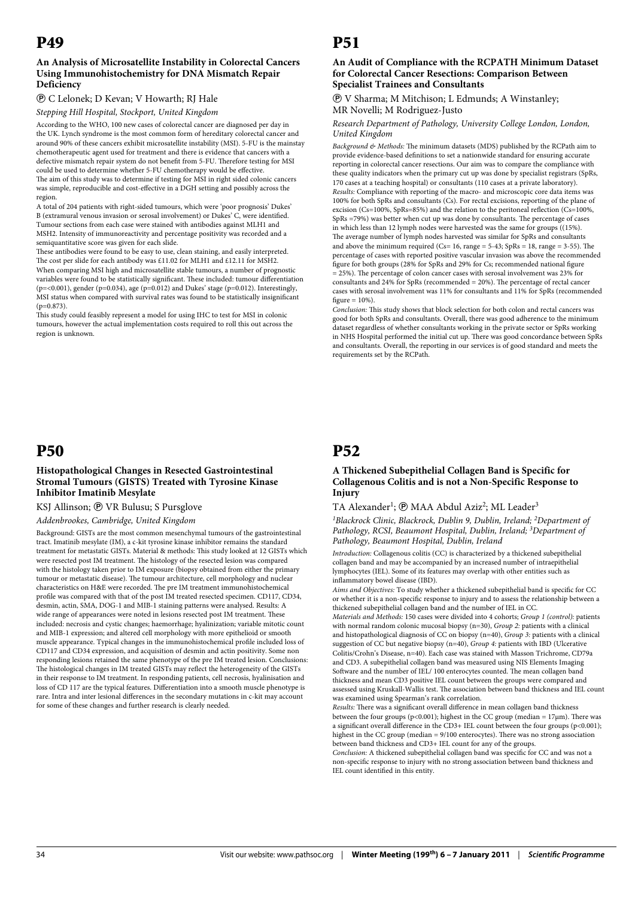# P49

### An Analysis of Microsatellite Instability in Colorectal Cancers Using Immunohistochemistry for DNA Mismatch Repair Deficiency

Ⓟ C Lelonek; D Kevan; V Howarth; RJ Hale

*Stepping Hill Hospital, Stockport, United Kingdom*

According to the WHO, 100 new cases of colorectal cancer are diagnosed per day in the UK. Lynch syndrome is the most common form of hereditary colorectal cancer and around 90% of these cancers exhibit microsatellite instability (MSI). 5-FU is the mainstay chemotherapeutic agent used for treatment and there is evidence that cancers with a defective mismatch repair system do not benefit from 5-FU. Therefore testing for MSI could be used to determine whether 5-FU chemotherapy would be effective.

The aim of this study was to determine if testing for MSI in right sided colonic cancers was simple, reproducible and cost-effective in a DGH setting and possibly across the region.

A total of 204 patients with right-sided tumours, which were 'poor prognosis' Dukes' B (extramural venous invasion or serosal involvement) or Dukes' C, were identified. Tumour sections from each case were stained with antibodies against MLH1 and MSH2. Intensity of immunoreactivity and percentage positivity was recorded and a semiquantitative score was given for each slide.

These antibodies were found to be easy to use, clean staining, and easily interpreted. The cost per slide for each antibody was £11.02 for MLH1 and £12.11 for MSH2.

When comparing MSI high and microsatellite stable tumours, a number of prognostic variables were found to be statistically significant. These included: tumour differentiation ($p=<0.001$), gender ($p=0.034$), age ($p=0.012$) and Dukes' stage ($p=0.012$). Interestingly, MSI status when compared with survival rates was found to be statistically insignificant ($p=0.873$).

This study could feasibly represent a model for using IHC to test for MSI in colonic tumours, however the actual implementation costs required to roll this out across the region is unknown.

# P51

### An Audit of Compliance with the RCPATH Minimum Dataset for Colorectal Cancer Resections: Comparison Between Specialist Trainees and Consultants

Ⓟ V Sharma; M Mitchison; L Edmunds; A Winstanley; MR Novelli; M Rodriguez-Justo

*Research Department of Pathology, University College London, London, United Kingdom*

*Background & Methods:* The minimum datasets (MDS) published by the RCPath aim to provide evidence-based definitions to set a nationwide standard for ensuring accurate reporting in colorectal cancer resections. Our aim was to compare the compliance with these quality indicators when the primary cut up was done by specialist registrars (SpRs, 170 cases at a teaching hospital) or consultants (110 cases at a private laboratory).

*Results:* Compliance with reporting of the macro- and microscopic core data items was 100% for both SpRs and consultants (Cs). For rectal excisions, reporting of the plane of excision (Cs=100%, SpRs=85%) and the relation to the peritoneal reflection (Cs=100%, SpRs =79%) was better when cut up was done by consultants. The percentage of cases in which less than 12 lymph nodes were harvested was the same for groups ((15%). The average number of lymph nodes harvested was similar for SpRs and consultants and above the minimum required (Cs= 16, range = 5-43; SpRs = 18, range = 3-55). The percentage of cases with reported positive vascular invasion was above the recommended figure for both groups (28% for SpRs and 29% for Cs; recommended national figure = 25%). The percentage of colon cancer cases with serosal involvement was 23% for consultants and 24% for SpRs (recommended = 20%). The percentage of rectal cancer cases with serosal involvement was 11% for consultants and 11% for SpRs (recommended figure = 10%).

*Conclusion:* This study shows that block selection for both colon and rectal cancers was good for both SpRs and consultants. Overall, there was good adherence to the minimum dataset regardless of whether consultants working in the private sector or SpRs working in NHS Hospital performed the initial cut up. There was good concordance between SpRs and consultants. Overall, the reporting in our services is of good standard and meets the requirements set by the RCPath.

# P50

### Histopathological Changes in Resected Gastrointestinal Stromal Tumours (GISTS) Treated with Tyrosine Kinase Inhibitor Imatinib Mesylate

KSJ Allinson; Ⓟ VR Bulusu; S Pursglove

*Addenbrookes, Cambridge, United Kingdom*

Background: GISTs are the most common mesenchymal tumours of the gastrointestinal tract. Imatinib mesylate (IM), a c-kit tyrosine kinase inhibitor remains the standard treatment for metastatic GISTs. Material & methods: This study looked at 12 GISTs which were resected post IM treatment. The histology of the resected lesion was compared with the histology taken prior to IM exposure (biopsy obtained from either the primary tumour or metastatic disease). The tumour architecture, cell morphology and nuclear characteristics on H&E were recorded. The pre IM treatment immunohistochemical profile was compared with that of the post IM treated resected specimen. CD117, CD34, desmin, actin, SMA, DOG-1 and MIB-1 staining patterns were analysed. Results: A wide range of appearances were noted in lesions resected post IM treatment. These included: necrosis and cystic changes; haemorrhage; hyalinization; variable mitotic count and MIB-1 expression; and altered cell morphology with more epithelioid or smooth muscle appearance. Typical changes in the immunohistochemical profile included loss of CD117 and CD34 expression, and acquisition of desmin and actin positivity. Some non responding lesions retained the same phenotype of the pre IM treated lesion. Conclusions: The histological changes in IM treated GISTs may reflect the heterogeneity of the GISTs in their response to IM treatment. In responding patients, cell necrosis, hyalinisation and loss of CD 117 are the typical features. Differentiation into a smooth muscle phenotype is rare. Intra and inter lesional differences in the secondary mutations in c-kit may account for some of these changes and further research is clearly needed.

# P52

### A Thickened Subepithelial Collagen Band is Specific for Collagenous Colitis and is not a Non-Specific Response to Injury

TA Alexander[1]; Ⓟ MAA Abdul Aziz[2]; ML Leader[3]

*[1]Blackrock Clinic, Blackrock, Dublin 9, Dublin, Ireland; [2]Department of Pathology, RCSI, Beaumont Hospital, Dublin, Ireland; [3]Department of Pathology, Beaumont Hospital, Dublin, Ireland*

*Introduction:* Collagenous colitis (CC) is characterized by a thickened subepithelial collagen band and may be accompanied by an increased number of intraepithelial lymphocytes (IEL). Some of its features may overlap with other entities such as inflammatory bowel disease (IBD).

*Aims and Objectives:* To study whether a thickened subepithelial band is specific for CC or whether it is a non-specific response to injury and to assess the relationship between a thickened subepithelial collagen band and the number of IEL in CC.

*Materials and Methods:* 150 cases were divided into 4 cohorts; *Group 1 (control):* patients with normal nonneoplastic colonic mucosal biopsy (n=30), *Group 2:* patients with a clinical and histopathological diagnosis of CC on biopsy (n=40), *Group 3:* patients with a clinical suggestion of CC but negative biopsy (n=40), *Group 4:* patients with IBD (Ulcerative Colitis/Crohn's Disease, n=40). Each case was stained with Masson Trichrome, CD79a and CD3. A subepithelial collagen band was measured using NIS Elements Imaging Software and the number of IEL/ 100 enterocytes counted. The mean collagen band thickness and mean CD3 positive IEL count between the groups were compared and assessed using Kruskall-Wallis test. The association between band thickness and IEL count was examined using Spearman's rank correlation.

*Results:* There was a significant overall difference in mean collagen band thickness between the four groups ($p<0.001$); highest in the CC group (median = 17μm). There was a significant overall difference in the CD3+ IEL count between the four groups ($p<0.001$); highest in the CC group (median = 9/100 enterocytes). There was no strong association between band thickness and CD3+ IEL count for any of the groups.

*Conclusion:* A thickened subepithelial collagen band was specific for CC and was not a non-specific response to injury with no strong association between band thickness and IEL count identified in this entity.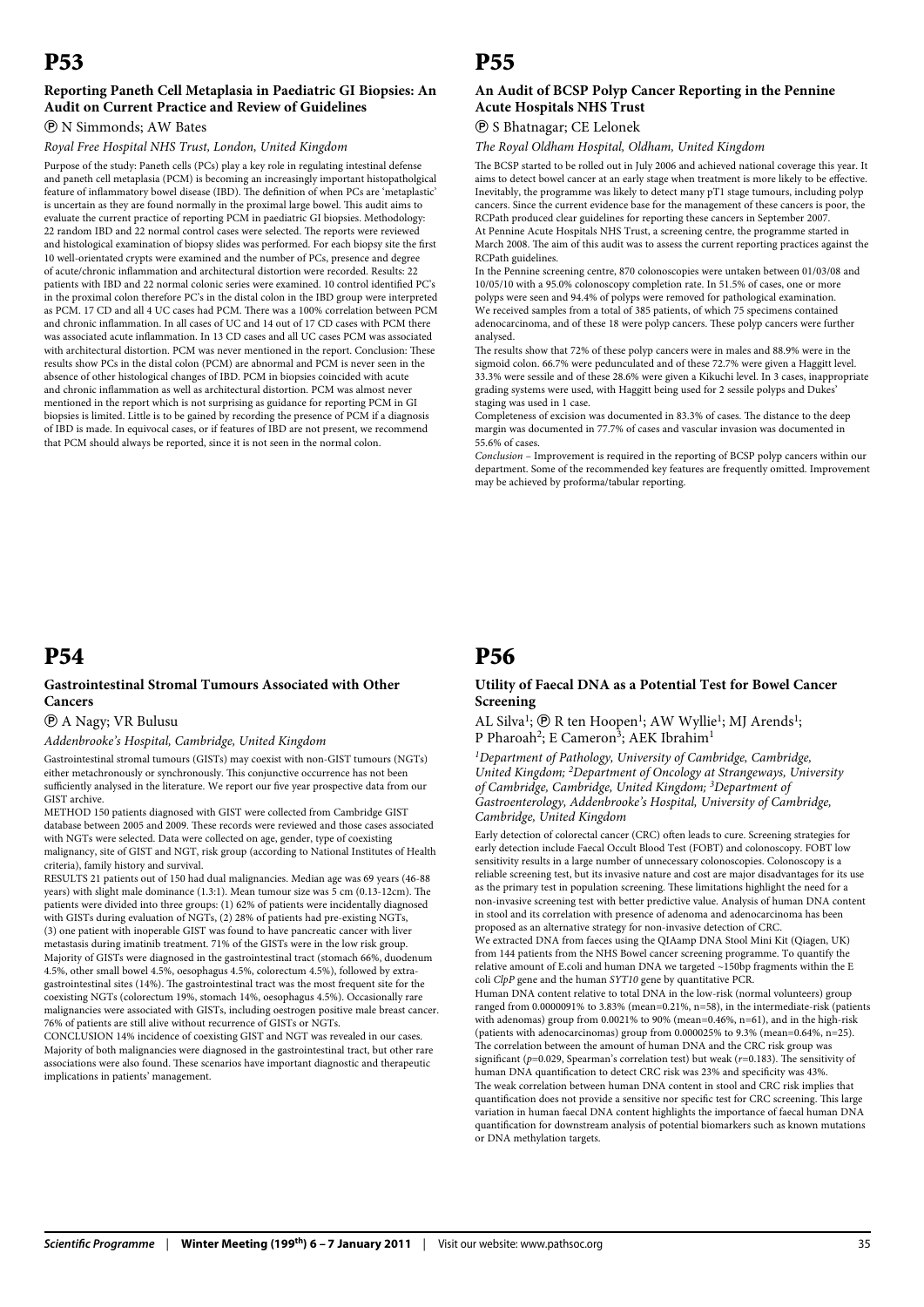# P53

### Reporting Paneth Cell Metaplasia in Paediatric GI Biopsies: An Audit on Current Practice and Review of Guidelines

Ⓟ N Simmonds; AW Bates

*Royal Free Hospital NHS Trust, London, United Kingdom*

Purpose of the study: Paneth cells (PCs) play a key role in regulating intestinal defense and paneth cell metaplasia (PCM) is becoming an increasingly important histopatholgical feature of inflammatory bowel disease (IBD). The definition of when PCs are 'metaplastic' is uncertain as they are found normally in the proximal large bowel. This audit aims to evaluate the current practice of reporting PCM in paediatric GI biopsies. Methodology: 22 random IBD and 22 normal control cases were selected. The reports were reviewed and histological examination of biopsy slides was performed. For each biopsy site the first 10 well-orientated crypts were examined and the number of PCs, presence and degree of acute/chronic inflammation and architectural distortion were recorded. Results: 22 patients with IBD and 22 normal colonic series were examined. 10 control identified PC's in the proximal colon therefore PC's in the distal colon in the IBD group were interpreted as PCM. 17 CD and all 4 UC cases had PCM. There was a 100% correlation between PCM and chronic inflammation. In all cases of UC and 14 out of 17 CD cases with PCM there was associated acute inflammation. In 13 CD cases and all UC cases PCM was associated with architectural distortion. PCM was never mentioned in the report. Conclusion: These results show PCs in the distal colon (PCM) are abnormal and PCM is never seen in the absence of other histological changes of IBD. PCM in biopsies coincided with acute and chronic inflammation as well as architectural distortion. PCM was almost never mentioned in the report which is not surprising as guidance for reporting PCM in GI biopsies is limited. Little is to be gained by recording the presence of PCM if a diagnosis of IBD is made. In equivocal cases, or if features of IBD are not present, we recommend that PCM should always be reported, since it is not seen in the normal colon.

# P54

### Gastrointestinal Stromal Tumours Associated with Other Cancers

Ⓟ A Nagy; VR Bulusu

*Addenbrooke's Hospital, Cambridge, United Kingdom*

Gastrointestinal stromal tumours (GISTs) may coexist with non-GIST tumours (NGTs) either metachronously or synchronously. This conjunctive occurrence has not been sufficiently analysed in the literature. We report our five year prospective data from our GIST archive.

METHOD 150 patients diagnosed with GIST were collected from Cambridge GIST database between 2005 and 2009. These records were reviewed and those cases associated with NGTs were selected. Data were collected on age, gender, type of coexisting malignancy, site of GIST and NGT, risk group (according to National Institutes of Health criteria), family history and survival.

RESULTS 21 patients out of 150 had dual malignancies. Median age was 69 years (46-88 years) with slight male dominance (1.3:1). Mean tumour size was 5 cm (0.13-12cm). The patients were divided into three groups: (1) 62% of patients were incidentally diagnosed with GISTs during evaluation of NGTs, (2) 28% of patients had pre-existing NGTs, (3) one patient with inoperable GIST was found to have pancreatic cancer with liver metastasis during imatinib treatment. 71% of the GISTs were in the low risk group. Majority of GISTs were diagnosed in the gastrointestinal tract (stomach 66%, duodenum 4.5%, other small bowel 4.5%, oesophagus 4.5%, colorectum 4.5%), followed by extra-gastrointestinal sites (14%). The gastrointestinal tract was the most frequent site for the coexisting NGTs (colorectum 19%, stomach 14%, oesophagus 4.5%). Occasionally rare malignancies were associated with GISTs, including oestrogen positive male breast cancer. 76% of patients are still alive without recurrence of GISTs or NGTs.

CONCLUSION 14% incidence of coexisting GIST and NGT was revealed in our cases. Majority of both malignancies were diagnosed in the gastrointestinal tract, but other rare associations were also found. These scenarios have important diagnostic and therapeutic implications in patients' management.

# P55

### An Audit of BCSP Polyp Cancer Reporting in the Pennine Acute Hospitals NHS Trust

Ⓟ S Bhatnagar; CE Lelonek

*The Royal Oldham Hospital, Oldham, United Kingdom*

The BCSP started to be rolled out in July 2006 and achieved national coverage this year. It aims to detect bowel cancer at an early stage when treatment is more likely to be effective. Inevitably, the programme was likely to detect many pT1 stage tumours, including polyp cancers. Since the current evidence base for the management of these cancers is poor, the RCPath produced clear guidelines for reporting these cancers in September 2007.

At Pennine Acute Hospitals NHS Trust, a screening centre, the programme started in March 2008. The aim of this audit was to assess the current reporting practices against the RCPath guidelines.

In the Pennine screening centre, 870 colonoscopies were untaken between 01/03/08 and 10/05/10 with a 95.0% colonoscopy completion rate. In 51.5% of cases, one or more polyps were seen and 94.4% of polyps were removed for pathological examination. We received samples from a total of 385 patients, of which 75 specimens contained adenocarcinoma, and of these 18 were polyp cancers. These polyp cancers were further analysed.

The results show that 72% of these polyp cancers were in males and 88.9% were in the sigmoid colon. 66.7% were pedunculated and of these 72.7% were given a Haggitt level. 33.3% were sessile and of these 28.6% were given a Kikuchi level. In 3 cases, inappropriate grading systems were used, with Haggitt being used for 2 sessile polyps and Dukes' staging was used in 1 case.

Completeness of excision was documented in 83.3% of cases. The distance to the deep margin was documented in 77.7% of cases and vascular invasion was documented in 55.6% of cases.

*Conclusion* – Improvement is required in the reporting of BCSP polyp cancers within our department. Some of the recommended key features are frequently omitted. Improvement may be achieved by proforma/tabular reporting.

# P56

### Utility of Faecal DNA as a Potential Test for Bowel Cancer Screening

AL Silva[1]; Ⓟ R ten Hoopen[1]; AW Wyllie[1]; MJ Arends[1]; P Pharoah[2]; E Cameron[3]; AEK Ibrahim[1]

*[1]Department of Pathology, University of Cambridge, Cambridge, United Kingdom; [2]Department of Oncology at Strangeways, University of Cambridge, Cambridge, United Kingdom; [3]Department of Gastroenterology, Addenbrooke's Hospital, University of Cambridge, Cambridge, United Kingdom*

Early detection of colorectal cancer (CRC) often leads to cure. Screening strategies for early detection include Faecal Occult Blood Test (FOBT) and colonoscopy. FOBT low sensitivity results in a large number of unnecessary colonoscopies. Colonoscopy is a reliable screening test, but its invasive nature and cost are major disadvantages for its use as the primary test in population screening. These limitations highlight the need for a non-invasive screening test with better predictive value. Analysis of human DNA content in stool and its correlation with presence of adenoma and adenocarcinoma has been proposed as an alternative strategy for non-invasive detection of CRC.

We extracted DNA from faeces using the QIAamp DNA Stool Mini Kit (Qiagen, UK) from 144 patients from the NHS Bowel cancer screening programme. To quantify the relative amount of E.coli and human DNA we targeted ~150bp fragments within the E coli *ClpP* gene and the human *SYT10* gene by quantitative PCR.

Human DNA content relative to total DNA in the low-risk (normal volunteers) group ranged from 0.0000091% to 3.83% (mean=0.21%, n=58), in the intermediate-risk (patients with adenomas) group from 0.0021% to 90% (mean=0.46%, n=61), and in the high-risk (patients with adenocarcinomas) group from 0.000025% to 9.3% (mean=0.64%, n=25). The correlation between the amount of human DNA and the CRC risk group was significant ($p$=0.029, Spearman's correlation test) but weak ($r$=0.183). The sensitivity of human DNA quantification to detect CRC risk was 23% and specificity was 43%.

The weak correlation between human DNA content in stool and CRC risk implies that quantification does not provide a sensitive nor specific test for CRC screening. This large variation in human faecal DNA content highlights the importance of faecal human DNA quantification for downstream analysis of potential biomarkers such as known mutations or DNA methylation targets.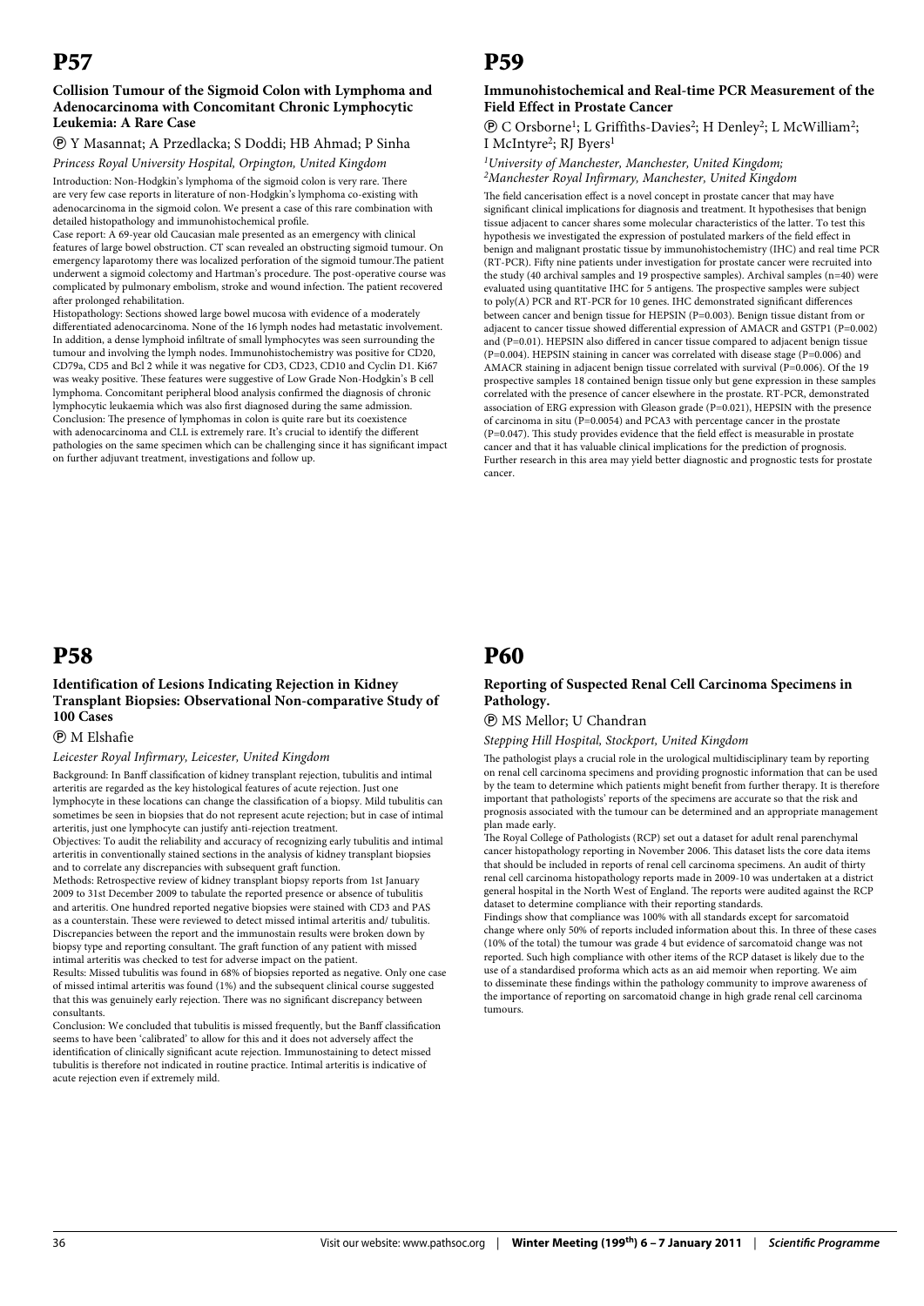# P57

### Collision Tumour of the Sigmoid Colon with Lymphoma and Adenocarcinoma with Concomitant Chronic Lymphocytic Leukemia: A Rare Case

Ⓟ Y Masannat; A Przedlacka; S Doddi; HB Ahmad; P Sinha

*Princess Royal University Hospital, Orpington, United Kingdom*

Introduction: Non-Hodgkin's lymphoma of the sigmoid colon is very rare. There are very few case reports in literature of non-Hodgkin's lymphoma co-existing with adenocarcinoma in the sigmoid colon. We present a case of this rare combination with detailed histopathology and immunohistochemical profile.

Case report: A 69-year old Caucasian male presented as an emergency with clinical features of large bowel obstruction. CT scan revealed an obstructing sigmoid tumour. On emergency laparotomy there was localized perforation of the sigmoid tumour.The patient underwent a sigmoid colectomy and Hartman's procedure. The post-operative course was complicated by pulmonary embolism, stroke and wound infection. The patient recovered after prolonged rehabilitation.

Histopathology: Sections showed large bowel mucosa with evidence of a moderately differentiated adenocarcinoma. None of the 16 lymph nodes had metastatic involvement. In addition, a dense lymphoid infiltrate of small lymphocytes was seen surrounding the tumour and involving the lymph nodes. Immunohistochemistry was positive for CD20, CD79a, CD5 and Bcl 2 while it was negative for CD3, CD23, CD10 and Cyclin D1. Ki67 was weaky positive. These features were suggestive of Low Grade Non-Hodgkin's B cell lymphoma. Concomitant peripheral blood analysis confirmed the diagnosis of chronic lymphocytic leukaemia which was also first diagnosed during the same admission.

Conclusion: The presence of lymphomas in colon is quite rare but its coexistence with adenocarcinoma and CLL is extremely rare. It's crucial to identify the different pathologies on the same specimen which can be challenging since it has significant impact on further adjuvant treatment, investigations and follow up.

# P58

### Identification of Lesions Indicating Rejection in Kidney Transplant Biopsies: Observational Non-comparative Study of 100 Cases

Ⓟ M Elshafie

*Leicester Royal Infirmary, Leicester, United Kingdom*

Background: In Banff classification of kidney transplant rejection, tubulitis and intimal arteritis are regarded as the key histological features of acute rejection. Just one lymphocyte in these locations can change the classification of a biopsy. Mild tubulitis can sometimes be seen in biopsies that do not represent acute rejection; but in case of intimal arteritis, just one lymphocyte can justify anti-rejection treatment.

Objectives: To audit the reliability and accuracy of recognizing early tubulitis and intimal arteritis in conventionally stained sections in the analysis of kidney transplant biopsies and to correlate any discrepancies with subsequent graft function.

Methods: Retrospective review of kidney transplant biopsy reports from 1st January 2009 to 31st December 2009 to tabulate the reported presence or absence of tubulitis and arteritis. One hundred reported negative biopsies were stained with CD3 and PAS as a counterstain. These were reviewed to detect missed intimal arteritis and/ tubulitis. Discrepancies between the report and the immunostain results were broken down by biopsy type and reporting consultant. The graft function of any patient with missed intimal arteritis was checked to test for adverse impact on the patient.

Results: Missed tubulitis was found in 68% of biopsies reported as negative. Only one case of missed intimal arteritis was found (1%) and the subsequent clinical course suggested that this was genuinely early rejection. There was no significant discrepancy between consultants.

Conclusion: We concluded that tubulitis is missed frequently, but the Banff classification seems to have been 'calibrated' to allow for this and it does not adversely affect the identification of clinically significant acute rejection. Immunostaining to detect missed tubulitis is therefore not indicated in routine practice. Intimal arteritis is indicative of acute rejection even if extremely mild.

# P59

### Immunohistochemical and Real-time PCR Measurement of the Field Effect in Prostate Cancer

Ⓟ C Orsborne[1]; L Griffiths-Davies[2]; H Denley[2]; L McWilliam[2]; I McIntyre[2]; RJ Byers[1]

*[1]University of Manchester, Manchester, United Kingdom;*
*[2]Manchester Royal Infirmary, Manchester, United Kingdom*

The field cancerisation effect is a novel concept in prostate cancer that may have significant clinical implications for diagnosis and treatment. It hypothesises that benign tissue adjacent to cancer shares some molecular characteristics of the latter. To test this hypothesis we investigated the expression of postulated markers of the field effect in benign and malignant prostatic tissue by immunohistochemistry (IHC) and real time PCR (RT-PCR). Fifty nine patients under investigation for prostate cancer were recruited into the study (40 archival samples and 19 prospective samples). Archival samples (n=40) were evaluated using quantitative IHC for 5 antigens. The prospective samples were subject to poly(A) PCR and RT-PCR for 10 genes. IHC demonstrated significant differences between cancer and benign tissue for HEPSIN (P=0.003). Benign tissue distant from or adjacent to cancer tissue showed differential expression of AMACR and GSTP1 (P=0.002) and (P=0.01). HEPSIN also differed in cancer tissue compared to adjacent benign tissue (P=0.004). HEPSIN staining in cancer was correlated with disease stage (P=0.006) and AMACR staining in adjacent benign tissue correlated with survival (P=0.006). Of the 19 prospective samples 18 contained benign tissue only but gene expression in these samples correlated with the presence of cancer elsewhere in the prostate. RT-PCR, demonstrated significant association of ERG expression with Gleason grade (P=0.021), HEPSIN with the presence of carcinoma in situ (P=0.0054) and PCA3 with percentage cancer in the prostate (P=0.047). This study provides evidence that the field effect is measurable in prostate cancer and that it has valuable clinical implications for the prediction of prognosis. Further research in this area may yield better diagnostic and prognostic tests for prostate cancer.

# P60

### Reporting of Suspected Renal Cell Carcinoma Specimens in Pathology.

Ⓟ MS Mellor; U Chandran

*Stepping Hill Hospital, Stockport, United Kingdom*

The pathologist plays a crucial role in the urological multidisciplinary team by reporting on renal cell carcinoma specimens and providing prognostic information that can be used by the team to determine which patients might benefit from further therapy. It is therefore important that pathologists' reports of the specimens are accurate so that the risk and prognosis associated with the tumour can be determined and an appropriate management plan made early.

The Royal College of Pathologists (RCP) set out a dataset for adult renal parenchymal cancer histopathology reporting in November 2006. This dataset lists the core data items that should be included in reports of renal cell carcinoma specimens. An audit of thirty renal cell carcinoma histopathology reports made in 2009-10 was undertaken at a district general hospital in the North West of England. The reports were audited against the RCP dataset to determine compliance with their reporting standards.

Findings show that compliance was 100% with all standards except for sarcomatoid change where only 50% of reports included information about this. In three of these cases (10% of the total) the tumour was grade 4 but evidence of sarcomatoid change was not reported. Such high compliance with other items of the RCP dataset is likely due to the use of a standardised proforma which acts as an aid memoir when reporting. We aim to disseminate these findings within the pathology community to improve awareness of the importance of reporting on sarcomatoid change in high grade renal cell carcinoma tumours.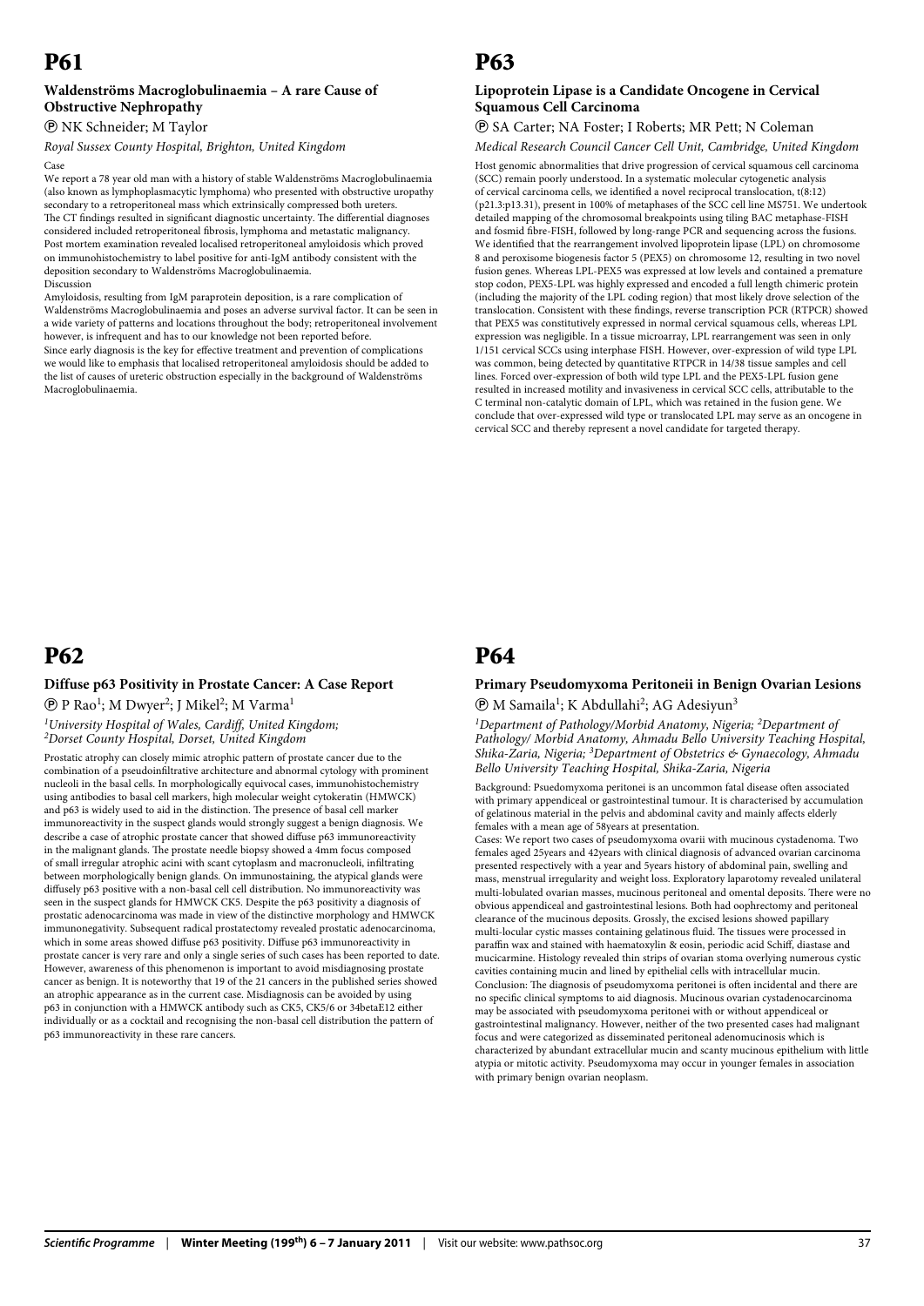# P61

### Waldenströms Macroglobulinaemia – A rare Cause of Obstructive Nephropathy

Ⓟ NK Schneider; M Taylor

*Royal Sussex County Hospital, Brighton, United Kingdom*

Case

We report a 78 year old man with a history of stable Waldenströms Macroglobulinaemia (also known as lymphoplasmacytic lymphoma) who presented with obstructive uropathy secondary to a retroperitoneal mass which extrinsically compressed both ureters. The CT findings resulted in significant diagnostic uncertainty. The differential diagnoses considered included retroperitoneal fibrosis, lymphoma and metastatic malignancy. Post mortem examination revealed localised retroperitoneal amyloidosis which proved on immunohistochemistry to label positive for anti-IgM antibody consistent with the deposition secondary to Waldenströms Macroglobulinaemia.

Discussion

Amyloidosis, resulting from IgM paraprotein deposition, is a rare complication of Waldenströms Macroglobulinaemia and poses an adverse survival factor. It can be seen in a wide variety of patterns and locations throughout the body; retroperitoneal involvement however, is infrequent and has to our knowledge not been reported before.

Since early diagnosis is the key for effective treatment and prevention of complications we would like to emphasis that localised retroperitoneal amyloidosis should be added to the list of causes of ureteric obstruction especially in the background of Waldenströms Macroglobulinaemia.

# P62

### Diffuse p63 Positivity in Prostate Cancer: A Case Report

Ⓟ P Rao[1]; M Dwyer[2]; J Mikel[2]; M Varma[1]

*[1]University Hospital of Wales, Cardiff, United Kingdom; [2]Dorset County Hospital, Dorset, United Kingdom*

Prostatic atrophy can closely mimic atrophic pattern of prostate cancer due to the combination of a pseudoinfiltrative architecture and abnormal cytology with prominent nucleoli in the basal cells. In morphologically equivocal cases, immunohistochemistry using antibodies to basal cell markers, high molecular weight cytokeratin (HMWCK) and p63 is widely used to aid in the distinction. The presence of basal cell marker immunoreactivity in the suspect glands would strongly suggest a benign diagnosis. We describe a case of atrophic prostate cancer that showed diffuse p63 immunoreactivity in the malignant glands. The prostate needle biopsy showed a 4mm focus composed of small irregular atrophic acini with scant cytoplasm and macronucleoli, infiltrating between morphologically benign glands. On immunostaining, the atypical glands were diffusely p63 positive with a non-basal cell cell distribution. No immunoreactivity was seen in the suspect glands for HMWCK CK5. Despite the p63 positivity a diagnosis of prostatic adenocarcinoma was made in view of the distinctive morphology and HMWCK immunonegativity. Subsequent radical prostatectomy revealed prostatic adenocarcinoma, which in some areas showed diffuse p63 positivity. Diffuse p63 immunoreactivity in prostate cancer is very rare and only a single series of such cases has been reported to date. However, awareness of this phenomenon is important to avoid misdiagnosing prostate cancer as benign. It is noteworthy that 19 of the 21 cancers in the published series showed an atrophic appearance as in the current case. Misdiagnosis can be avoided by using p63 in conjunction with a HMWCK antibody such as CK5, CK5/6 or 34betaE12 either individually or as a cocktail and recognising the non-basal cell distribution the pattern of p63 immunoreactivity in these rare cancers.

# P63

### Lipoprotein Lipase is a Candidate Oncogene in Cervical Squamous Cell Carcinoma

Ⓟ SA Carter; NA Foster; I Roberts; MR Pett; N Coleman

*Medical Research Council Cancer Cell Unit, Cambridge, United Kingdom*

Host genomic abnormalities that drive progression of cervical squamous cell carcinoma (SCC) remain poorly understood. In a systematic molecular cytogenetic analysis of cervical carcinoma cells, we identified a novel reciprocal translocation, t(8;12) (p21.3;p13.31), present in 100% of metaphases of the SCC cell line MS751. We undertook detailed mapping of the chromosomal breakpoints using tiling BAC metaphase-FISH and fosmid fibre-FISH, followed by long-range PCR and sequencing across the fusions. We identified that the rearrangement involved lipoprotein lipase (LPL) on chromosome 8 and peroxisome biogenesis factor 5 (PEX5) on chromosome 12, resulting in two novel fusion genes. Whereas LPL-PEX5 was expressed at low levels and contained a premature stop codon, PEX5-LPL was highly expressed and encoded a full length chimeric protein (including the majority of the LPL coding region) that most likely drove selection of the translocation. Consistent with these findings, reverse transcription PCR (RTPCR) showed that PEX5 was constitutively expressed in normal cervical squamous cells, whereas LPL expression was negligible. In a tissue microarray, LPL rearrangement was seen in only 1/151 cervical SCCs using interphase FISH. However, over-expression of wild type LPL was common, being detected by quantitative RTPCR in 14/38 tissue samples and cell lines. Forced over-expression of both wild type LPL and the PEX5-LPL fusion gene resulted in increased motility and invasiveness in cervical SCC cells, attributable to the C terminal non-catalytic domain of LPL, which was retained in the fusion gene. We conclude that over-expressed wild type or translocated LPL may serve as an oncogene in cervical SCC and thereby represent a novel candidate for targeted therapy.

# P64

### Primary Pseudomyxoma Peritoneii in Benign Ovarian Lesions

Ⓟ M Samaila[1]; K Abdullahi[2]; AG Adesiyun[3]

*[1]Department of Pathology/Morbid Anatomy, Nigeria; [2]Department of Pathology/ Morbid Anatomy, Ahmadu Bello University Teaching Hospital, Shika-Zaria, Nigeria; [3]Department of Obstetrics & Gynaecology, Ahmadu Bello University Teaching Hospital, Shika-Zaria, Nigeria*

Background: Psuedomyxoma peritonei is an uncommon fatal disease often associated with primary appendiceal or gastrointestinal tumour. It is characterised by accumulation of gelatinous material in the pelvis and abdominal cavity and mainly affects elderly females with a mean age of 58years at presentation.

Cases: We report two cases of pseudomyxoma ovarii with mucinous cystadenoma. Two females aged 25years and 42years with clinical diagnosis of advanced ovarian carcinoma presented respectively with a year and 5years history of abdominal pain, swelling and mass, menstrual irregularity and weight loss. Exploratory laparotomy revealed unilateral multi-lobulated ovarian masses, mucinous peritoneal and omental deposits. There were no obvious appendiceal and gastrointestinal lesions. Both had oophrectomy and peritoneal clearance of the mucinous deposits. Grossly, the excised lesions showed papillary multi-locular cystic masses containing gelatinous fluid. The tissues were processed in paraffin wax and stained with haematoxylin & eosin, periodic acid Schiff, diastase and mucicarmine. Histology revealed thin strips of ovarian stoma overlying numerous cystic cavities containing mucin and lined by epithelial cells with intracellular mucin.

Conclusion: The diagnosis of pseudomyxoma peritonei is often incidental and there are no specific clinical symptoms to aid diagnosis. Mucinous ovarian cystadenocarcinoma may be associated with pseudomyxoma peritonei with or without appendiceal or gastrointestinal malignancy. However, neither of the two presented cases had malignant focus and were categorized as disseminated peritoneal adenomucinosis which is characterized by abundant extracellular mucin and scanty mucinous epithelium with little atypia or mitotic activity. Pseudomyxoma may occur in younger females in association with primary benign ovarian neoplasm.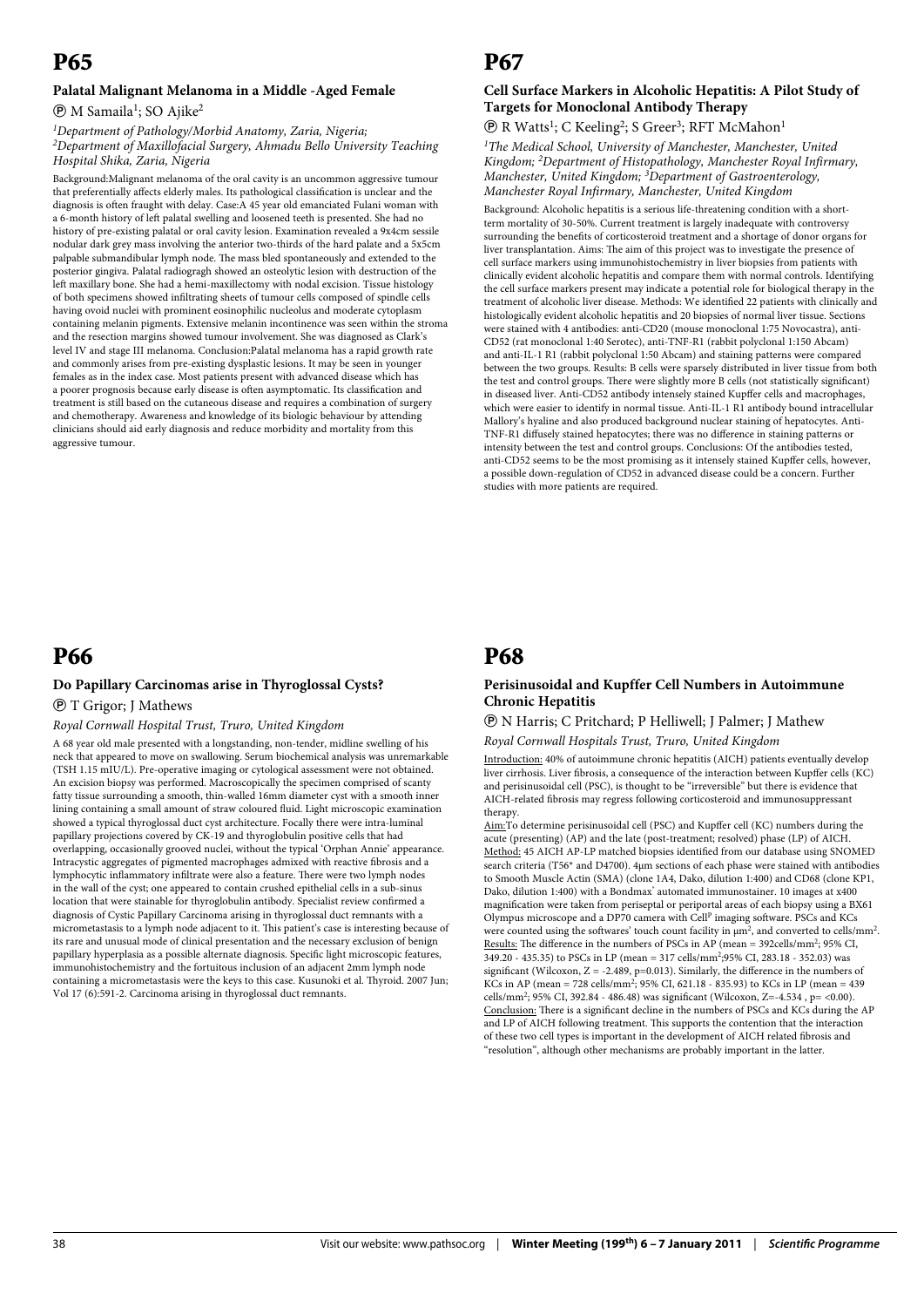# P65

### Palatal Malignant Melanoma in a Middle -Aged Female

Ⓟ M Samaila[1]; SO Ajike[2]

*[1]Department of Pathology/Morbid Anatomy, Zaria, Nigeria; [2]Department of Maxillofacial Surgery, Ahmadu Bello University Teaching Hospital Shika, Zaria, Nigeria*

Background:Malignant melanoma of the oral cavity is an uncommon aggressive tumour that preferentially affects elderly males. Its pathological classification is unclear and the diagnosis is often fraught with delay. Case:A 45 year old emaciated Fulani woman with a 6-month history of left palatal swelling and loosened teeth is presented. She had no history of pre-existing palatal or oral cavity lesion. Examination revealed a 9x4cm sessile nodular dark grey mass involving the anterior two-thirds of the hard palate and a 5x5cm palpable submandibular lymph node. The mass bled spontaneously and extended to the posterior gingiva. Palatal radiogragh showed an osteolytic lesion with destruction of the left maxillary bone. She had a hemi-maxillectomy with nodal excision. Tissue histology of both specimens showed infiltrating sheets of tumour cells composed of spindle cells having ovoid nuclei with prominent eosinophilic nucleolus and moderate cytoplasm containing melanin pigments. Extensive melanin incontinence was seen within the stroma and the resection margins showed tumour involvement. She was diagnosed as Clark's level IV and stage III melanoma. Conclusion:Palatal melanoma has a rapid growth rate and commonly arises from pre-existing dysplastic lesions. It may be seen in younger females as in the index case. Most patients present with advanced disease which has a poorer prognosis because early disease is often asymptomatic. Its classification and treatment is still based on the cutaneous disease and requires a combination of surgery and chemotherapy. Awareness and knowledge of its biologic behaviour by attending clinicians should aid early diagnosis and reduce morbidity and mortality from this aggressive tumour.

# P66

### Do Papillary Carcinomas arise in Thyroglossal Cysts?

Ⓟ T Grigor; J Mathews

*Royal Cornwall Hospital Trust, Truro, United Kingdom*

A 68 year old male presented with a longstanding, non-tender, midline swelling of his neck that appeared to move on swallowing. Serum biochemical analysis was unremarkable (TSH 1.15 mIU/L). Pre-operative imaging or cytological assessment were not obtained. An excision biopsy was performed. Macroscopically the specimen comprised of scanty fatty tissue surrounding a smooth, thin-walled 16mm diameter cyst with a smooth inner lining containing a small amount of straw coloured fluid. Light microscopic examination showed a typical thyroglossal duct cyst architecture. Focally there were intra-luminal papillary projections covered by CK-19 and thyroglobulin positive cells that had overlapping, occasionally grooved nuclei, without the typical 'Orphan Annie' appearance. Intracystic aggregates of pigmented macrophages admixed with reactive fibrosis and a lymphocytic inflammatory infiltrate were also a feature. There were two lymph nodes in the wall of the cyst; one appeared to contain crushed epithelial cells in a sub-sinus location that were stainable for thyroglobulin antibody. Specialist review confirmed a diagnosis of Cystic Papillary Carcinoma arising in thyroglossal duct remnants with a micrometastasis to a lymph node adjacent to it. This patient's case is interesting because of its rare and unusual mode of clinical presentation and the necessary exclusion of benign papillary hyperplasia as a possible alternate diagnosis. Specific light microscopic features, immunohistochemistry and the fortuitous inclusion of an adjacent 2mm lymph node containing a micrometastasis were the keys to this case. Kusunoki et al. Thyroid. 2007 Jun; Vol 17 (6):591-2. Carcinoma arising in thyroglossal duct remnants.

# P67

### Cell Surface Markers in Alcoholic Hepatitis: A Pilot Study of Targets for Monoclonal Antibody Therapy

Ⓟ R Watts[1]; C Keeling[2]; S Greer[3]; RFT McMahon[1]

*[1]The Medical School, University of Manchester, Manchester, United Kingdom; [2]Department of Histopathology, Manchester Royal Infirmary, Manchester, United Kingdom; [3]Department of Gastroenterology, Manchester Royal Infirmary, Manchester, United Kingdom*

Background: Alcoholic hepatitis is a serious life-threatening condition with a short-term mortality of 30-50%. Current treatment is largely inadequate with controversy surrounding the benefits of corticosteroid treatment and a shortage of donor organs for liver transplantation. Aims: The aim of this project was to investigate the presence of cell surface markers using immunohistochemistry in liver biopsies from patients with clinically evident alcoholic hepatitis and compare them with normal controls. Identifying the cell surface markers present may indicate a potential role for biological therapy in the treatment of alcoholic liver disease. Methods: We identified 22 patients with clinically and histologically evident alcoholic hepatitis and 20 biopsies of normal liver tissue. Sections were stained with 4 antibodies: anti-CD20 (mouse monoclonal 1:75 Novocastra), anti-CD52 (rat monoclonal 1:40 Serotec), anti-TNF-R1 (rabbit polyclonal 1:150 Abcam) and anti-IL-1 R1 (rabbit polyclonal 1:50 Abcam) and staining patterns were compared between the two groups. Results: B cells were sparsely distributed in liver tissue from both the test and control groups. There were slightly more B cells (not statistically significant) in diseased liver. Anti-CD52 antibody intensely stained Kupffer cells and macrophages, which were easier to identify in normal tissue. Anti-IL-1 R1 antibody bound intracellular Mallory's hyaline and also produced background nuclear staining of hepatocytes. Anti-TNF-R1 diffusely stained hepatocytes; there was no difference in staining patterns or intensity between the test and control groups. Conclusions: Of the antibodies tested, anti-CD52 seems to be the most promising as it intensely stained Kupffer cells, however, a possible down-regulation of CD52 in advanced disease could be a concern. Further studies with more patients are required.

# P68

### Perisinusoidal and Kupffer Cell Numbers in Autoimmune Chronic Hepatitis

Ⓟ N Harris; C Pritchard; P Helliwell; J Palmer; J Mathew

*Royal Cornwall Hospitals Trust, Truro, United Kingdom*

Introduction: 40% of autoimmune chronic hepatitis (AICH) patients eventually develop liver cirrhosis. Liver fibrosis, a consequence of the interaction between Kupffer cells (KC) and perisinusoidal cell (PSC), is thought to be "irreversible" but there is evidence that AICH-related fibrosis may regress following corticosteroid and immunosuppressant therapy.

Aim:To determine perisinusoidal cell (PSC) and Kupffer cell (KC) numbers during the acute (presenting) (AP) and the late (post-treatment; resolved) phase (LP) of AICH. Method: 45 AICH AP-LP matched biopsies identified from our database using SNOMED search criteria (T56* and D4700). 4µm sections of each phase were stained with antibodies to Smooth Muscle Actin (SMA) (clone 1A4, Dako, dilution 1:400) and CD68 (clone KP1, Dako, dilution 1:400) with a Bondmax® automated immunostainer. 10 images at x400 magnification were taken from periseptal or periportal areas of each biopsy using a BX61 Olympus microscope and a DP70 camera with Cell^P imaging software. PSCs and KCs were counted using the softwares' touch count facility in µm$^2$, and converted to cells/mm$^2$. Results: The difference in the numbers of PSCs in AP (mean = 392cells/mm$^2$; 95% CI, 349.20 - 435.35) to PSCs in LP (mean = 317 cells/mm$^2$;95% CI, 283.18 - 352.03) was significant (Wilcoxon, Z = -2.489, p=0.013). Similarly, the difference in the numbers of KCs in AP (mean = 728 cells/mm$^2$; 95% CI, 621.18 - 835.93) to KCs in LP (mean = 439 cells/mm$^2$; 95% CI, 392.84 - 486.48) was significant (Wilcoxon, Z=-4.534 , p= <0.00). Conclusion: There is a significant decline in the numbers of PSCs and KCs during the AP and LP of AICH following treatment. This supports the contention that the interaction of these two cell types is important in the development of AICH related fibrosis and "resolution", although other mechanisms are probably important in the latter.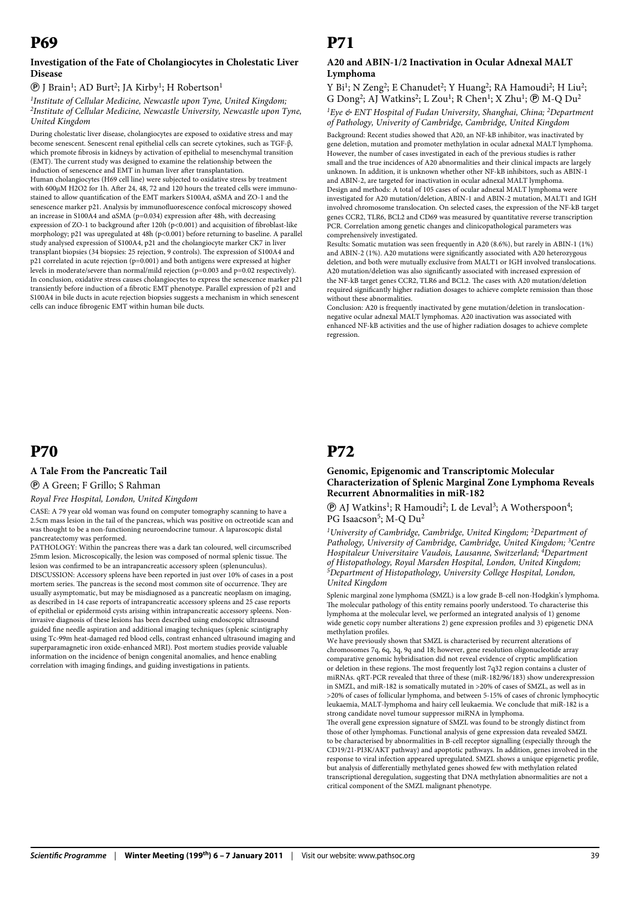# P69

### Investigation of the Fate of Cholangiocytes in Cholestatic Liver Disease

Ⓟ J Brain[1]; AD Burt[2]; JA Kirby[1]; H Robertson[1]

*[1]Institute of Cellular Medicine, Newcastle upon Tyne, United Kingdom; [2]Institute of Cellular Medicine, Newcastle University, Newcastle upon Tyne, United Kingdom*

During cholestatic liver disease, cholangiocytes are exposed to oxidative stress and may become senescent. Senescent renal epithelial cells can secrete cytokines, such as TGF-β, which promote fibrosis in kidneys by activation of epithelial to mesenchymal transition (EMT). The current study was designed to examine the relationship between the induction of senescence and EMT in human liver after transplantation.

Human cholangiocytes (H69 cell line) were subjected to oxidative stress by treatment with 600μM $H_2O_2$ for 1h. After 24, 48, 72 and 120 hours the treated cells were immunostained to allow quantification of the EMT markers S100A4, αSMA and ZO-1 and the senescence marker p21. Analysis by immunofluorescence confocal microscopy showed an increase in S100A4 and αSMA ($p=0.034$) expression after 48h, with decreasing expression of ZO-1 to background after 120h ($p<0.001$) and acquisition of fibroblast-like morphology; p21 was upregulated at 48h ($p<0.001$) before returning to baseline. A parallel study analysed expression of S100A4, p21 and the cholangiocyte marker CK7 in liver transplant biopsies (34 biopsies: 25 rejection, 9 controls). The expression of S100A4 and p21 correlated in acute rejection ($p=0.001$) and both antigens were expressed at higher levels in moderate/severe than normal/mild rejection ($p=0.003$ and $p=0.02$ respectively).

In conclusion, oxidative stress causes cholangiocytes to express the senescence marker p21 transiently before induction of a fibrotic EMT phenotype. Parallel expression of p21 and S100A4 in bile ducts in acute rejection biopsies suggests a mechanism in which senescent cells can induce fibrogenic EMT within human bile ducts.

# P70

### A Tale From the Pancreatic Tail

Ⓟ A Green; F Grillo; S Rahman

*Royal Free Hospital, London, United Kingdom*

CASE: A 79 year old woman was found on computer tomography scanning to have a 2.5cm mass lesion in the tail of the pancreas, which was positive on octreotide scan and was thought to be a non-functioning neuroendocrine tumour. A laparoscopic distal pancreatectomy was performed.

PATHOLOGY: Within the pancreas there was a dark tan coloured, well circumscribed 25mm lesion. Microscopically, the lesion was composed of normal splenic tissue. The lesion was confirmed to be an intrapancreatic accessory spleen (splenunculus).

DISCUSSION: Accessory spleens have been reported in just over 10% of cases in a post mortem series. The pancreas is the second most common site of occurrence. They are usually asymptomatic, but may be misdiagnosed as a pancreatic neoplasm on imaging, as described in 14 case reports of intrapancreatic accessory spleens and 25 case reports of epithelial or epidermoid cysts arising within intrapancreatic accessory spleens. Non-invasive diagnosis of these lesions has been described using endoscopic ultrasound guided fine needle aspiration and additional imaging techniques (splenic scintigraphy using Tc-99m heat-damaged red blood cells, contrast enhanced ultrasound imaging and superparamagnetic iron oxide-enhanced MRI). Post mortem studies provide valuable information on the incidence of benign congenital anomalies, and hence enabling correlation with imaging findings, and guiding investigations in patients.

# P71

### A20 and ABIN-1/2 Inactivation in Ocular Adnexal MALT Lymphoma

Y Bi[1]; N Zeng[2]; E Chanudet[2]; Y Huang[2]; RA Hamoudi[2]; H Liu[2]; G Dong[2]; AJ Watkins[2]; L Zou[1]; R Chen[1]; X Zhu[1]; Ⓟ M-Q Du[2]

*[1]Eye & ENT Hospital of Fudan University, Shanghai, China; [2]Department of Pathology, Univerity of Cambridge, Cambridge, United Kingdom*

Background: Recent studies showed that A20, an NF-kB inhibitor, was inactivated by gene deletion, mutation and promoter methylation in ocular adnexal MALT lymphoma. However, the number of cases investigated in each of the previous studies is rather small and the true incidences of A20 abnormalities and their clinical impacts are largely unknown. In addition, it is unknown whether other NF-kB inhibitors, such as ABIN-1 and ABIN-2, are targeted for inactivation in ocular adnexal MALT lymphoma.

Design and methods: A total of 105 cases of ocular adnexal MALT lymphoma were investigated for A20 mutation/deletion, ABIN-1 and ABIN-2 mutation, MALT1 and IGH involved chromosome translocation. On selected cases, the expression of the NF-kB target genes CCR2, TLR6, BCL2 and CD69 was measured by quantitative reverse transcription PCR. Correlation among genetic changes and clinicopathological parameters was comprehensively investigated.

Results: Somatic mutation was seen frequently in A20 (8.6%), but rarely in ABIN-1 (1%) and ABIN-2 (1%). A20 mutations were significantly associated with A20 heterozygous deletion, and both were mutually exclusive from MALT1 or IGH involved translocations. A20 mutation/deletion was also significantly associated with increased expression of the NF-kB target genes CCR2, TLR6 and BCL2. The cases with A20 mutation/deletion required significantly higher radiation dosages to achieve complete remission than those without these abnormalities.

Conclusion: A20 is frequently inactivated by gene mutation/deletion in translocation-negative ocular adnexal MALT lymphomas. A20 inactivation was associated with enhanced NF-kB activities and the use of higher radiation dosages to achieve complete regression.

# P72

### Genomic, Epigenomic and Transcriptomic Molecular Characterization of Splenic Marginal Zone Lymphoma Reveals Recurrent Abnormalities in miR-182

Ⓟ AJ Watkins[1]; R Hamoudi[2]; L de Leval[3]; A Wotherspoon[4]; PG Isaacson[5]; M-Q Du[2]

*[1]University of Cambridge, Cambridge, United Kingdom; [2]Department of Pathology, University of Cambridge, Cambridge, United Kingdom; [3]Centre Hospitaleur Universitaire Vaudois, Lausanne, Switzerland; [4]Department of Histopathology, Royal Marsden Hospital, London, United Kingdom; [5]Department of Histopathology, University College Hospital, London, United Kingdom*

Splenic marginal zone lymphoma (SMZL) is a low grade B-cell non-Hodgkin's lymphoma. The molecular pathology of this entity remains poorly understood. To characterise this lymphoma at the molecular level, we performed an integrated analysis of 1) genome wide genetic copy number alterations 2) gene expression profiles and 3) epigenetic DNA methylation profiles.

We have previously shown that SMZL is characterised by recurrent alterations of chromosomes 7q, 6q, 3q, 9q and 18; however, gene resolution oligonucleotide array comparative genomic hybridisation did not reveal evidence of cryptic amplification or deletion in these regions. The most frequently lost 7q32 region contains a cluster of miRNAs. qRT-PCR revealed that three of these (miR-182/96/183) show underexpression in SMZL, and miR-182 is somatically mutated in >20% of cases of SMZL, as well as in >20% of cases of follicular lymphoma, and between 5-15% of cases of chronic lymphocytic leukaemia, MALT-lymphoma and hairy cell leukaemia. We conclude that miR-182 is a strong candidate novel tumour suppressor miRNA in lymphoma.

The overall gene expression signature of SMZL was found to be strongly distinct from those of other lymphomas. Functional analysis of gene expression data revealed SMZL to be characterised by abnormalities in B-cell receptor signalling (especially through the CD19/21-PI3K/AKT pathway) and apoptotic pathways. In addition, genes involved in the response to viral infection appeared upregulated. SMZL shows a unique epigenetic profile, but analysis of differentially methylated genes showed few with methylation related transcriptional deregulation, suggesting that DNA methylation abnormalities are not a critical component of the SMZL malignant phenotype.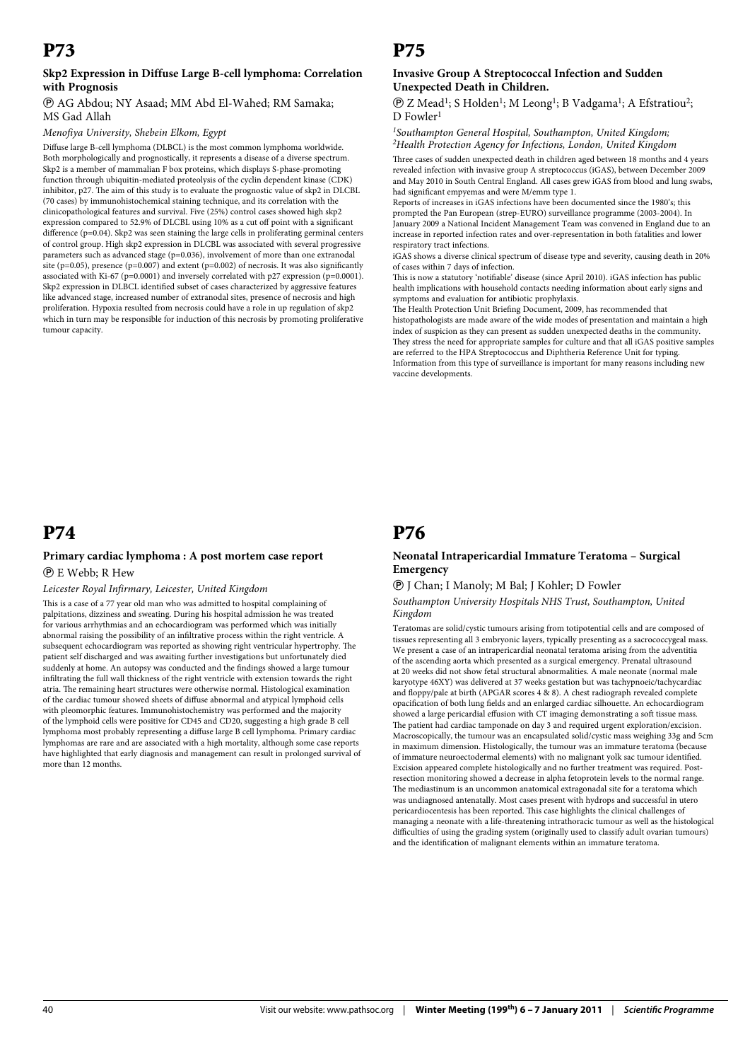# P73

### Skp2 Expression in Diffuse Large B-cell lymphoma: Correlation with Prognosis

Ⓟ AG Abdou; NY Asaad; MM Abd El-Wahed; RM Samaka; MS Gad Allah

*Menofiya University, Shebein Elkom, Egypt*

Diffuse large B-cell lymphoma (DLBCL) is the most common lymphoma worldwide. Both morphologically and prognostically, it represents a disease of a diverse spectrum. Skp2 is a member of mammalian F box proteins, which displays S-phase-promoting function through ubiquitin-mediated proteolysis of the cyclin dependent kinase (CDK) inhibitor, p27. The aim of this study is to evaluate the prognostic value of skp2 in DLCBL (70 cases) by immunohistochemical staining technique, and its correlation with the clinicopathological features and survival. Five (25%) control cases showed high skp2 expression compared to 52.9% of DLCBL using 10% as a cut off point with a significant difference (p=0.04). Skp2 was seen staining the large cells in proliferating germinal centers of control group. High skp2 expression in DLCBL was associated with several progressive parameters such as advanced stage (p=0.036), involvement of more than one extranodal site (p=0.05), presence (p=0.007) and extent (p=0.002) of necrosis. It was also significantly associated with Ki-67 (p=0.0001) and inversely correlated with p27 expression (p=0.0001). Skp2 expression in DLBCL identified subset of cases characterized by aggressive features like advanced stage, increased number of extranodal sites, presence of necrosis and high proliferation. Hypoxia resulted from necrosis could have a role in up regulation of skp2 which in turn may be responsible for induction of this necrosis by promoting proliferative tumour capacity.

# P74

### Primary cardiac lymphoma : A post mortem case report

Ⓟ E Webb; R Hew

*Leicester Royal Infirmary, Leicester, United Kingdom*

This is a case of a 77 year old man who was admitted to hospital complaining of palpitations, dizziness and sweating. During his hospital admission he was treated for various arrhythmias and an echocardiogram was performed which was initially abnormal raising the possibility of an infiltrative process within the right ventricle. A subsequent echocardiogram was reported as showing right ventricular hypertrophy. The patient self discharged and was awaiting further investigations but unfortunately died suddenly at home. An autopsy was conducted and the findings showed a large tumour infiltrating the full wall thickness of the right ventricle with extension towards the right atria. The remaining heart structures were otherwise normal. Histological examination of the cardiac tumour showed sheets of diffuse abnormal and atypical lymphoid cells with pleomorphic features. Immunohistochemistry was performed and the majority of the lymphoid cells were positive for CD45 and CD20, suggesting a high grade B cell lymphoma most probably representing a diffuse large B cell lymphoma. Primary cardiac lymphomas are rare and are associated with a high mortality, although some case reports have highlighted that early diagnosis and management can result in prolonged survival of more than 12 months.

# P75

### Invasive Group A Streptococcal Infection and Sudden Unexpected Death in Children.

Ⓟ Z Mead[1]; S Holden[1]; M Leong[1]; B Vadgama[1]; A Efstratiou[2]; D Fowler[1]

*[1]Southampton General Hospital, Southampton, United Kingdom; [2]Health Protection Agency for Infections, London, United Kingdom*

Three cases of sudden unexpected death in children aged between 18 months and 4 years revealed infection with invasive group A streptococcus (iGAS), between December 2009 and May 2010 in South Central England. All cases grew iGAS from blood and lung swabs, had significant empyemas and were M/emm type 1.

Reports of increases in iGAS infections have been documented since the 1980's; this prompted the Pan European (strep-EURO) surveillance programme (2003-2004). In January 2009 a National Incident Management Team was convened in England due to an increase in reported infection rates and over-representation in both fatalities and lower respiratory tract infections.

iGAS shows a diverse clinical spectrum of disease type and severity, causing death in 20% of cases within 7 days of infection.

This is now a statutory 'notifiable' disease (since April 2010). iGAS infection has public health implications with household contacts needing information about early signs and symptoms and evaluation for antibiotic prophylaxis.

The Health Protection Unit Briefing Document, 2009, has recommended that histopathologists are made aware of the wide modes of presentation and maintain a high index of suspicion as they can present as sudden unexpected deaths in the community. They stress the need for appropriate samples for culture and that all iGAS positive samples are referred to the HPA Streptococcus and Diphtheria Reference Unit for typing. Information from this type of surveillance is important for many reasons including new vaccine developments.

# P76

### Neonatal Intrapericardial Immature Teratoma – Surgical Emergency

Ⓟ J Chan; I Manoly; M Bal; J Kohler; D Fowler

*Southampton University Hospitals NHS Trust, Southampton, United Kingdom*

Teratomas are solid/cystic tumours arising from totipotential cells and are composed of tissues representing all 3 embryonic layers, typically presenting as a sacrococcygeal mass. We present a case of an intrapericardial neonatal teratoma arising from the adventitia of the ascending aorta which presented as a surgical emergency. Prenatal ultrasound at 20 weeks did not show fetal structural abnormalities. A male neonate (normal male karyotype 46XY) was delivered at 37 weeks gestation but was tachypnoeic/tachycardiac and floppy/pale at birth (APGAR scores 4 & 8). A chest radiograph revealed complete opacification of both lung fields and an enlarged cardiac silhouette. An echocardiogram showed a large pericardial effusion with CT imaging demonstrating a soft tissue mass. The patient had cardiac tamponade on day 3 and required urgent exploration/excision. Macroscopically, the tumour was an encapsulated solid/cystic mass weighing 33g and 5cm in maximum dimension. Histologically, the tumour was an immature teratoma (because of immature neuroectodermal elements) with no malignant yolk sac tumour identified. Excision appeared complete histologically and no further treatment was required. Post-resection monitoring showed a decrease in alpha fetoprotein levels to the normal range. The mediastinum is an uncommon anatomical extragonadal site for a teratoma which was undiagnosed antenatally. Most cases present with hydrops and successful in utero pericardiocentesis has been reported. This case highlights the clinical challenges of managing a neonate with a life-threatening intrathoracic tumour as well as the histological difficulties of using the grading system (originally used to classify adult ovarian tumours) and the identification of malignant elements within an immature teratoma.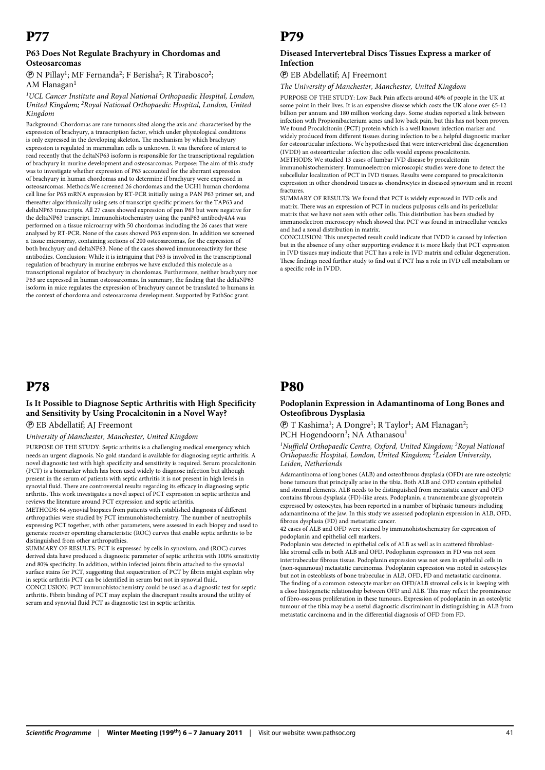# P77

### P63 Does Not Regulate Brachyury in Chordomas and Osteosarcomas

Ⓟ N Pillay[1]; MF Fernanda[2]; F Berisha[2]; R Tirabosco[2]; AM Flanagan[1]

*[1]UCL Cancer Institute and Royal National Orthopaedic Hospital, London, United Kingdom; [2]Royal National Orthopaedic Hospital, London, United Kingdom*

Background: Chordomas are rare tumours sited along the axis and characterised by the expression of brachyury, a transcription factor, which under physiological conditions is only expressed in the developing skeleton. The mechanism by which brachyury expression is regulated in mammalian cells is unknown. It was therefore of interest to read recently that the deltaNP63 isoform is responsible for the transcriptional regulation of brachyury in murine development and osteosarcomas. Purpose: The aim of this study was to investigate whether expression of P63 accounted for the aberrant expression of brachyury in human chordomas and to determine if brachyury were expressed in osteosarcomas. Methods:We screened 26 chordomas and the UCH1 human chordoma cell line for P63 mRNA expression by RT-PCR initially using a PAN P63 primer set, and thereafter algorithmically using sets of transcript specific primers for the TAP63 and deltaNP63 transcripts. All 27 cases showed expression of pan P63 but were negative for the deltaNP63 transcript. Immunohistochemistry using the panP63 antibody4A4 was performed on a tissue microarray with 50 chordomas including the 26 cases that were analysed by RT-PCR. None of the cases showed P63 expression. In addition we screened a tissue microarray, containing sections of 200 osteosarcomas, for the expression of both brachyury and deltaNP63. None of the cases showed immunoreactivity for these antibodies. Conclusion: While it is intriguing that P63 is involved in the transcriptional regulation of brachyury in murine embryos we have excluded this molecule as a transcriptional regulator of brachyury in chordomas. Furthermore, neither brachyury nor P63 are expressed in human osteosarcomas. In summary, the finding that the deltaNP63 isoform in mice regulates the expression of brachyury cannot be translated to humans in the context of chordoma and osteosarcoma development. Supported by PathSoc grant.

# P78

### Is It Possible to Diagnose Septic Arthritis with High Specificity and Sensitivity by Using Procalcitonin in a Novel Way?

Ⓟ EB Abdellatif; AJ Freemont

*University of Manchester, Manchester, United Kingdom*

PURPOSE OF THE STUDY: Septic arthritis is a challenging medical emergency which needs an urgent diagnosis. No gold standard is available for diagnosing septic arthritis. A novel diagnostic test with high specificity and sensitivity is required. Serum procalcitonin (PCT) is a biomarker which has been used widely to diagnose infection but although present in the serum of patients with septic arthritis it is not present in high levels in synovial fluid. There are controversial results regarding its efficacy in diagnosing septic arthritis. This work investigates a novel aspect of PCT expression in septic arthritis and reviews the literature around PCT expression and septic arthritis.

METHODS: 64 synovial biopsies from patients with established diagnosis of different arthropathies were studied by PCT immunohistochemistry. The number of neutrophils expressing PCT together, with other parameters, were assessed in each biopsy and used to generate receiver operating characteristic (ROC) curves that enable septic arthritis to be distinguished from other arthropathies.

SUMMARY OF RESULTS: PCT is expressed by cells in synovium, and (ROC) curves derived data have produced a diagnostic parameter of septic arthritis with 100% sensitivity and 80% specificity. In addition, within infected joints fibrin attached to the synovial surface stains for PCT, suggesting that sequestration of PCT by fibrin might explain why in septic arthritis PCT can be identified in serum but not in synovial fluid.

CONCLUSION: PCT immunohistochemistry could be used as a diagnostic test for septic arthritis. Fibrin binding of PCT may explain the discrepant results around the utility of serum and synovial fluid PCT as diagnostic test in septic arthritis.

# P79

### Diseased Intervertebral Discs Tissues Express a marker of Infection

Ⓟ EB Abdellatif; AJ Freemont

*The University of Manchester, Manchester, United Kingdom*

PURPOSE OF THE STUDY: Low Back Pain affects around 40% of people in the UK at some point in their lives. It is an expensive disease which costs the UK alone over £5-12 billion per annum and 180 million working days. Some studies reported a link between infection with Propionibacterium acnes and low back pain, but this has not been proven. We found Procalcitonin (PCT) protein which is a well known infection marker and widely produced from different tissues during infection to be a helpful diagnostic marker for osteoarticular infections. We hypothesised that were intervertebral disc degeneration (IVDD) an osteoarticular infection disc cells would express procalcitonin.

METHODS: We studied 13 cases of lumbar IVD disease by procalcitonin immunohistochemistry. Immunoelectron microscopic studies were done to detect the subcellular localization of PCT in IVD tissues. Results were compared to procalcitonin expression in other chondroid tissues as chondrocytes in diseased synovium and in recent fractures.

SUMMARY OF RESULTS: We found that PCT is widely expressed in IVD cells and matrix. There was an expression of PCT in nucleus pulposus cells and its pericellular matrix that we have not seen with other cells. This distribution has been studied by immunoelectron microscopy which showed that PCT was found in intracellular vesicles and had a zonal distribution in matrix.

CONCLUSION: This unexpected result could indicate that IVDD is caused by infection but in the absence of any other supporting evidence it is more likely that PCT expression in IVD tissues may indicate that PCT has a role in IVD matrix and cellular degeneration. These findings need further study to find out if PCT has a role in IVD cell metabolism or a specific role in IVDD.

# P80

### Podoplanin Expression in Adamantinoma of Long Bones and Osteofibrous Dysplasia

Ⓟ T Kashima[1]; A Dongre[1]; R Taylor[1]; AM Flanagan[2]; PCH Hogendoorn[3]; NA Athanasou[1]

*[1]Nuffield Orthopaedic Centre, Oxford, United Kingdom; [2]Royal National Orthopaedic Hospital, London, United Kingdom; [3]Leiden University, Leiden, Netherlands*

Adamantinoma of long bones (ALB) and osteofibrous dysplasia (OFD) are rare osteolytic bone tumours that principally arise in the tibia. Both ALB and OFD contain epithelial and stromal elements. ALB needs to be distinguished from metastatic cancer and OFD contains fibrous dysplasia (FD)-like areas. Podoplanin, a transmembrane glycoprotein expressed by osteocytes, has been reported in a number of biphasic tumours including adamantinoma of the jaw. In this study we assessed podoplanin expression in ALB, OFD, fibrous dysplasia (FD) and metastatic cancer.

42 cases of ALB and OFD were stained by immunohistochemistry for expression of podoplanin and epithelial cell markers.

Podoplanin was detected in epithelial cells of ALB as well as in scattered fibroblast-like stromal cells in both ALB and OFD. Podoplanin expression in FD was not seen intertrabecular fibrous tissue. Podoplanin expression was not seen in epithelial cells in (non-squamous) metastatic carcinomas. Podoplanin expression was noted in osteocytes but not in osteoblasts of bone trabeculae in ALB, OFD, FD and metastatic carcinoma. The finding of a common osteocyte marker on OFD/ALB stromal cells is in keeping with a close histogenetic relationship between OFD and ALB. This may reflect the prominence of fibro-osseous proliferation in these tumours. Expression of podoplanin in an osteolytic tumour of the tibia may be a useful diagnostic discriminant in distinguishing in ALB from metastatic carcinoma and in the differential diagnosis of OFD from FD.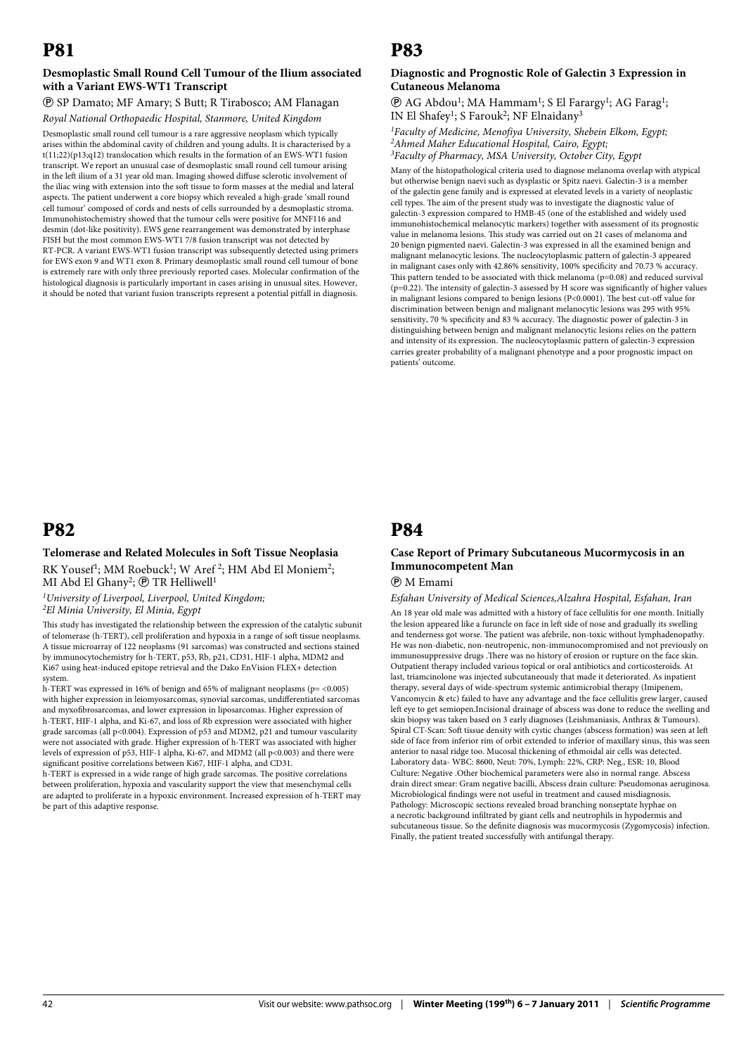# P81

### Desmoplastic Small Round Cell Tumour of the Ilium associated with a Variant EWS-WT1 Transcript

Ⓟ SP Damato; MF Amary; S Butt; R Tirabosco; AM Flanagan

*Royal National Orthopaedic Hospital, Stanmore, United Kingdom*

Desmoplastic small round cell tumour is a rare aggressive neoplasm which typically arises within the abdominal cavity of children and young adults. It is characterised by a t(11;22)(p13;q12) translocation which results in the formation of an EWS-WT1 fusion transcript. We report an unusual case of desmoplastic small round cell tumour arising in the left ilium of a 31 year old man. Imaging showed diffuse sclerotic involvement of the iliac wing with extension into the soft tissue to form masses at the medial and lateral aspects. The patient underwent a core biopsy which revealed a high-grade 'small round cell tumour' composed of cords and nests of cells surrounded by a desmoplastic stroma. Immunohistochemistry showed that the tumour cells were positive for MNF116 and desmin (dot-like positivity). EWS gene rearrangement was demonstrated by interphase FISH but the most common EWS-WT1 7/8 fusion transcript was not detected by RT-PCR. A variant EWS-WT1 fusion transcript was subsequently detected using primers for EWS exon 9 and WT1 exon 8. Primary desmoplastic small round cell tumour of bone is extremely rare with only three previously reported cases. Molecular confirmation of the histological diagnosis is particularly important in cases arising in unusual sites. However, it should be noted that variant fusion transcripts represent a potential pitfall in diagnosis.

# P82

### Telomerase and Related Molecules in Soft Tissue Neoplasia

RK Yousef[1]; MM Roebuck[1]; W Aref[2]; HM Abd El Moniem[2]; MI Abd El Ghany[2]; Ⓟ TR Helliwell[1]

*[1]University of Liverpool, Liverpool, United Kingdom;*
*[2]El Minia University, El Minia, Egypt*

This study has investigated the relationship between the expression of the catalytic subunit of telomerase (h-TERT), cell proliferation and hypoxia in a range of soft tissue neoplasms. A tissue microarray of 122 neoplasms (91 sarcomas) was constructed and sections stained by immunocytochemistry for h-TERT, p53, Rb, p21, CD31, HIF-1 alpha, MDM2 and Ki67 using heat-induced epitope retrieval and the Dako EnVision FLEX+ detection system.

h-TERT was expressed in 16% of benign and 65% of malignant neoplasms (p= <0.005) with higher expression in leiomyosarcomas, synovial sarcomas, undifferentiated sarcomas and myxofibrosarcomas, and lower expression in liposarcomas. Higher expression of h-TERT, HIF-1 alpha, and Ki-67, and loss of Rb expression were associated with higher grade sarcomas (all p<0.004). Expression of p53 and MDM2, p21 and tumour vascularity were not associated with grade. Higher expression of h-TERT was associated with higher levels of expression of p53, HIF-1 alpha, Ki-67, and MDM2 (all p<0.003) and there were significant positive correlations between Ki67, HIF-1 alpha, and CD31.

h-TERT is expressed in a wide range of high grade sarcomas. The positive correlations between proliferation, hypoxia and vascularity support the view that mesenchymal cells are adapted to proliferate in a hypoxic environment. Increased expression of h-TERT may be part of this adaptive response.

# P83

### Diagnostic and Prognostic Role of Galectin 3 Expression in Cutaneous Melanoma

Ⓟ AG Abdou[1]; MA Hammam[1]; S El Farargy[1]; AG Farag[1]; IN El Shafey[1]; S Farouk[2]; NF Elnaidany[3]

*[1]Faculty of Medicine, Menofiya University, Shebein Elkom, Egypt;*
*[2]Ahmed Maher Educational Hospital, Cairo, Egypt;*
*[3]Faculty of Pharmacy, MSA University, October City, Egypt*

Many of the histopathological criteria used to diagnose melanoma overlap with atypical but otherwise benign naevi such as dysplastic or Spitz naevi. Galectin-3 is a member of the galectin gene family and is expressed at elevated levels in a variety of neoplastic cell types. The aim of the present study was to investigate the diagnostic value of galectin-3 expression compared to HMB-45 (one of the established and widely used immunohistochemical melanocytic markers) together with assessment of its prognostic value in melanoma lesions. This study was carried out on 21 cases of melanoma and 20 benign pigmented naevi. Galectin-3 was expressed in all the examined benign and malignant melanocytic lesions. The nucleocytoplasmic pattern of galectin-3 appeared in malignant cases only with 42.86% sensitivity, 100% specificity and 70.73 % accuracy. This pattern tended to be associated with thick melanoma (p=0.08) and reduced survival (p=0.22). The intensity of galectin-3 assessed by H score was significantly of higher values in malignant lesions compared to benign lesions (P<0.0001). The best cut-off value for discrimination between benign and malignant melanocytic lesions was 295 with 95% sensitivity, 70 % specificity and 83 % accuracy. The diagnostic power of galectin-3 in distinguishing between benign and malignant melanocytic lesions relies on the pattern and intensity of its expression. The nucleocytoplasmic pattern of galectin-3 expression carries greater probability of a malignant phenotype and a poor prognostic impact on patients' outcome.

# P84

### Case Report of Primary Subcutaneous Mucormycosis in an Immunocompetent Man

Ⓟ M Emami

*Esfahan University of Medical Sciences,Alzahra Hospital, Esfahan, Iran*

An 18 year old male was admitted with a history of face cellulitis for one month. Initially the lesion appeared like a furuncle on face in left side of nose and gradually its swelling and tenderness got worse. The patient was afebrile, non-toxic without lymphadenopathy. He was non-diabetic, non-neutropenic, non-immunocompromised and not previously on immunosuppressive drugs .There was no history of erosion or rupture on the face skin. Outpatient therapy included various topical or oral antibiotics and corticosteroids. At last, triamcinolone was injected subcutaneously that made it deteriorated. As inpatient therapy, several days of wide-spectrum systemic antimicrobial therapy (Imipenem, Vancomycin & etc) failed to have any advantage and the face cellulitis grew larger, caused left eye to get semiopen.Incisional drainage of abscess was done to reduce the swelling and skin biopsy was taken based on 3 early diagnoses (Leishmaniasis, Anthrax & Tumours). Spiral CT-Scan: Soft tissue density with cystic changes (abscess formation) was seen at left side of face from inferior rim of orbit extended to inferior of maxillary sinus, this was seen anterior to nasal ridge too. Mucosal thickening of ethmoidal air cells was detected. Laboratory data- WBC: 8600, Neut: 70%, Lymph: 22%, CRP: Neg., ESR: 10, Blood Culture: Negative .Other biochemical parameters were also in normal range. Abscess drain direct smear: Gram negative bacilli, Abscess drain culture: Pseudomonas aeruginosa. Microbiological findings were not useful in treatment and caused misdiagnosis. Pathology: Microscopic sections revealed broad branching nonseptate hyphae on a necrotic background infiltrated by giant cells and neutrophils in hypodermis and subcutaneous tissue. So the definite diagnosis was mucormycosis (Zygomycosis) infection. Finally, the patient treated successfully with antifungal therapy.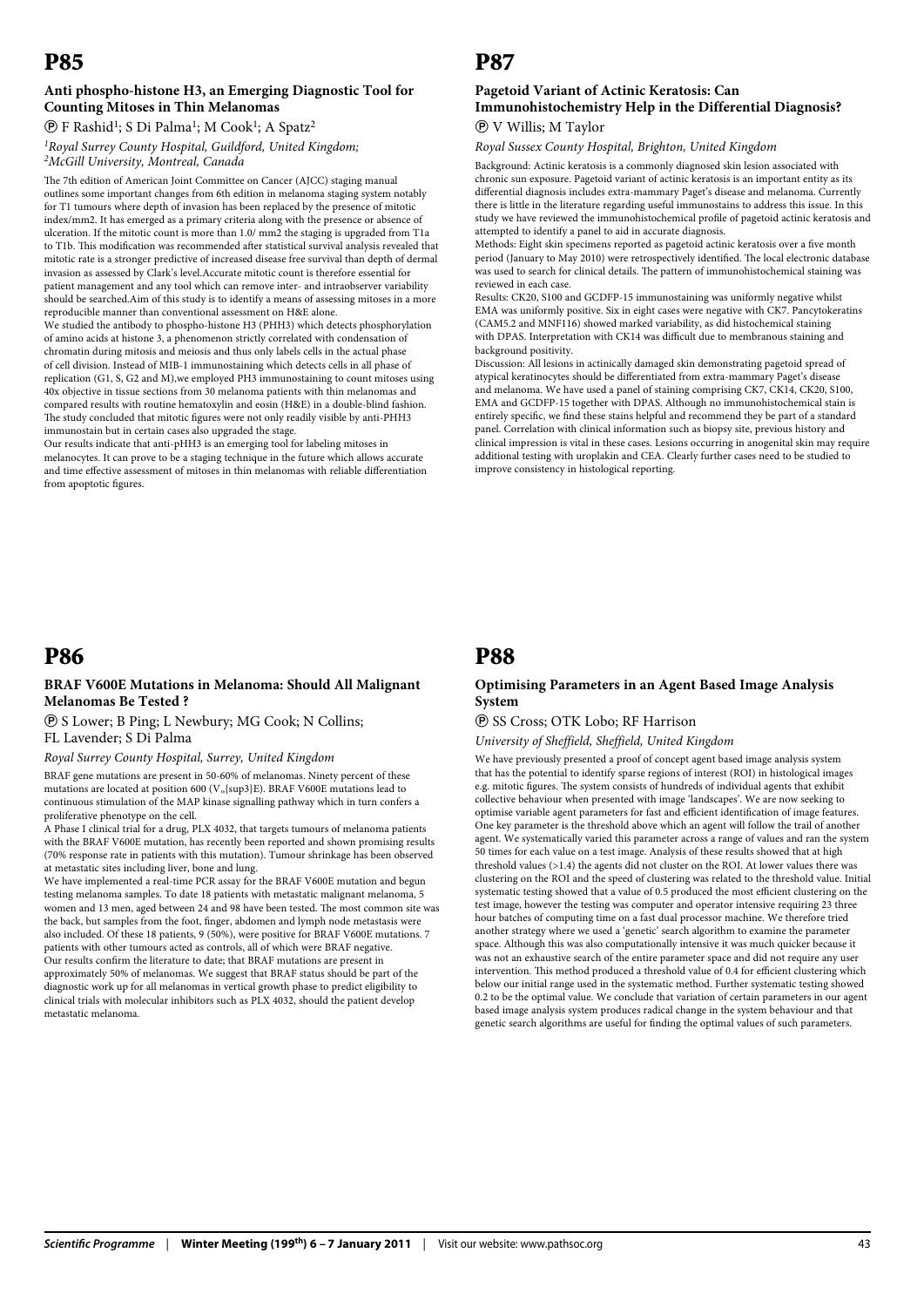# P85

### Anti phospho-histone H3, an Emerging Diagnostic Tool for Counting Mitoses in Thin Melanomas

Ⓟ F Rashid[1]; S Di Palma[1]; M Cook[1]; A Spatz[2]

*[1]Royal Surrey County Hospital, Guildford, United Kingdom; [2]McGill University, Montreal, Canada*

The 7th edition of American Joint Committee on Cancer (AJCC) staging manual outlines some important changes from 6th edition in melanoma staging system notably for T1 tumours where depth of invasion has been replaced by the presence of mitotic index/mm2. It has emerged as a primary criteria along with the presence or absence of ulceration. If the mitotic count is more than 1.0/ mm2 the staging is upgraded from T1a to T1b. This modification was recommended after statistical survival analysis revealed that mitotic rate is a stronger predictive of increased disease free survival than depth of dermal invasion as assessed by Clark's level.Accurate mitotic count is therefore essential for patient management and any tool which can remove inter- and intraobserver variability should be searched.Aim of this study is to identify a means of assessing mitoses in a more reproducible manner than conventional assessment on H&E alone.

We studied the antibody to phospho-histone H3 (PHH3) which detects phosphorylation of amino acids at histone 3, a phenomenon strictly correlated with condensation of chromatin during mitosis and meiosis and thus only labels cells in the actual phase of cell division. Instead of MIB-1 immunostaining which detects cells in all phase of replication (G1, S, G2 and M),we employed PH3 immunostaining to count mitoses using 40x objective in tissue sections from 30 melanoma patients with thin melanomas and compared results with routine hematoxylin and eosin (H&E) in a double-blind fashion. The study concluded that mitotic figures were not only readily visible by anti-PHH3 immunostain but in certain cases also upgraded the stage.

Our results indicate that anti-pHH3 is an emerging tool for labeling mitoses in melanocytes. It can prove to be a staging technique in the future which allows accurate and time effective assessment of mitoses in thin melanomas with reliable differentiation from apoptotic figures.

# P86

### BRAF V600E Mutations in Melanoma: Should All Malignant Melanomas Be Tested ?

Ⓟ S Lower; B Ping; L Newbury; MG Cook; N Collins; FL Lavender; S Di Palma

*Royal Surrey County Hospital, Surrey, United Kingdom*

BRAF gene mutations are present in 50-60% of melanomas. Ninety percent of these mutations are located at position 600 (V„{sup3}E). BRAF V600E mutations lead to continuous stimulation of the MAP kinase signalling pathway which in turn confers a proliferative phenotype on the cell.

A Phase I clinical trial for a drug, PLX 4032, that targets tumours of melanoma patients with the BRAF V600E mutation, has recently been reported and shown promising results (70% response rate in patients with this mutation). Tumour shrinkage has been observed at metastatic sites including liver, bone and lung.

We have implemented a real-time PCR assay for the BRAF V600E mutation and begun testing melanoma samples. To date 18 patients with metastatic malignant melanoma, 5 women and 13 men, aged between 24 and 98 have been tested. The most common site was the back, but samples from the foot, finger, abdomen and lymph node metastasis were also included. Of these 18 patients, 9 (50%), were positive for BRAF V600E mutations. 7 patients with other tumours acted as controls, all of which were BRAF negative.

Our results confirm the literature to date; that BRAF mutations are present in approximately 50% of melanomas. We suggest that BRAF status should be part of the diagnostic work up for all melanomas in vertical growth phase to predict eligibility to clinical trials with molecular inhibitors such as PLX 4032, should the patient develop metastatic melanoma.

# P87

### Pagetoid Variant of Actinic Keratosis: Can Immunohistochemistry Help in the Differential Diagnosis?

Ⓟ V Willis; M Taylor

*Royal Sussex County Hospital, Brighton, United Kingdom*

Background: Actinic keratosis is a commonly diagnosed skin lesion associated with chronic sun exposure. Pagetoid variant of actinic keratosis is an important entity as its differential diagnosis includes extra-mammary Paget's disease and melanoma. Currently there is little in the literature regarding useful immunostains to address this issue. In this study we have reviewed the immunohistochemical profile of pagetoid actinic keratosis and attempted to identify a panel to aid in accurate diagnosis.

Methods: Eight skin specimens reported as pagetoid actinic keratosis over a five month period (January to May 2010) were retrospectively identified. The local electronic database was used to search for clinical details. The pattern of immunohistochemical staining was reviewed in each case.

Results: CK20, S100 and GCDFP-15 immunostaining was uniformly negative whilst EMA was uniformly positive. Six in eight cases were negative with CK7. Pancytokeratins (CAM5.2 and MNF116) showed marked variability, as did histochemical staining with DPAS. Interpretation with CK14 was difficult due to membranous staining and background positivity.

Discussion: All lesions in actinically damaged skin demonstrating pagetoid spread of atypical keratinocytes should be differentiated from extra-mammary Paget's disease and melanoma. We have used a panel of staining comprising CK7, CK14, CK20, S100, EMA and GCDFP-15 together with DPAS. Although no immunohistochemical stain is entirely specific, we find these stains helpful and recommend they be part of a standard panel. Correlation with clinical information such as biopsy site, previous history and clinical impression is vital in these cases. Lesions occurring in anogenital skin may require additional testing with uroplakin and CEA. Clearly further cases need to be studied to improve consistency in histological reporting.

# P88

### Optimising Parameters in an Agent Based Image Analysis System

Ⓟ SS Cross; OTK Lobo; RF Harrison

*University of Sheffield, Sheffield, United Kingdom*

We have previously presented a proof of concept agent based image analysis system that has the potential to identify sparse regions of interest (ROI) in histological images e.g. mitotic figures. The system consists of hundreds of individual agents that exhibit collective behaviour when presented with image 'landscapes'. We are now seeking to optimise variable agent parameters for fast and efficient identification of image features. One key parameter is the threshold above which an agent will follow the trail of another agent. We systematically varied this parameter across a range of values and ran the system 50 times for each value on a test image. Analysis of these results showed that at high threshold values (>1.4) the agents did not cluster on the ROI. At lower values there was clustering on the ROI and the speed of clustering was related to the threshold value. Initial systematic testing showed that a value of 0.5 produced the most efficient clustering on the test image, however the testing was computer and operator intensive requiring 23 three hour batches of computing time on a fast dual processor machine. We therefore tried another strategy where we used a 'genetic' search algorithm to examine the parameter space. Although this was also computationally intensive it was much quicker because it was not an exhaustive search of the entire parameter space and did not require any user intervention. This method produced a threshold value of 0.4 for efficient clustering which below our initial range used in the systematic method. Further systematic testing showed 0.2 to be the optimal value. We conclude that variation of certain parameters in our agent based image analysis system produces radical change in the system behaviour and that genetic search algorithms are useful for finding the optimal values of such parameters.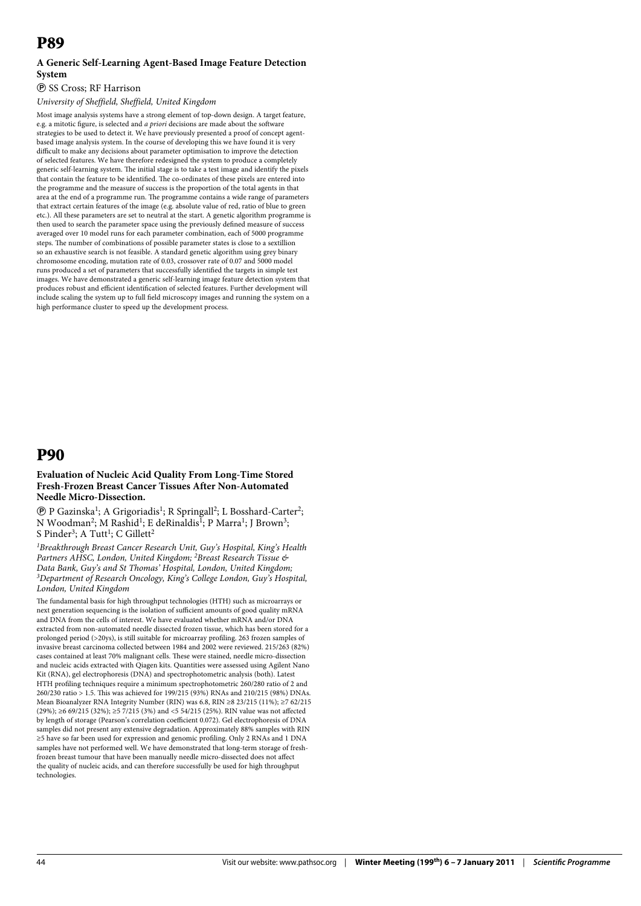# P89

### A Generic Self-Learning Agent-Based Image Feature Detection System

Ⓟ SS Cross; RF Harrison

*University of Sheffield, Sheffield, United Kingdom*

Most image analysis systems have a strong element of top-down design. A target feature, e.g. a mitotic figure, is selected and *a priori* decisions are made about the software strategies to be used to detect it. We have previously presented a proof of concept agent-based image analysis system. In the course of developing this we have found it is very difficult to make any decisions about parameter optimisation to improve the detection of selected features. We have therefore redesigned the system to produce a completely generic self-learning system. The initial stage is to take a test image and identify the pixels that contain the feature to be identified. The co-ordinates of these pixels are entered into the programme and the measure of success is the proportion of the total agents in that area at the end of a programme run. The programme contains a wide range of parameters that extract certain features of the image (e.g. absolute value of red, ratio of blue to green etc.). All these parameters are set to neutral at the start. A genetic algorithm programme is then used to search the parameter space using the previously defined measure of success averaged over 10 model runs for each parameter combination, each of 5000 programme steps. The number of combinations of possible parameter states is close to a sextillion so an exhaustive search is not feasible. A standard genetic algorithm using grey binary chromosome encoding, mutation rate of 0.03, crossover rate of 0.07 and 5000 model runs produced a set of parameters that successfully identified the targets in simple test images. We have demonstrated a generic self-learning image feature detection system that produces robust and efficient identification of selected features. Further development will include scaling the system up to full field microscopy images and running the system on a high performance cluster to speed up the development process.

# P90

### Evaluation of Nucleic Acid Quality From Long-Time Stored Fresh-Frozen Breast Cancer Tissues After Non-Automated Needle Micro-Dissection.

Ⓟ P Gazinska[1]; A Grigoriadis[1]; R Springall[2]; L Bosshard-Carter[2]; N Woodman[2]; M Rashid[1]; E deRinaldis[1]; P Marra[1]; J Brown[3]; S Pinder[3]; A Tutt[1]; C Gillett[2]

*[1]Breakthrough Breast Cancer Research Unit, Guy's Hospital, King's Health Partners AHSC, London, United Kingdom; [2]Breast Research Tissue & Data Bank, Guy's and St Thomas' Hospital, London, United Kingdom; [3]Department of Research Oncology, King's College London, Guy's Hospital, London, United Kingdom*

The fundamental basis for high throughput technologies (HTH) such as microarrays or next generation sequencing is the isolation of sufficient amounts of good quality mRNA and DNA from the cells of interest. We have evaluated whether mRNA and/or DNA extracted from non-automated needle dissected frozen tissue, which has been stored for a prolonged period (>20ys), is still suitable for microarray profiling. 263 frozen samples of invasive breast carcinoma collected between 1984 and 2002 were reviewed. 215/263 (82%) cases contained at least 70% malignant cells. These were stained, needle micro-dissection and nucleic acids extracted with Qiagen kits. Quantities were assessed using Agilent Nano Kit (RNA), gel electrophoresis (DNA) and spectrophotometric analysis (both). Latest HTH profiling techniques require a minimum spectrophotometric 260/280 ratio of 2 and 260/230 ratio > 1.5. This was achieved for 199/215 (93%) RNAs and 210/215 (98%) DNAs. Mean Bioanalyzer RNA Integrity Number (RIN) was 6.8, RIN ≥8 23/215 (11%); ≥7 62/215 (29%); ≥6 69/215 (32%); ≥5 7/215 (3%) and <5 54/215 (25%). RIN value was not affected by length of storage (Pearson's correlation coefficient 0.072). Gel electrophoresis of DNA samples did not present any extensive degradation. Approximately 88% samples with RIN ≥5 have so far been used for expression and genomic profiling. Only 2 RNAs and 1 DNA samples have not performed well. We have demonstrated that long-term storage of fresh-frozen breast tumour that have been manually needle micro-dissected does not affect the quality of nucleic acids, and can therefore successfully be used for high throughput technologies.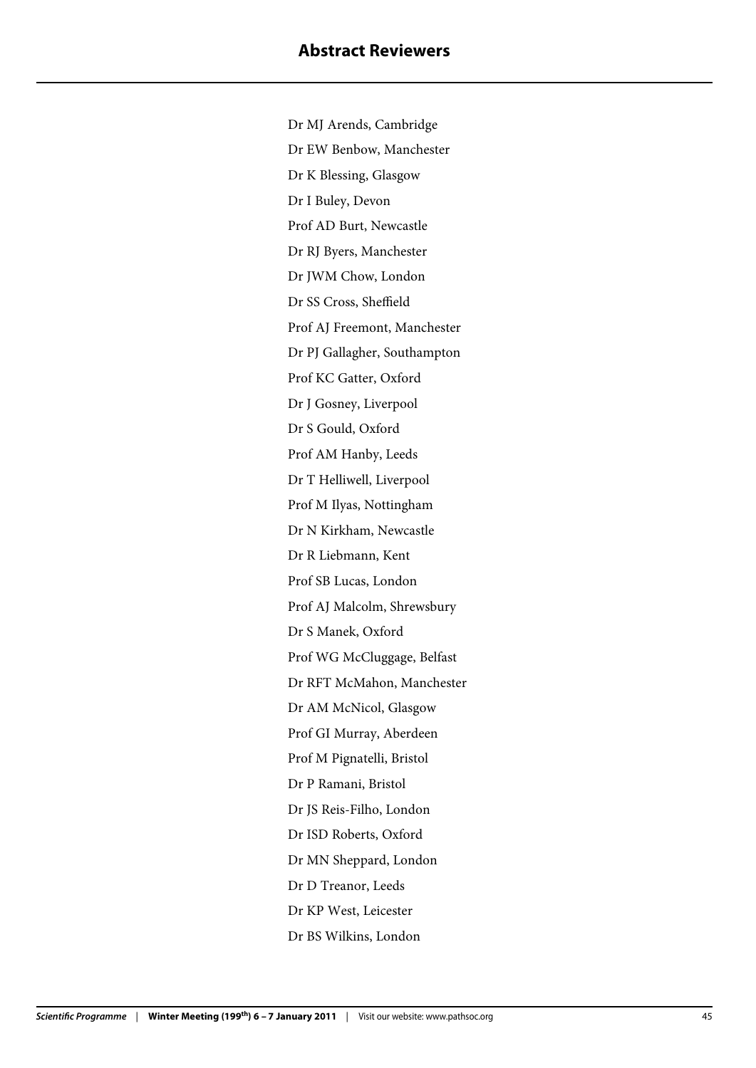# Abstract Reviewers

Dr MJ Arends, Cambridge

Dr EW Benbow, Manchester

Dr K Blessing, Glasgow

Dr I Buley, Devon

Prof AD Burt, Newcastle

Dr RJ Byers, Manchester

Dr JWM Chow, London

Dr SS Cross, Sheffield

Prof AJ Freemont, Manchester

Dr PJ Gallagher, Southampton

Prof KC Gatter, Oxford

Dr J Gosney, Liverpool

Dr S Gould, Oxford

Prof AM Hanby, Leeds

Dr T Helliwell, Liverpool

Prof M Ilyas, Nottingham

Dr N Kirkham, Newcastle

Dr R Liebmann, Kent

Prof SB Lucas, London

Prof AJ Malcolm, Shrewsbury

Dr S Manek, Oxford

Prof WG McCluggage, Belfast

Dr RFT McMahon, Manchester

Dr AM McNicol, Glasgow

Prof GI Murray, Aberdeen

Prof M Pignatelli, Bristol

Dr P Ramani, Bristol

Dr JS Reis-Filho, London

Dr ISD Roberts, Oxford

Dr MN Sheppard, London

Dr D Treanor, Leeds

Dr KP West, Leicester

Dr BS Wilkins, London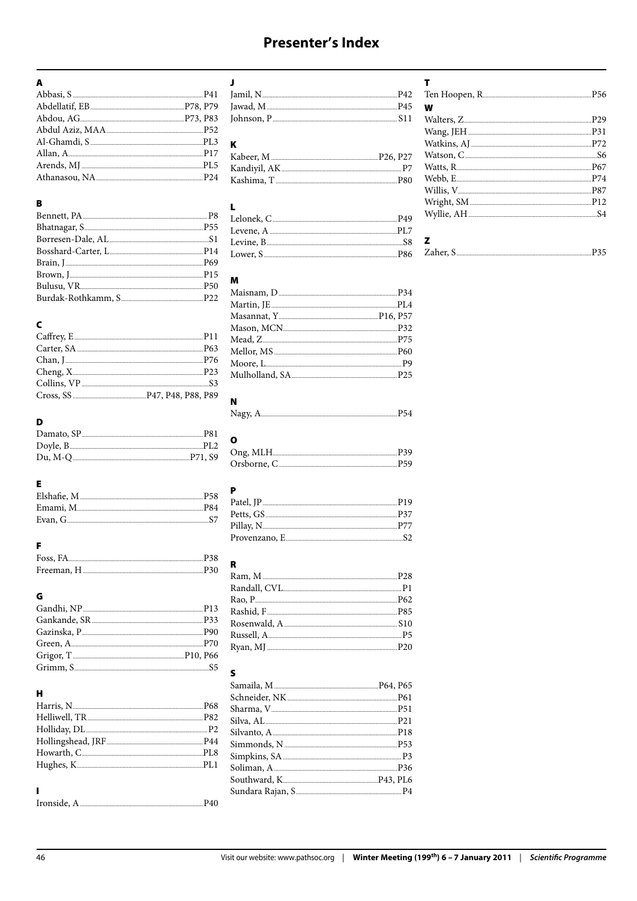# Presenter's Index

**A**

Abbasi, S ........ P41
Abdellatif, EB ........ P78, P79
Abdou, AG ........ P73, P83
Abdul Aziz, MAA ........ P52
Al-Ghamdi, S ........ PL3
Allan, A ........ P17
Arends, MJ ........ PL5
Athanasou, NA ........ P24

**B**

Bennett, PA ........ P8
Bhatnagar, S ........ P55
Børresen-Dale, AL ........ S1
Bosshard-Carter, L ........ P14
Brain, J ........ P69
Brown, J ........ P15
Bulusu, VR ........ P50
Burdak-Rothkamm, S ........ P22

**C**

Caffrey, E ........ P11
Carter, SA ........ P63
Chan, J ........ P76
Cheng, X ........ P23
Collins, VP ........ S3
Cross, SS ........ P47, P48, P88, P89

**D**

Damato, SP ........ P81
Doyle, B ........ PL2
Du, M-Q ........ P71, S9

**E**

Elshafie, M ........ P58
Emami, M ........ P84
Evan, G ........ S7

**F**

Foss, FA ........ P38
Freeman, H ........ P30

**G**

Gandhi, NP ........ P13
Gankande, SR ........ P33
Gazinska, P ........ P90
Green, A ........ P70
Grigor, T ........ P10, P66
Grimm, S ........ S5

**H**

Harris, N ........ P68
Helliwell, TR ........ P82
Holliday, DL ........ P2
Hollingshead, JRF ........ P44
Howarth, C ........ PL8
Hughes, K ........ PL1

**I**

Ironside, A ........ P40

**J**

Jamil, N ........ P42
Jawad, M ........ P45
Johnson, P ........ S11

**K**

Kabeer, M ........ P26, P27
Kandiyil, AK ........ P7
Kashima, T ........ P80

**L**

Lelonek, C ........ P49
Levene, A ........ PL7
Levine, B ........ S8
Lower, S ........ P86

**M**

Maisnam, D ........ P34
Martin, JE ........ PL4
Masannat, Y ........ P16, P57
Mason, MCN ........ P32
Mead, Z ........ P75
Mellor, MS ........ P60
Moore, L ........ P9
Mulholland, SA ........ P25

**N**

Nagy, A ........ P54

**O**

Ong, MLH ........ P39
Orsborne, C ........ P59

**P**

Patel, JP ........ P19
Petts, GS ........ P37
Pillay, N ........ P77
Provenzano, E ........ S2

**R**

Ram, M ........ P28
Randall, CVL ........ P1
Rao, P ........ P62
Rashid, F ........ P85
Rosenwald, A ........ S10
Russell, A ........ P5
Ryan, MJ ........ P20

**S**

Samaila, M ........ P64, P65
Schneider, NK ........ P61
Sharma, V ........ P51
Silva, AL ........ P21
Silvanto, A ........ P18
Simmonds, N ........ P53
Simpkins, SA ........ P3
Soliman, A ........ P36
Southward, K ........ P43, PL6
Sundara Rajan, S ........ P4

**T**

Ten Hoopen, R ........ P56

**W**

Walters, Z ........ P29
Wang, JEH ........ P31
Watkins, AJ ........ P72
Watson, C ........ S6
Watts, R ........ P67
Webb, E ........ P74
Willis, V ........ P87
Wright, SM ........ P12
Wyllie, AH ........ S4

**Z**

Zaher, S ........ P35